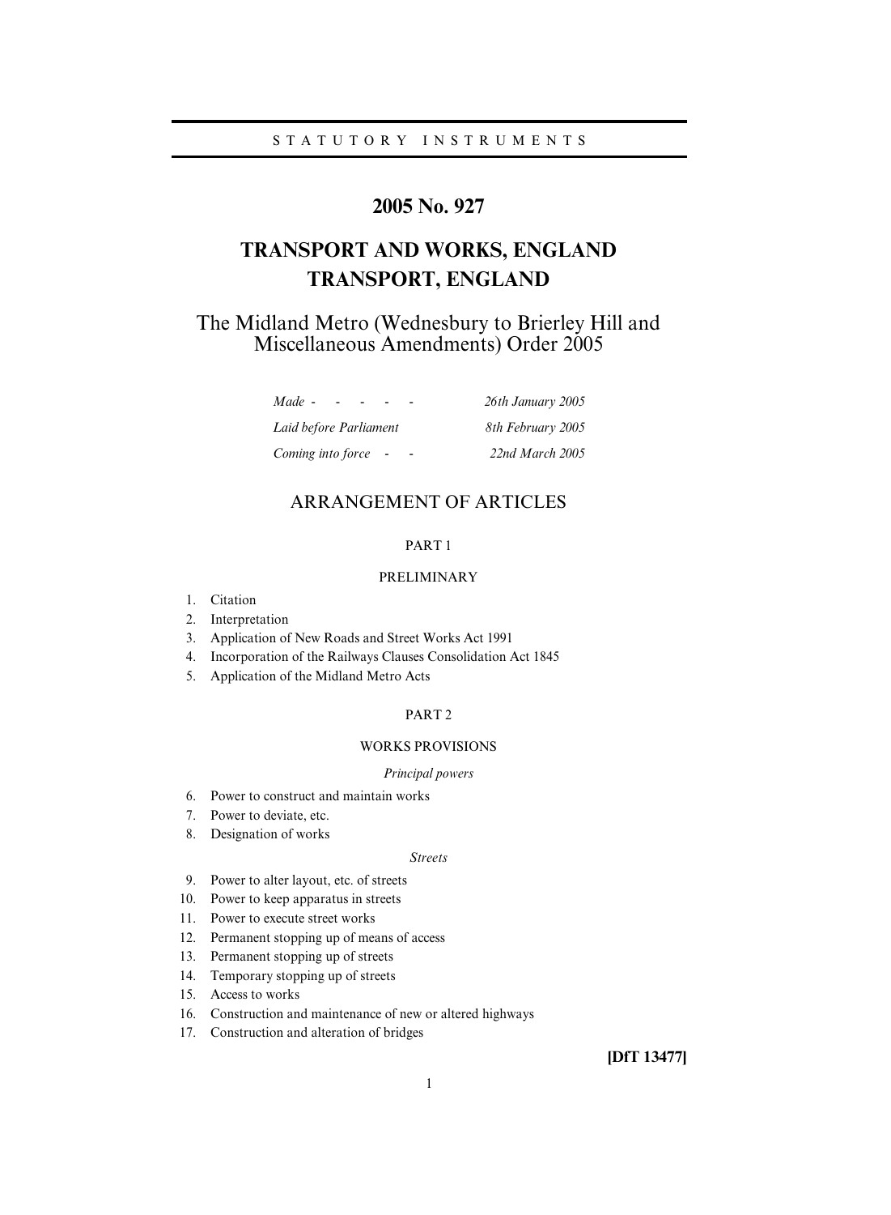STATUTORY INSTRUMENTS

# 2005 No. 927

# TRANSPORT AND WORKS, ENGLAND
# TRANSPORT, ENGLAND

## The Midland Metro (Wednesbury to Brierley Hill and Miscellaneous Amendments) Order 2005

| | |
|---|---|
| *Made - - - - -* | *26th January 2005* |
| *Laid before Parliament* | *8th February 2005* |
| *Coming into force - -* | *22nd March 2005* |

## ARRANGEMENT OF ARTICLES

PART 1

PRELIMINARY

1. Citation
2. Interpretation
3. Application of New Roads and Street Works Act 1991
4. Incorporation of the Railways Clauses Consolidation Act 1845
5. Application of the Midland Metro Acts

PART 2

WORKS PROVISIONS

*Principal powers*

6. Power to construct and maintain works
7. Power to deviate, etc.
8. Designation of works

*Streets*

9. Power to alter layout, etc. of streets
10. Power to keep apparatus in streets
11. Power to execute street works
12. Permanent stopping up of means of access
13. Permanent stopping up of streets
14. Temporary stopping up of streets
15. Access to works
16. Construction and maintenance of new or altered highways
17. Construction and alteration of bridges

**[DfT 13477]**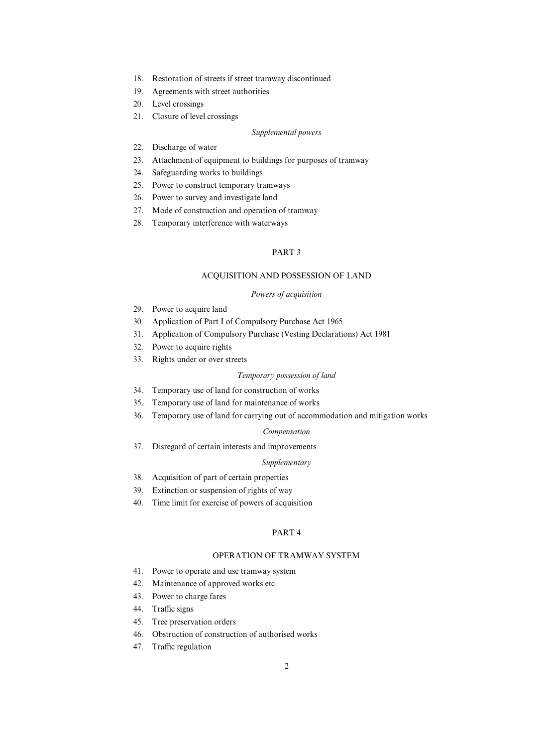18. Restoration of streets if street tramway discontinued
19. Agreements with street authorities
20. Level crossings
21. Closure of level crossings

*Supplemental powers*

22. Discharge of water
23. Attachment of equipment to buildings for purposes of tramway
24. Safeguarding works to buildings
25. Power to construct temporary tramways
26. Power to survey and investigate land
27. Mode of construction and operation of tramway
28. Temporary interference with waterways

## PART 3

## ACQUISITION AND POSSESSION OF LAND

*Powers of acquisition*

29. Power to acquire land
30. Application of Part I of Compulsory Purchase Act 1965
31. Application of Compulsory Purchase (Vesting Declarations) Act 1981
32. Power to acquire rights
33. Rights under or over streets

*Temporary possession of land*

34. Temporary use of land for construction of works
35. Temporary use of land for maintenance of works
36. Temporary use of land for carrying out of accommodation and mitigation works

*Compensation*

37. Disregard of certain interests and improvements

*Supplementary*

38. Acquisition of part of certain properties
39. Extinction or suspension of rights of way
40. Time limit for exercise of powers of acquisition

## PART 4

## OPERATION OF TRAMWAY SYSTEM

41. Power to operate and use tramway system
42. Maintenance of approved works etc.
43. Power to charge fares
44. Traffic signs
45. Tree preservation orders
46. Obstruction of construction of authorised works
47. Traffic regulation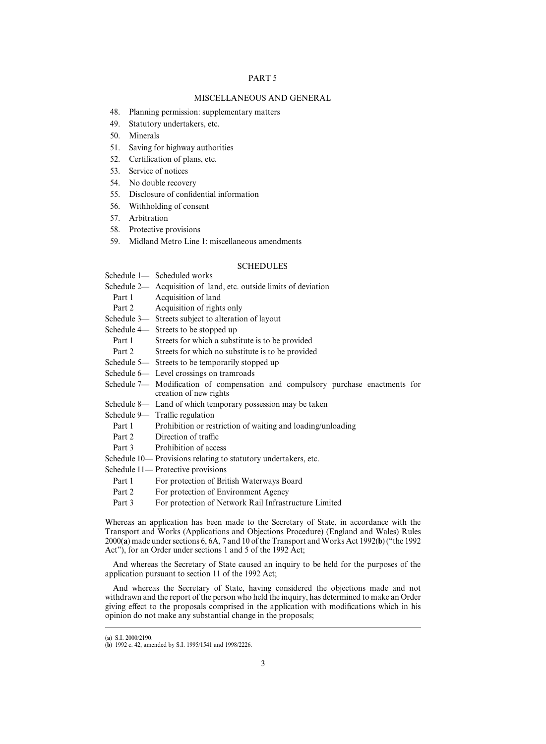PART 5

MISCELLANEOUS AND GENERAL

48. Planning permission: supplementary matters
49. Statutory undertakers, etc.
50. Minerals
51. Saving for highway authorities
52. Certification of plans, etc.
53. Service of notices
54. No double recovery
55. Disclosure of confidential information
56. Withholding of consent
57. Arbitration
58. Protective provisions
59. Midland Metro Line 1: miscellaneous amendments

SCHEDULES

Schedule 1— Scheduled works
Schedule 2— Acquisition of land, etc. outside limits of deviation
  Part 1 Acquisition of land
  Part 2 Acquisition of rights only
Schedule 3— Streets subject to alteration of layout
Schedule 4— Streets to be stopped up
  Part 1 Streets for which a substitute is to be provided
  Part 2 Streets for which no substitute is to be provided
Schedule 5— Streets to be temporarily stopped up
Schedule 6— Level crossings on tramroads
Schedule 7— Modification of compensation and compulsory purchase enactments for creation of new rights
Schedule 8— Land of which temporary possession may be taken
Schedule 9— Traffic regulation
  Part 1 Prohibition or restriction of waiting and loading/unloading
  Part 2 Direction of traffic
  Part 3 Prohibition of access
Schedule 10— Provisions relating to statutory undertakers, etc.
Schedule 11— Protective provisions
  Part 1 For protection of British Waterways Board
  Part 2 For protection of Environment Agency
  Part 3 For protection of Network Rail Infrastructure Limited

Whereas an application has been made to the Secretary of State, in accordance with the Transport and Works (Applications and Objections Procedure) (England and Wales) Rules 2000(**a**) made under sections 6, 6A, 7 and 10 of the Transport and Works Act 1992(**b**) ("the 1992 Act"), for an Order under sections 1 and 5 of the 1992 Act;

And whereas the Secretary of State caused an inquiry to be held for the purposes of the application pursuant to section 11 of the 1992 Act;

And whereas the Secretary of State, having considered the objections made and not withdrawn and the report of the person who held the inquiry, has determined to make an Order giving effect to the proposals comprised in the application with modifications which in his opinion do not make any substantial change in the proposals;

---

(**a**) S.I. 2000/2190.
(**b**) 1992 c. 42, amended by S.I. 1995/1541 and 1998/2226.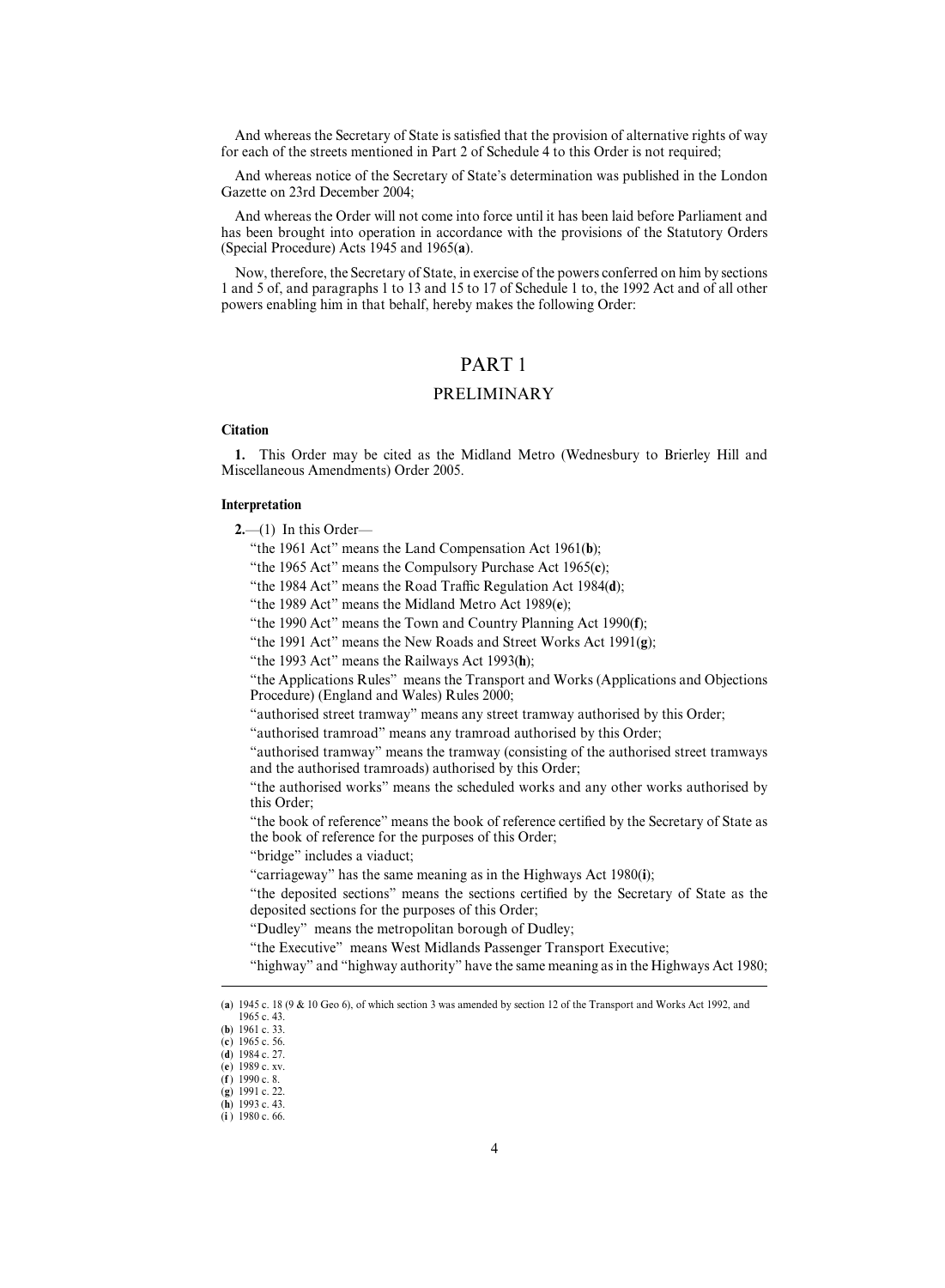And whereas the Secretary of State is satisfied that the provision of alternative rights of way for each of the streets mentioned in Part 2 of Schedule 4 to this Order is not required;

And whereas notice of the Secretary of State's determination was published in the London Gazette on 23rd December 2004;

And whereas the Order will not come into force until it has been laid before Parliament and has been brought into operation in accordance with the provisions of the Statutory Orders (Special Procedure) Acts 1945 and 1965(**a**).

Now, therefore, the Secretary of State, in exercise of the powers conferred on him by sections 1 and 5 of, and paragraphs 1 to 13 and 15 to 17 of Schedule 1 to, the 1992 Act and of all other powers enabling him in that behalf, hereby makes the following Order:

# PART 1

## PRELIMINARY

**Citation**

**1.** This Order may be cited as the Midland Metro (Wednesbury to Brierley Hill and Miscellaneous Amendments) Order 2005.

**Interpretation**

**2.**—(1) In this Order—

"the 1961 Act" means the Land Compensation Act 1961(**b**);

"the 1965 Act" means the Compulsory Purchase Act 1965(**c**);

"the 1984 Act" means the Road Traffic Regulation Act 1984(**d**);

"the 1989 Act" means the Midland Metro Act 1989(**e**);

"the 1990 Act" means the Town and Country Planning Act 1990(**f**);

"the 1991 Act" means the New Roads and Street Works Act 1991(**g**);

"the 1993 Act" means the Railways Act 1993(**h**);

"the Applications Rules" means the Transport and Works (Applications and Objections Procedure) (England and Wales) Rules 2000;

"authorised street tramway" means any street tramway authorised by this Order;

"authorised tramroad" means any tramroad authorised by this Order;

"authorised tramway" means the tramway (consisting of the authorised street tramways and the authorised tramroads) authorised by this Order;

"the authorised works" means the scheduled works and any other works authorised by this Order;

"the book of reference" means the book of reference certified by the Secretary of State as the book of reference for the purposes of this Order;

"bridge" includes a viaduct;

"carriageway" has the same meaning as in the Highways Act 1980(**i**);

"the deposited sections" means the sections certified by the Secretary of State as the deposited sections for the purposes of this Order;

"Dudley" means the metropolitan borough of Dudley;

"the Executive" means West Midlands Passenger Transport Executive;

"highway" and "highway authority" have the same meaning as in the Highways Act 1980;

---

(**a**) 1945 c. 18 (9 & 10 Geo 6), of which section 3 was amended by section 12 of the Transport and Works Act 1992, and 1965 c. 43.
(**b**) 1961 c. 33.
(**c**) 1965 c. 56.
(**d**) 1984 c. 27.
(**e**) 1989 c. xv.
(**f**) 1990 c. 8.
(**g**) 1991 c. 22.
(**h**) 1993 c. 43.
(**i**) 1980 c. 66.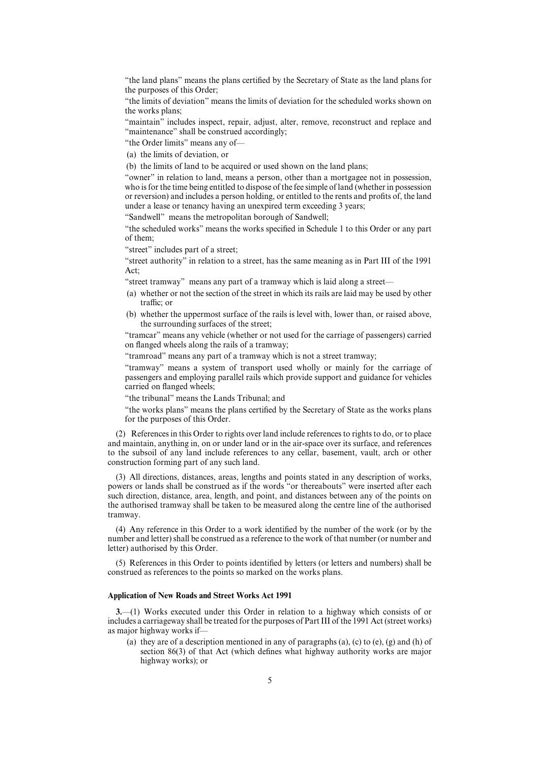"the land plans" means the plans certified by the Secretary of State as the land plans for the purposes of this Order;

"the limits of deviation" means the limits of deviation for the scheduled works shown on the works plans;

"maintain" includes inspect, repair, adjust, alter, remove, reconstruct and replace and "maintenance" shall be construed accordingly;

"the Order limits" means any of—

(a) the limits of deviation, or

(b) the limits of land to be acquired or used shown on the land plans;

"owner" in relation to land, means a person, other than a mortgagee not in possession, who is for the time being entitled to dispose of the fee simple of land (whether in possession or reversion) and includes a person holding, or entitled to the rents and profits of, the land under a lease or tenancy having an unexpired term exceeding 3 years;

"Sandwell" means the metropolitan borough of Sandwell;

"the scheduled works" means the works specified in Schedule 1 to this Order or any part of them;

"street" includes part of a street;

"street authority" in relation to a street, has the same meaning as in Part III of the 1991 Act;

"street tramway" means any part of a tramway which is laid along a street—

(a) whether or not the section of the street in which its rails are laid may be used by other traffic; or

(b) whether the uppermost surface of the rails is level with, lower than, or raised above, the surrounding surfaces of the street;

"tramcar" means any vehicle (whether or not used for the carriage of passengers) carried on flanged wheels along the rails of a tramway;

"tramroad" means any part of a tramway which is not a street tramway;

"tramway" means a system of transport used wholly or mainly for the carriage of passengers and employing parallel rails which provide support and guidance for vehicles carried on flanged wheels;

"the tribunal" means the Lands Tribunal; and

"the works plans" means the plans certified by the Secretary of State as the works plans for the purposes of this Order.

(2) References in this Order to rights over land include references to rights to do, or to place and maintain, anything in, on or under land or in the air-space over its surface, and references to the subsoil of any land include references to any cellar, basement, vault, arch or other construction forming part of any such land.

(3) All directions, distances, areas, lengths and points stated in any description of works, powers or lands shall be construed as if the words "or thereabouts" were inserted after each such direction, distance, area, length, and point, and distances between any of the points on the authorised tramway shall be taken to be measured along the centre line of the authorised tramway.

(4) Any reference in this Order to a work identified by the number of the work (or by the number and letter) shall be construed as a reference to the work of that number (or number and letter) authorised by this Order.

(5) References in this Order to points identified by letters (or letters and numbers) shall be construed as references to the points so marked on the works plans.

**Application of New Roads and Street Works Act 1991**

**3.**—(1) Works executed under this Order in relation to a highway which consists of or includes a carriageway shall be treated for the purposes of Part III of the 1991 Act (street works) as major highway works if—

(a) they are of a description mentioned in any of paragraphs (a), (c) to (e), (g) and (h) of section 86(3) of that Act (which defines what highway authority works are major highway works); or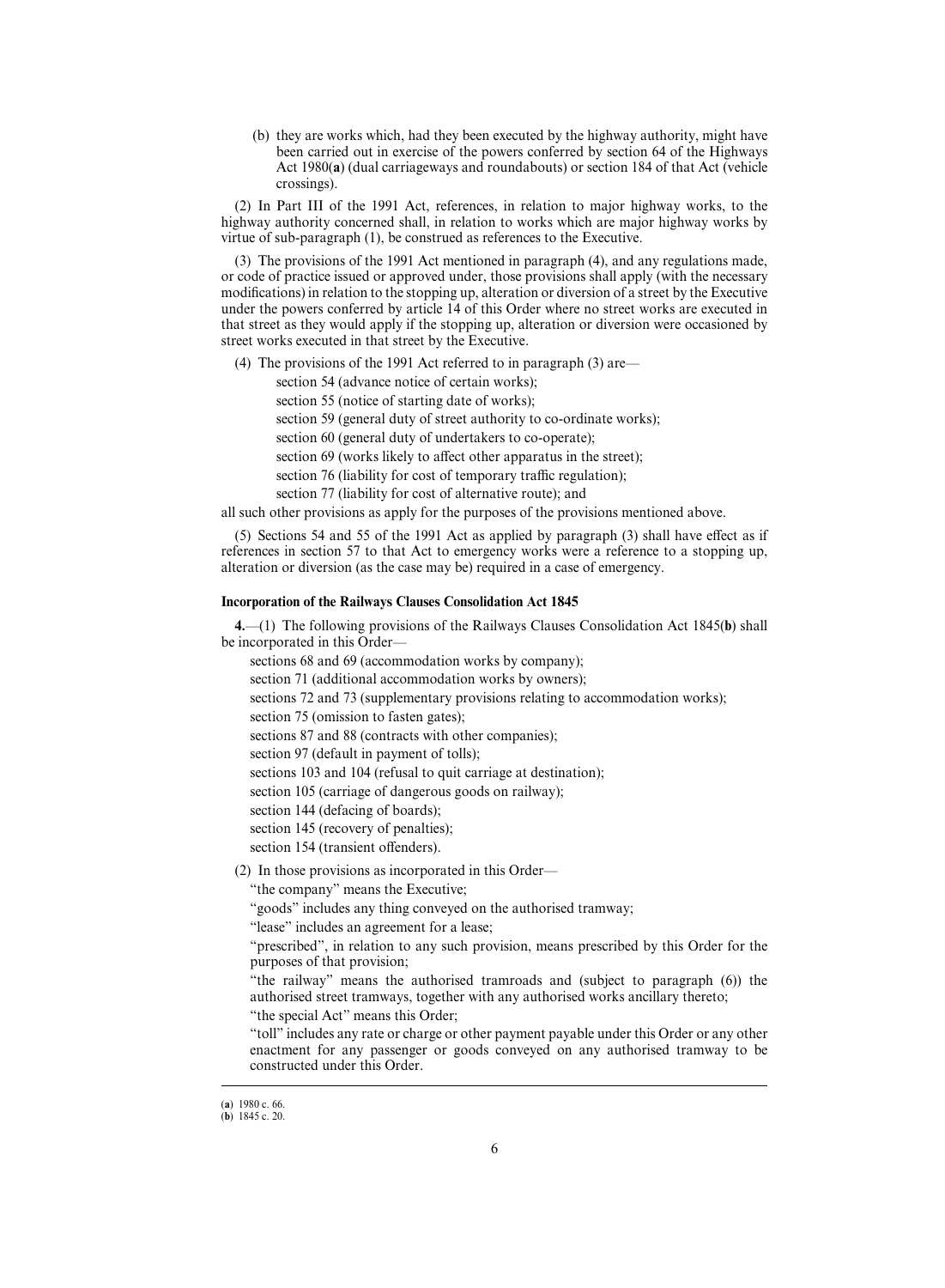(b) they are works which, had they been executed by the highway authority, might have been carried out in exercise of the powers conferred by section 64 of the Highways Act 1980(**a**) (dual carriageways and roundabouts) or section 184 of that Act (vehicle crossings).

(2) In Part III of the 1991 Act, references, in relation to major highway works, to the highway authority concerned shall, in relation to works which are major highway works by virtue of sub-paragraph (1), be construed as references to the Executive.

(3) The provisions of the 1991 Act mentioned in paragraph (4), and any regulations made, or code of practice issued or approved under, those provisions shall apply (with the necessary modifications) in relation to the stopping up, alteration or diversion of a street by the Executive under the powers conferred by article 14 of this Order where no street works are executed in that street as they would apply if the stopping up, alteration or diversion were occasioned by street works executed in that street by the Executive.

(4) The provisions of the 1991 Act referred to in paragraph (3) are—

section 54 (advance notice of certain works);

section 55 (notice of starting date of works);

section 59 (general duty of street authority to co-ordinate works);

section 60 (general duty of undertakers to co-operate);

section 69 (works likely to affect other apparatus in the street);

section 76 (liability for cost of temporary traffic regulation);

section 77 (liability for cost of alternative route); and

all such other provisions as apply for the purposes of the provisions mentioned above.

(5) Sections 54 and 55 of the 1991 Act as applied by paragraph (3) shall have effect as if references in section 57 to that Act to emergency works were a reference to a stopping up, alteration or diversion (as the case may be) required in a case of emergency.

**Incorporation of the Railways Clauses Consolidation Act 1845**

**4.**—(1) The following provisions of the Railways Clauses Consolidation Act 1845(**b**) shall be incorporated in this Order—

sections 68 and 69 (accommodation works by company);

section 71 (additional accommodation works by owners);

sections 72 and 73 (supplementary provisions relating to accommodation works);

section 75 (omission to fasten gates);

sections 87 and 88 (contracts with other companies);

section 97 (default in payment of tolls);

sections 103 and 104 (refusal to quit carriage at destination);

section 105 (carriage of dangerous goods on railway);

section 144 (defacing of boards);

section 145 (recovery of penalties);

section 154 (transient offenders).

(2) In those provisions as incorporated in this Order—

"the company" means the Executive;

"goods" includes any thing conveyed on the authorised tramway;

"lease" includes an agreement for a lease;

"prescribed", in relation to any such provision, means prescribed by this Order for the purposes of that provision;

"the railway" means the authorised tramroads and (subject to paragraph (6)) the authorised street tramways, together with any authorised works ancillary thereto;

"the special Act" means this Order;

"toll" includes any rate or charge or other payment payable under this Order or any other enactment for any passenger or goods conveyed on any authorised tramway to be constructed under this Order.

---

(**a**) 1980 c. 66.
(**b**) 1845 c. 20.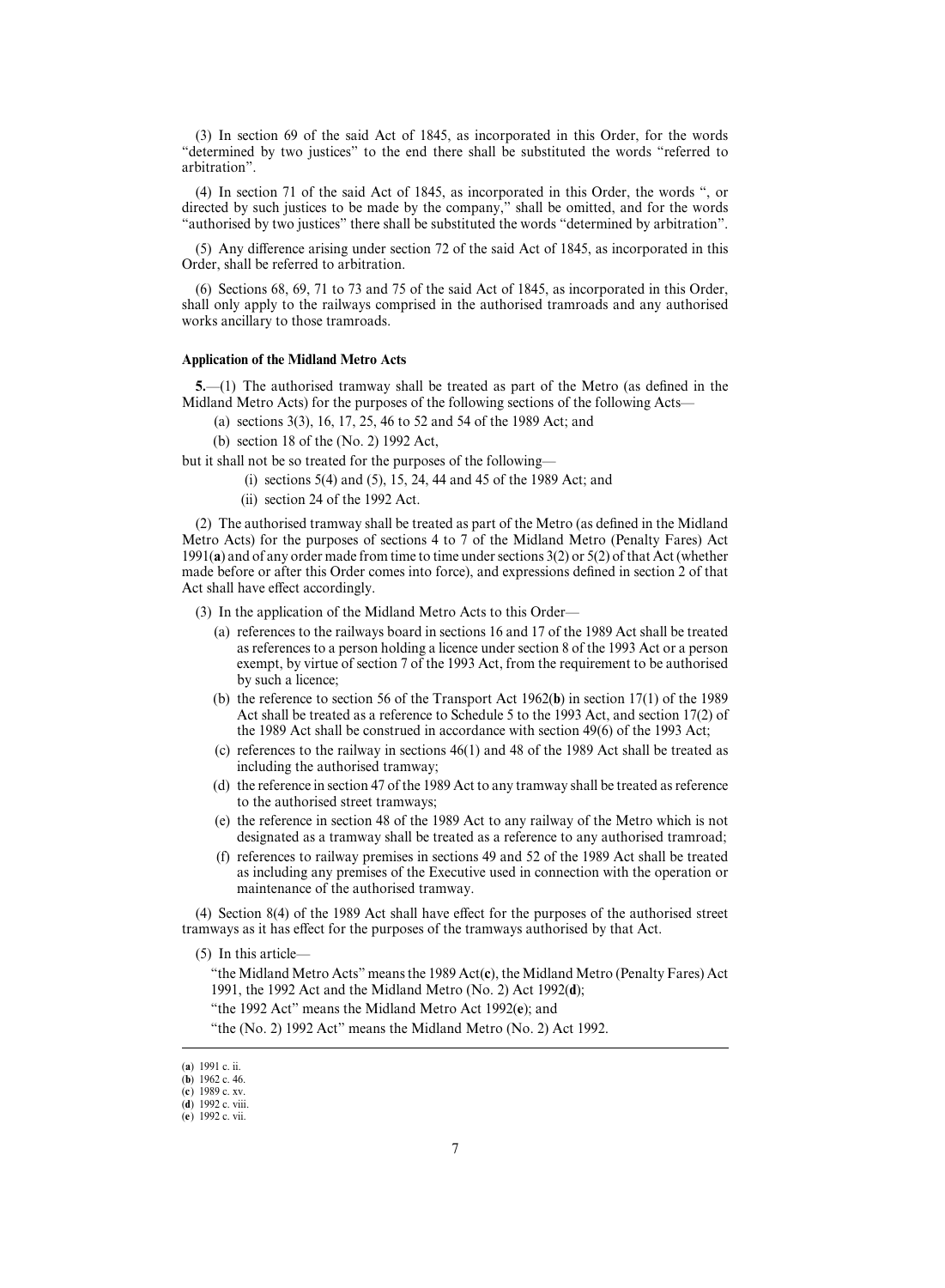(3) In section 69 of the said Act of 1845, as incorporated in this Order, for the words "determined by two justices" to the end there shall be substituted the words "referred to arbitration".

(4) In section 71 of the said Act of 1845, as incorporated in this Order, the words ", or directed by such justices to be made by the company," shall be omitted, and for the words "authorised by two justices" there shall be substituted the words "determined by arbitration".

(5) Any difference arising under section 72 of the said Act of 1845, as incorporated in this Order, shall be referred to arbitration.

(6) Sections 68, 69, 71 to 73 and 75 of the said Act of 1845, as incorporated in this Order, shall only apply to the railways comprised in the authorised tramroads and any authorised works ancillary to those tramroads.

**Application of the Midland Metro Acts**

**5.**—(1) The authorised tramway shall be treated as part of the Metro (as defined in the Midland Metro Acts) for the purposes of the following sections of the following Acts—

(a) sections 3(3), 16, 17, 25, 46 to 52 and 54 of the 1989 Act; and

(b) section 18 of the (No. 2) 1992 Act,

but it shall not be so treated for the purposes of the following—

(i) sections 5(4) and (5), 15, 24, 44 and 45 of the 1989 Act; and

(ii) section 24 of the 1992 Act.

(2) The authorised tramway shall be treated as part of the Metro (as defined in the Midland Metro Acts) for the purposes of sections 4 to 7 of the Midland Metro (Penalty Fares) Act 1991(**a**) and of any order made from time to time under sections 3(2) or 5(2) of that Act (whether made before or after this Order comes into force), and expressions defined in section 2 of that Act shall have effect accordingly.

(3) In the application of the Midland Metro Acts to this Order—

(a) references to the railways board in sections 16 and 17 of the 1989 Act shall be treated as references to a person holding a licence under section 8 of the 1993 Act or a person exempt, by virtue of section 7 of the 1993 Act, from the requirement to be authorised by such a licence;

(b) the reference to section 56 of the Transport Act 1962(**b**) in section 17(1) of the 1989 Act shall be treated as a reference to Schedule 5 to the 1993 Act, and section 17(2) of the 1989 Act shall be construed in accordance with section 49(6) of the 1993 Act;

(c) references to the railway in sections 46(1) and 48 of the 1989 Act shall be treated as including the authorised tramway;

(d) the reference in section 47 of the 1989 Act to any tramway shall be treated as reference to the authorised street tramways;

(e) the reference in section 48 of the 1989 Act to any railway of the Metro which is not designated as a tramway shall be treated as a reference to any authorised tramroad;

(f) references to railway premises in sections 49 and 52 of the 1989 Act shall be treated as including any premises of the Executive used in connection with the operation or maintenance of the authorised tramway.

(4) Section 8(4) of the 1989 Act shall have effect for the purposes of the authorised street tramways as it has effect for the purposes of the tramways authorised by that Act.

(5) In this article—

"the Midland Metro Acts" means the 1989 Act(**c**), the Midland Metro (Penalty Fares) Act 1991, the 1992 Act and the Midland Metro (No. 2) Act 1992(**d**);

"the 1992 Act" means the Midland Metro Act 1992(**e**); and

"the (No. 2) 1992 Act" means the Midland Metro (No. 2) Act 1992.

---

(**a**) 1991 c. ii.
(**b**) 1962 c. 46.
(**c**) 1989 c. xv.
(**d**) 1992 c. viii.
(**e**) 1992 c. vii.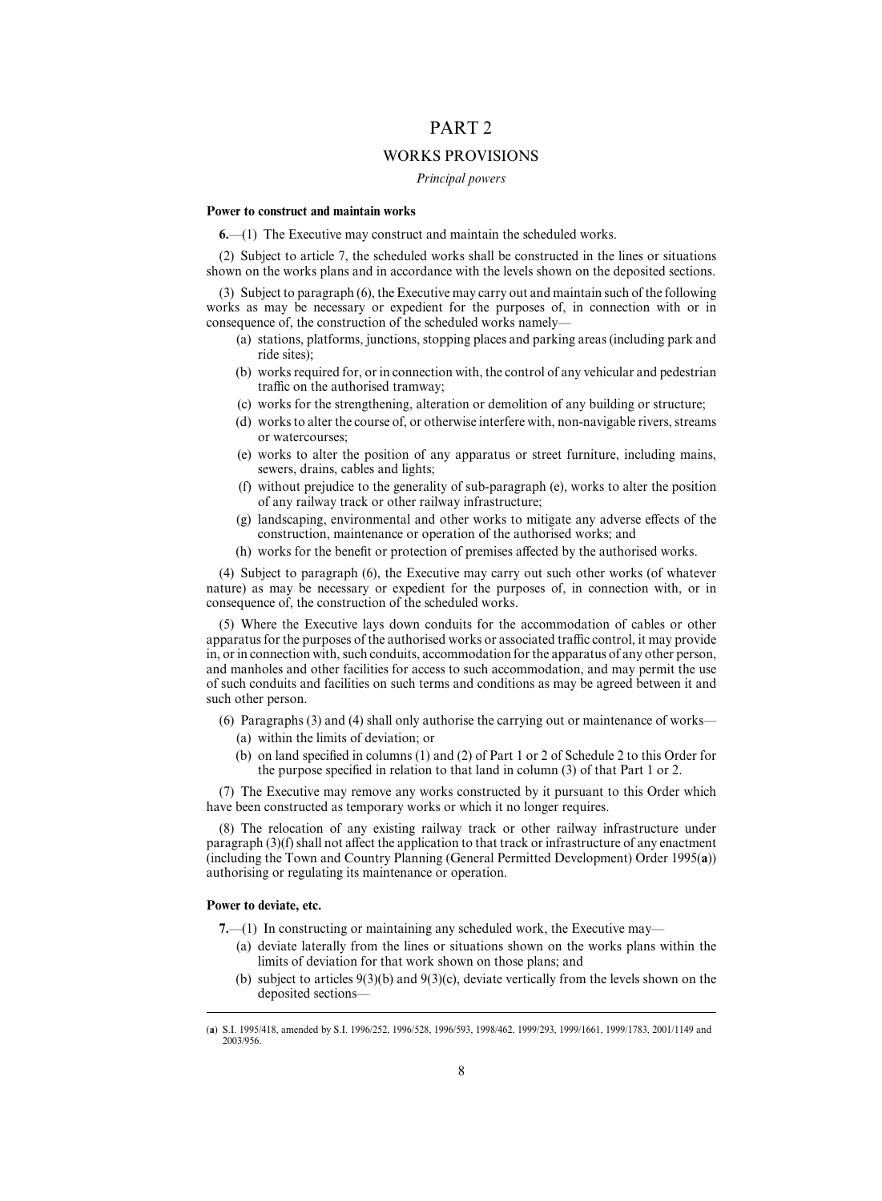# PART 2

## WORKS PROVISIONS

*Principal powers*

**Power to construct and maintain works**

**6.**—(1) The Executive may construct and maintain the scheduled works.

(2) Subject to article 7, the scheduled works shall be constructed in the lines or situations shown on the works plans and in accordance with the levels shown on the deposited sections.

(3) Subject to paragraph (6), the Executive may carry out and maintain such of the following works as may be necessary or expedient for the purposes of, in connection with or in consequence of, the construction of the scheduled works namely—

(a) stations, platforms, junctions, stopping places and parking areas (including park and ride sites);

(b) works required for, or in connection with, the control of any vehicular and pedestrian traffic on the authorised tramway;

(c) works for the strengthening, alteration or demolition of any building or structure;

(d) works to alter the course of, or otherwise interfere with, non-navigable rivers, streams or watercourses;

(e) works to alter the position of any apparatus or street furniture, including mains, sewers, drains, cables and lights;

(f) without prejudice to the generality of sub-paragraph (e), works to alter the position of any railway track or other railway infrastructure;

(g) landscaping, environmental and other works to mitigate any adverse effects of the construction, maintenance or operation of the authorised works; and

(h) works for the benefit or protection of premises affected by the authorised works.

(4) Subject to paragraph (6), the Executive may carry out such other works (of whatever nature) as may be necessary or expedient for the purposes of, in connection with, or in consequence of, the construction of the scheduled works.

(5) Where the Executive lays down conduits for the accommodation of cables or other apparatus for the purposes of the authorised works or associated traffic control, it may provide in, or in connection with, such conduits, accommodation for the apparatus of any other person, and manholes and other facilities for access to such accommodation, and may permit the use of such conduits and facilities on such terms and conditions as may be agreed between it and such other person.

(6) Paragraphs (3) and (4) shall only authorise the carrying out or maintenance of works—

(a) within the limits of deviation; or

(b) on land specified in columns (1) and (2) of Part 1 or 2 of Schedule 2 to this Order for the purpose specified in relation to that land in column (3) of that Part 1 or 2.

(7) The Executive may remove any works constructed by it pursuant to this Order which have been constructed as temporary works or which it no longer requires.

(8) The relocation of any existing railway track or other railway infrastructure under paragraph (3)(f) shall not affect the application to that track or infrastructure of any enactment (including the Town and Country Planning (General Permitted Development) Order 1995([a])) authorising or regulating its maintenance or operation.

**Power to deviate, etc.**

**7.**—(1) In constructing or maintaining any scheduled work, the Executive may—

(a) deviate laterally from the lines or situations shown on the works plans within the limits of deviation for that work shown on those plans; and

(b) subject to articles 9(3)(b) and 9(3)(c), deviate vertically from the levels shown on the deposited sections—

---

([a]) S.I. 1995/418, amended by S.I. 1996/252, 1996/528, 1996/593, 1998/462, 1999/293, 1999/1661, 1999/1783, 2001/1149 and 2003/956.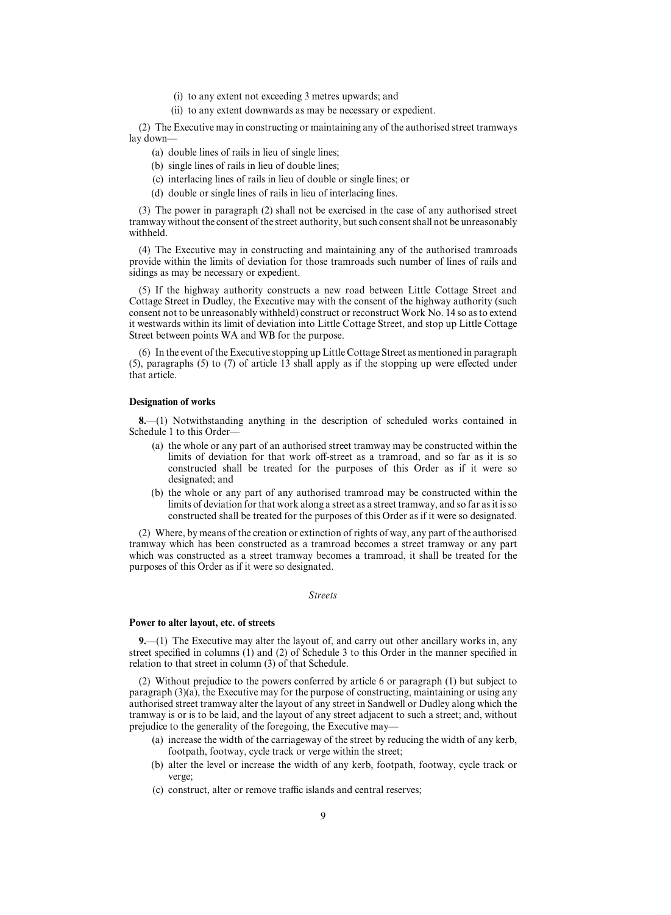(i) to any extent not exceeding 3 metres upwards; and

(ii) to any extent downwards as may be necessary or expedient.

(2) The Executive may in constructing or maintaining any of the authorised street tramways lay down—

(a) double lines of rails in lieu of single lines;

(b) single lines of rails in lieu of double lines;

(c) interlacing lines of rails in lieu of double or single lines; or

(d) double or single lines of rails in lieu of interlacing lines.

(3) The power in paragraph (2) shall not be exercised in the case of any authorised street tramway without the consent of the street authority, but such consent shall not be unreasonably withheld.

(4) The Executive may in constructing and maintaining any of the authorised tramroads provide within the limits of deviation for those tramroads such number of lines of rails and sidings as may be necessary or expedient.

(5) If the highway authority constructs a new road between Little Cottage Street and Cottage Street in Dudley, the Executive may with the consent of the highway authority (such consent not to be unreasonably withheld) construct or reconstruct Work No. 14 so as to extend it westwards within its limit of deviation into Little Cottage Street, and stop up Little Cottage Street between points WA and WB for the purpose.

(6) In the event of the Executive stopping up Little Cottage Street as mentioned in paragraph (5), paragraphs (5) to (7) of article 13 shall apply as if the stopping up were effected under that article.

**Designation of works**

**8.**—(1) Notwithstanding anything in the description of scheduled works contained in Schedule 1 to this Order—

(a) the whole or any part of an authorised street tramway may be constructed within the limits of deviation for that work off-street as a tramroad, and so far as it is so constructed shall be treated for the purposes of this Order as if it were so designated; and

(b) the whole or any part of any authorised tramroad may be constructed within the limits of deviation for that work along a street as a street tramway, and so far as it is so constructed shall be treated for the purposes of this Order as if it were so designated.

(2) Where, by means of the creation or extinction of rights of way, any part of the authorised tramway which has been constructed as a tramroad becomes a street tramway or any part which was constructed as a street tramway becomes a tramroad, it shall be treated for the purposes of this Order as if it were so designated.

*Streets*

**Power to alter layout, etc. of streets**

**9.**—(1) The Executive may alter the layout of, and carry out other ancillary works in, any street specified in columns (1) and (2) of Schedule 3 to this Order in the manner specified in relation to that street in column (3) of that Schedule.

(2) Without prejudice to the powers conferred by article 6 or paragraph (1) but subject to paragraph (3)(a), the Executive may for the purpose of constructing, maintaining or using any authorised street tramway alter the layout of any street in Sandwell or Dudley along which the tramway is or is to be laid, and the layout of any street adjacent to such a street; and, without prejudice to the generality of the foregoing, the Executive may—

(a) increase the width of the carriageway of the street by reducing the width of any kerb, footpath, footway, cycle track or verge within the street;

(b) alter the level or increase the width of any kerb, footpath, footway, cycle track or verge;

(c) construct, alter or remove traffic islands and central reserves;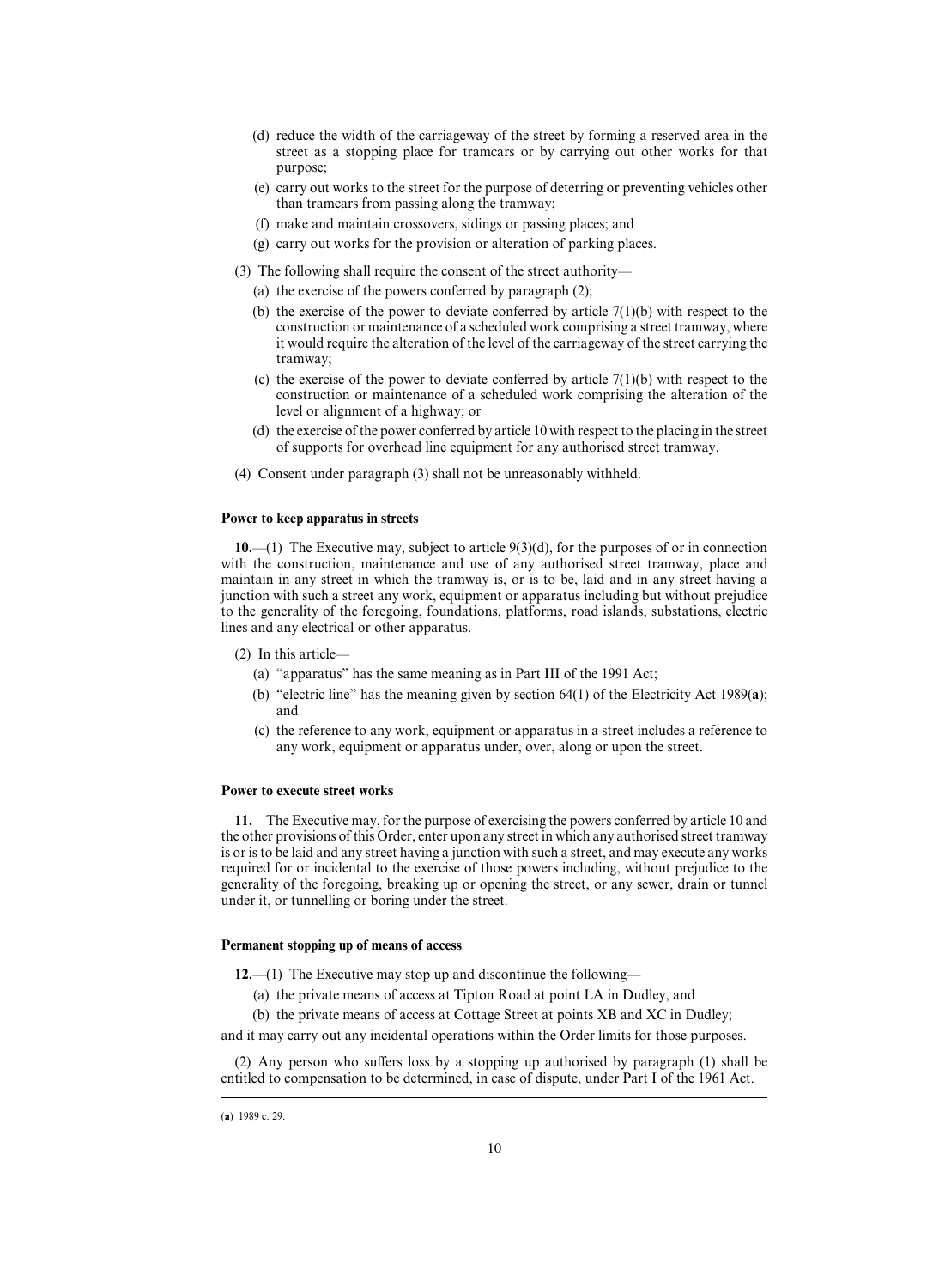(d) reduce the width of the carriageway of the street by forming a reserved area in the street as a stopping place for tramcars or by carrying out other works for that purpose;

(e) carry out works to the street for the purpose of deterring or preventing vehicles other than tramcars from passing along the tramway;

(f) make and maintain crossovers, sidings or passing places; and

(g) carry out works for the provision or alteration of parking places.

(3) The following shall require the consent of the street authority—

(a) the exercise of the powers conferred by paragraph (2);

(b) the exercise of the power to deviate conferred by article 7(1)(b) with respect to the construction or maintenance of a scheduled work comprising a street tramway, where it would require the alteration of the level of the carriageway of the street carrying the tramway;

(c) the exercise of the power to deviate conferred by article 7(1)(b) with respect to the construction or maintenance of a scheduled work comprising the alteration of the level or alignment of a highway; or

(d) the exercise of the power conferred by article 10 with respect to the placing in the street of supports for overhead line equipment for any authorised street tramway.

(4) Consent under paragraph (3) shall not be unreasonably withheld.

**Power to keep apparatus in streets**

**10.**—(1) The Executive may, subject to article 9(3)(d), for the purposes of or in connection with the construction, maintenance and use of any authorised street tramway, place and maintain in any street in which the tramway is, or is to be, laid and in any street having a junction with such a street any work, equipment or apparatus including but without prejudice to the generality of the foregoing, foundations, platforms, road islands, substations, electric lines and any electrical or other apparatus.

(2) In this article—

(a) "apparatus" has the same meaning as in Part III of the 1991 Act;

(b) "electric line" has the meaning given by section 64(1) of the Electricity Act 1989(**a**); and

(c) the reference to any work, equipment or apparatus in a street includes a reference to any work, equipment or apparatus under, over, along or upon the street.

**Power to execute street works**

**11.** The Executive may, for the purpose of exercising the powers conferred by article 10 and the other provisions of this Order, enter upon any street in which any authorised street tramway is or is to be laid and any street having a junction with such a street, and may execute any works required for or incidental to the exercise of those powers including, without prejudice to the generality of the foregoing, breaking up or opening the street, or any sewer, drain or tunnel under it, or tunnelling or boring under the street.

**Permanent stopping up of means of access**

**12.**—(1) The Executive may stop up and discontinue the following—

(a) the private means of access at Tipton Road at point LA in Dudley, and

(b) the private means of access at Cottage Street at points XB and XC in Dudley;

and it may carry out any incidental operations within the Order limits for those purposes.

(2) Any person who suffers loss by a stopping up authorised by paragraph (1) shall be entitled to compensation to be determined, in case of dispute, under Part I of the 1961 Act.

(**a**) 1989 c. 29.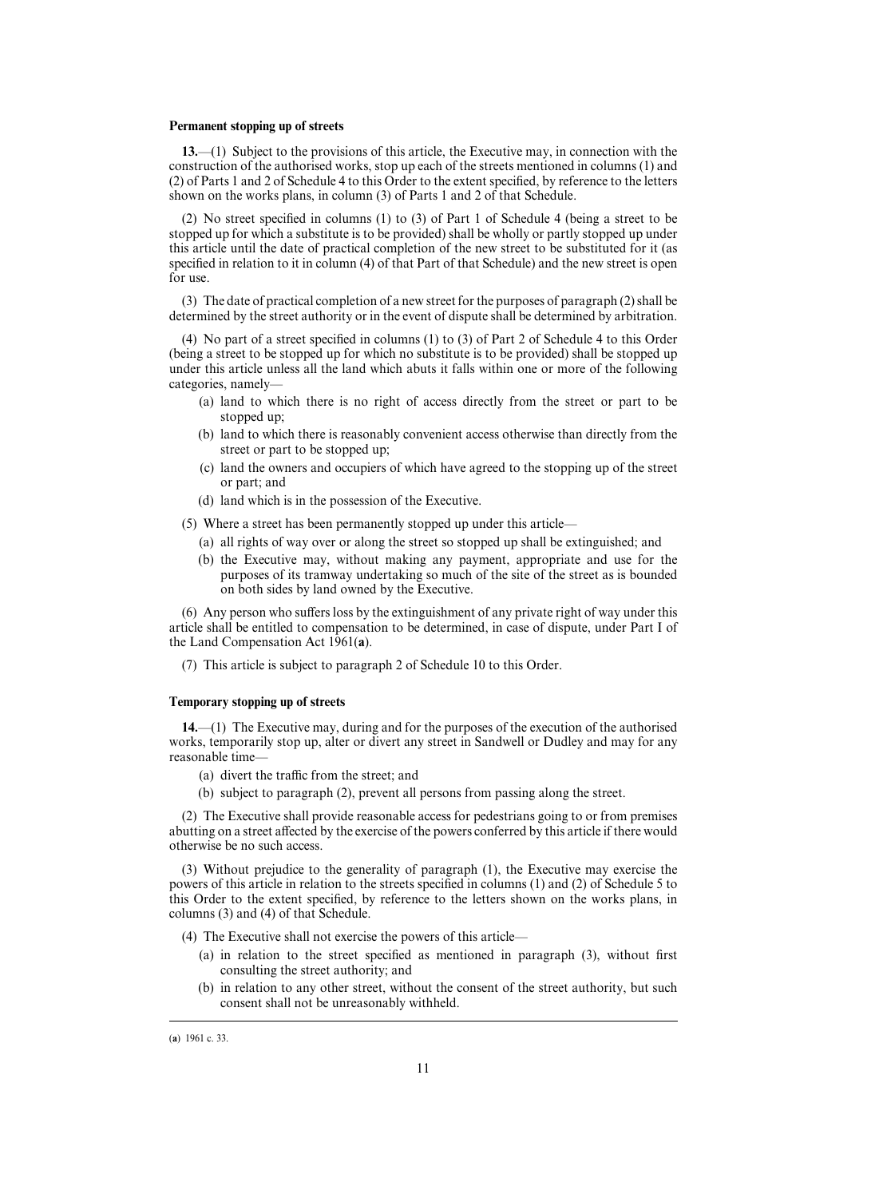**Permanent stopping up of streets**

**13.**—(1) Subject to the provisions of this article, the Executive may, in connection with the construction of the authorised works, stop up each of the streets mentioned in columns (1) and (2) of Parts 1 and 2 of Schedule 4 to this Order to the extent specified, by reference to the letters shown on the works plans, in column (3) of Parts 1 and 2 of that Schedule.

(2) No street specified in columns (1) to (3) of Part 1 of Schedule 4 (being a street to be stopped up for which a substitute is to be provided) shall be wholly or partly stopped up under this article until the date of practical completion of the new street to be substituted for it (as specified in relation to it in column (4) of that Part of that Schedule) and the new street is open for use.

(3) The date of practical completion of a new street for the purposes of paragraph (2) shall be determined by the street authority or in the event of dispute shall be determined by arbitration.

(4) No part of a street specified in columns (1) to (3) of Part 2 of Schedule 4 to this Order (being a street to be stopped up for which no substitute is to be provided) shall be stopped up under this article unless all the land which abuts it falls within one or more of the following categories, namely—

- (a) land to which there is no right of access directly from the street or part to be stopped up;
- (b) land to which there is reasonably convenient access otherwise than directly from the street or part to be stopped up;
- (c) land the owners and occupiers of which have agreed to the stopping up of the street or part; and
- (d) land which is in the possession of the Executive.

(5) Where a street has been permanently stopped up under this article—

- (a) all rights of way over or along the street so stopped up shall be extinguished; and
- (b) the Executive may, without making any payment, appropriate and use for the purposes of its tramway undertaking so much of the site of the street as is bounded on both sides by land owned by the Executive.

(6) Any person who suffers loss by the extinguishment of any private right of way under this article shall be entitled to compensation to be determined, in case of dispute, under Part I of the Land Compensation Act 1961(**a**).

(7) This article is subject to paragraph 2 of Schedule 10 to this Order.

**Temporary stopping up of streets**

**14.**—(1) The Executive may, during and for the purposes of the execution of the authorised works, temporarily stop up, alter or divert any street in Sandwell or Dudley and may for any reasonable time—

- (a) divert the traffic from the street; and
- (b) subject to paragraph (2), prevent all persons from passing along the street.

(2) The Executive shall provide reasonable access for pedestrians going to or from premises abutting on a street affected by the exercise of the powers conferred by this article if there would otherwise be no such access.

(3) Without prejudice to the generality of paragraph (1), the Executive may exercise the powers of this article in relation to the streets specified in columns (1) and (2) of Schedule 5 to this Order to the extent specified, by reference to the letters shown on the works plans, in columns (3) and (4) of that Schedule.

(4) The Executive shall not exercise the powers of this article—

- (a) in relation to the street specified as mentioned in paragraph (3), without first consulting the street authority; and
- (b) in relation to any other street, without the consent of the street authority, but such consent shall not be unreasonably withheld.

---

(**a**) 1961 c. 33.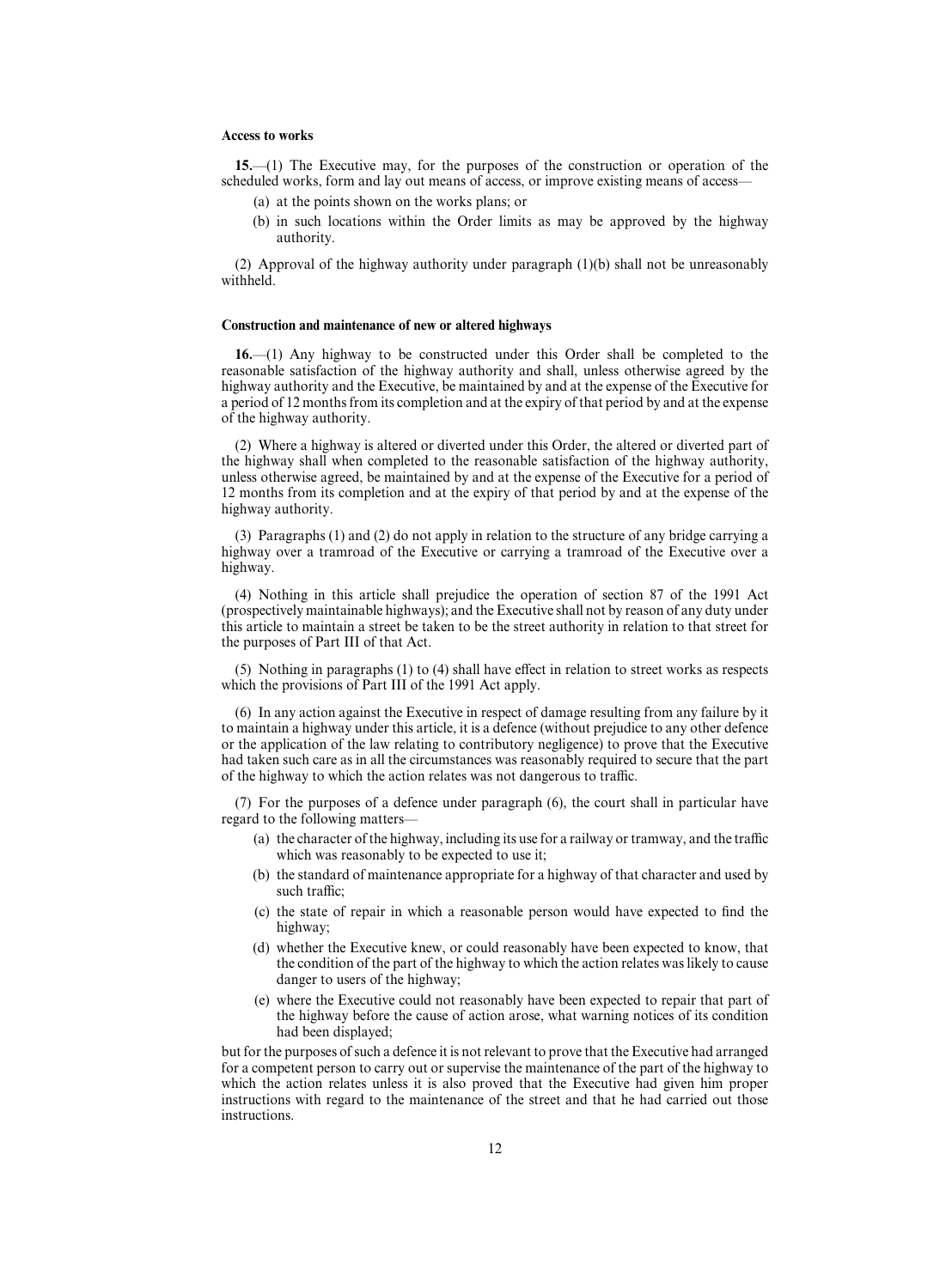**Access to works**

**15.**—(1) The Executive may, for the purposes of the construction or operation of the scheduled works, form and lay out means of access, or improve existing means of access—

(a) at the points shown on the works plans; or

(b) in such locations within the Order limits as may be approved by the highway authority.

(2) Approval of the highway authority under paragraph (1)(b) shall not be unreasonably withheld.

**Construction and maintenance of new or altered highways**

**16.**—(1) Any highway to be constructed under this Order shall be completed to the reasonable satisfaction of the highway authority and shall, unless otherwise agreed by the highway authority and the Executive, be maintained by and at the expense of the Executive for a period of 12 months from its completion and at the expiry of that period by and at the expense of the highway authority.

(2) Where a highway is altered or diverted under this Order, the altered or diverted part of the highway shall when completed to the reasonable satisfaction of the highway authority, unless otherwise agreed, be maintained by and at the expense of the Executive for a period of 12 months from its completion and at the expiry of that period by and at the expense of the highway authority.

(3) Paragraphs (1) and (2) do not apply in relation to the structure of any bridge carrying a highway over a tramroad of the Executive or carrying a tramroad of the Executive over a highway.

(4) Nothing in this article shall prejudice the operation of section 87 of the 1991 Act (prospectively maintainable highways); and the Executive shall not by reason of any duty under this article to maintain a street be taken to be the street authority in relation to that street for the purposes of Part III of that Act.

(5) Nothing in paragraphs (1) to (4) shall have effect in relation to street works as respects which the provisions of Part III of the 1991 Act apply.

(6) In any action against the Executive in respect of damage resulting from any failure by it to maintain a highway under this article, it is a defence (without prejudice to any other defence or the application of the law relating to contributory negligence) to prove that the Executive had taken such care as in all the circumstances was reasonably required to secure that the part of the highway to which the action relates was not dangerous to traffic.

(7) For the purposes of a defence under paragraph (6), the court shall in particular have regard to the following matters—

(a) the character of the highway, including its use for a railway or tramway, and the traffic which was reasonably to be expected to use it;

(b) the standard of maintenance appropriate for a highway of that character and used by such traffic;

(c) the state of repair in which a reasonable person would have expected to find the highway;

(d) whether the Executive knew, or could reasonably have been expected to know, that the condition of the part of the highway to which the action relates was likely to cause danger to users of the highway;

(e) where the Executive could not reasonably have been expected to repair that part of the highway before the cause of action arose, what warning notices of its condition had been displayed;

but for the purposes of such a defence it is not relevant to prove that the Executive had arranged for a competent person to carry out or supervise the maintenance of the part of the highway to which the action relates unless it is also proved that the Executive had given him proper instructions with regard to the maintenance of the street and that he had carried out those instructions.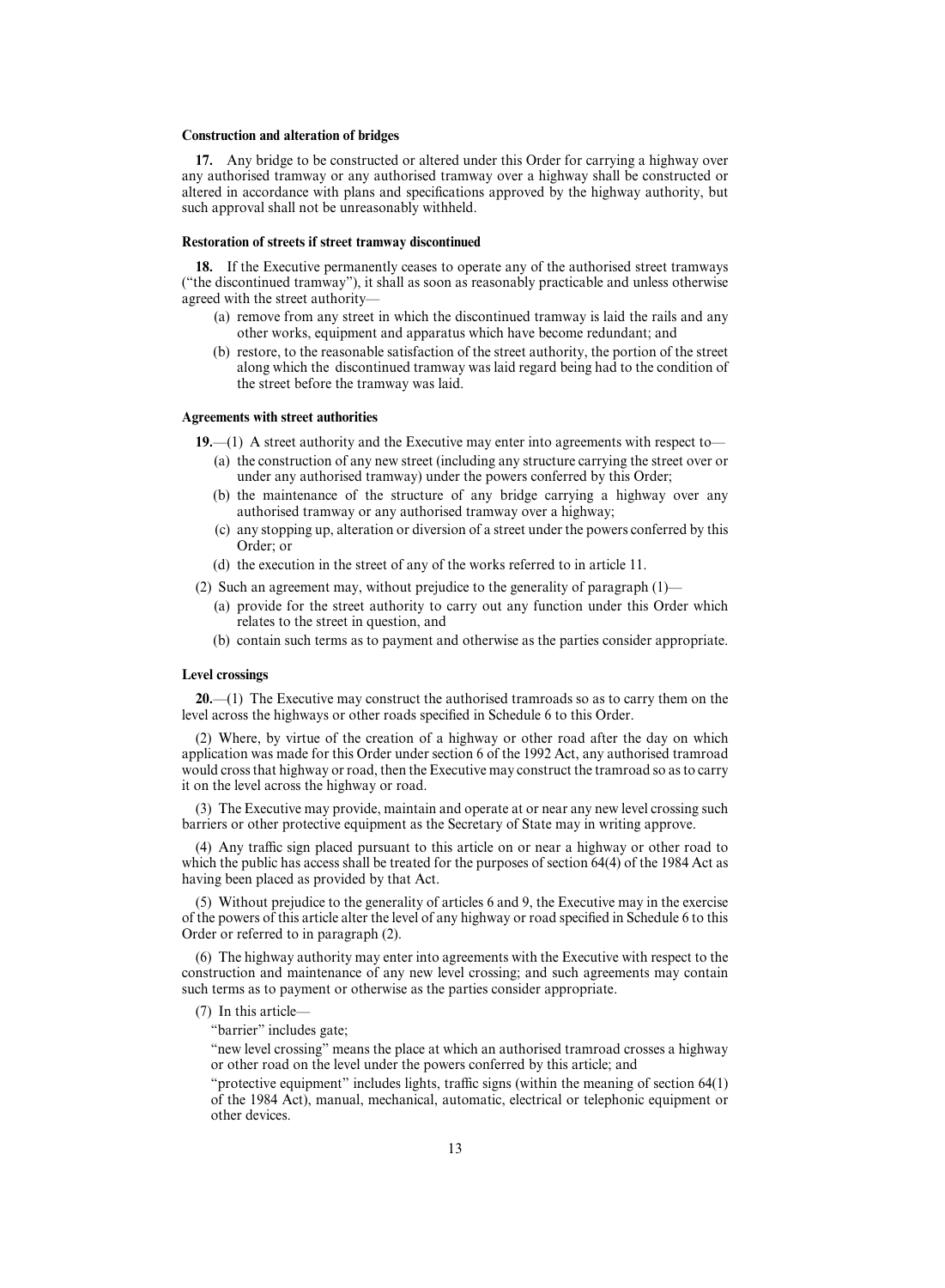**Construction and alteration of bridges**

**17.** Any bridge to be constructed or altered under this Order for carrying a highway over any authorised tramway or any authorised tramway over a highway shall be constructed or altered in accordance with plans and specifications approved by the highway authority, but such approval shall not be unreasonably withheld.

**Restoration of streets if street tramway discontinued**

**18.** If the Executive permanently ceases to operate any of the authorised street tramways ("the discontinued tramway"), it shall as soon as reasonably practicable and unless otherwise agreed with the street authority—

(a) remove from any street in which the discontinued tramway is laid the rails and any other works, equipment and apparatus which have become redundant; and

(b) restore, to the reasonable satisfaction of the street authority, the portion of the street along which the discontinued tramway was laid regard being had to the condition of the street before the tramway was laid.

**Agreements with street authorities**

**19.**—(1) A street authority and the Executive may enter into agreements with respect to—

(a) the construction of any new street (including any structure carrying the street over or under any authorised tramway) under the powers conferred by this Order;

(b) the maintenance of the structure of any bridge carrying a highway over any authorised tramway or any authorised tramway over a highway;

(c) any stopping up, alteration or diversion of a street under the powers conferred by this Order; or

(d) the execution in the street of any of the works referred to in article 11.

(2) Such an agreement may, without prejudice to the generality of paragraph (1)—

(a) provide for the street authority to carry out any function under this Order which relates to the street in question, and

(b) contain such terms as to payment and otherwise as the parties consider appropriate.

**Level crossings**

**20.**—(1) The Executive may construct the authorised tramroads so as to carry them on the level across the highways or other roads specified in Schedule 6 to this Order.

(2) Where, by virtue of the creation of a highway or other road after the day on which application was made for this Order under section 6 of the 1992 Act, any authorised tramroad would cross that highway or road, then the Executive may construct the tramroad so as to carry it on the level across the highway or road.

(3) The Executive may provide, maintain and operate at or near any new level crossing such barriers or other protective equipment as the Secretary of State may in writing approve.

(4) Any traffic sign placed pursuant to this article on or near a highway or other road to which the public has access shall be treated for the purposes of section 64(4) of the 1984 Act as having been placed as provided by that Act.

(5) Without prejudice to the generality of articles 6 and 9, the Executive may in the exercise of the powers of this article alter the level of any highway or road specified in Schedule 6 to this Order or referred to in paragraph (2).

(6) The highway authority may enter into agreements with the Executive with respect to the construction and maintenance of any new level crossing; and such agreements may contain such terms as to payment or otherwise as the parties consider appropriate.

(7) In this article—

"barrier" includes gate;

"new level crossing" means the place at which an authorised tramroad crosses a highway or other road on the level under the powers conferred by this article; and

"protective equipment" includes lights, traffic signs (within the meaning of section 64(1) of the 1984 Act), manual, mechanical, automatic, electrical or telephonic equipment or other devices.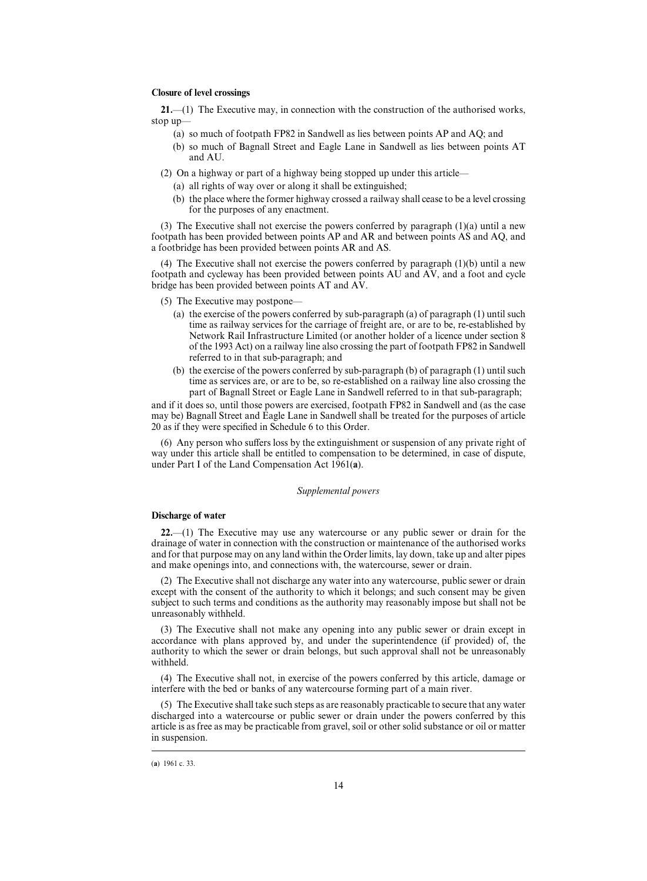**Closure of level crossings**

**21.**—(1) The Executive may, in connection with the construction of the authorised works, stop up—

(a) so much of footpath FP82 in Sandwell as lies between points AP and AQ; and

(b) so much of Bagnall Street and Eagle Lane in Sandwell as lies between points AT and AU.

(2) On a highway or part of a highway being stopped up under this article—

(a) all rights of way over or along it shall be extinguished;

(b) the place where the former highway crossed a railway shall cease to be a level crossing for the purposes of any enactment.

(3) The Executive shall not exercise the powers conferred by paragraph (1)(a) until a new footpath has been provided between points AP and AR and between points AS and AQ, and a footbridge has been provided between points AR and AS.

(4) The Executive shall not exercise the powers conferred by paragraph (1)(b) until a new footpath and cycleway has been provided between points AU and AV, and a foot and cycle bridge has been provided between points AT and AV.

(5) The Executive may postpone—

(a) the exercise of the powers conferred by sub-paragraph (a) of paragraph (1) until such time as railway services for the carriage of freight are, or are to be, re-established by Network Rail Infrastructure Limited (or another holder of a licence under section 8 of the 1993 Act) on a railway line also crossing the part of footpath FP82 in Sandwell referred to in that sub-paragraph; and

(b) the exercise of the powers conferred by sub-paragraph (b) of paragraph (1) until such time as services are, or are to be, so re-established on a railway line also crossing the part of Bagnall Street or Eagle Lane in Sandwell referred to in that sub-paragraph;

and if it does so, until those powers are exercised, footpath FP82 in Sandwell and (as the case may be) Bagnall Street and Eagle Lane in Sandwell shall be treated for the purposes of article 20 as if they were specified in Schedule 6 to this Order.

(6) Any person who suffers loss by the extinguishment or suspension of any private right of way under this article shall be entitled to compensation to be determined, in case of dispute, under Part I of the Land Compensation Act 1961([a]).

*Supplemental powers*

**Discharge of water**

**22.**—(1) The Executive may use any watercourse or any public sewer or drain for the drainage of water in connection with the construction or maintenance of the authorised works and for that purpose may on any land within the Order limits, lay down, take up and alter pipes and make openings into, and connections with, the watercourse, sewer or drain.

(2) The Executive shall not discharge any water into any watercourse, public sewer or drain except with the consent of the authority to which it belongs; and such consent may be given subject to such terms and conditions as the authority may reasonably impose but shall not be unreasonably withheld.

(3) The Executive shall not make any opening into any public sewer or drain except in accordance with plans approved by, and under the superintendence (if provided) of, the authority to which the sewer or drain belongs, but such approval shall not be unreasonably withheld.

(4) The Executive shall not, in exercise of the powers conferred by this article, damage or interfere with the bed or banks of any watercourse forming part of a main river.

(5) The Executive shall take such steps as are reasonably practicable to secure that any water discharged into a watercourse or public sewer or drain under the powers conferred by this article is as free as may be practicable from gravel, soil or other solid substance or oil or matter in suspension.

---

([a]) 1961 c. 33.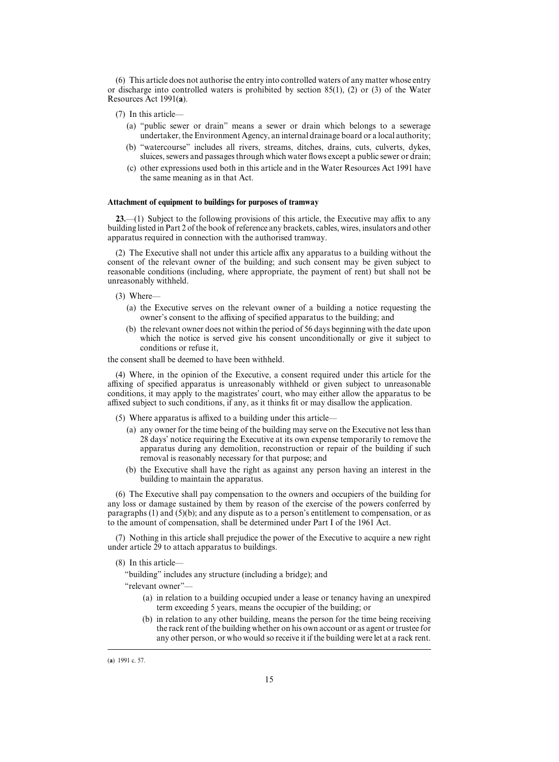(6) This article does not authorise the entry into controlled waters of any matter whose entry or discharge into controlled waters is prohibited by section 85(1), (2) or (3) of the Water Resources Act 1991(**a**).

(7) In this article—

- (a) "public sewer or drain" means a sewer or drain which belongs to a sewerage undertaker, the Environment Agency, an internal drainage board or a local authority;
- (b) "watercourse" includes all rivers, streams, ditches, drains, cuts, culverts, dykes, sluices, sewers and passages through which water flows except a public sewer or drain;
- (c) other expressions used both in this article and in the Water Resources Act 1991 have the same meaning as in that Act.

### Attachment of equipment to buildings for purposes of tramway

**23.**—(1) Subject to the following provisions of this article, the Executive may affix to any building listed in Part 2 of the book of reference any brackets, cables, wires, insulators and other apparatus required in connection with the authorised tramway.

(2) The Executive shall not under this article affix any apparatus to a building without the consent of the relevant owner of the building; and such consent may be given subject to reasonable conditions (including, where appropriate, the payment of rent) but shall not be unreasonably withheld.

(3) Where—

- (a) the Executive serves on the relevant owner of a building a notice requesting the owner's consent to the affixing of specified apparatus to the building; and
- (b) the relevant owner does not within the period of 56 days beginning with the date upon which the notice is served give his consent unconditionally or give it subject to conditions or refuse it,

the consent shall be deemed to have been withheld.

(4) Where, in the opinion of the Executive, a consent required under this article for the affixing of specified apparatus is unreasonably withheld or given subject to unreasonable conditions, it may apply to the magistrates' court, who may either allow the apparatus to be affixed subject to such conditions, if any, as it thinks fit or may disallow the application.

(5) Where apparatus is affixed to a building under this article—

- (a) any owner for the time being of the building may serve on the Executive not less than 28 days' notice requiring the Executive at its own expense temporarily to remove the apparatus during any demolition, reconstruction or repair of the building if such removal is reasonably necessary for that purpose; and
- (b) the Executive shall have the right as against any person having an interest in the building to maintain the apparatus.

(6) The Executive shall pay compensation to the owners and occupiers of the building for any loss or damage sustained by them by reason of the exercise of the powers conferred by paragraphs (1) and (5)(b); and any dispute as to a person's entitlement to compensation, or as to the amount of compensation, shall be determined under Part I of the 1961 Act.

(7) Nothing in this article shall prejudice the power of the Executive to acquire a new right under article 29 to attach apparatus to buildings.

(8) In this article—

"building" includes any structure (including a bridge); and

"relevant owner"—

- (a) in relation to a building occupied under a lease or tenancy having an unexpired term exceeding 5 years, means the occupier of the building; or
- (b) in relation to any other building, means the person for the time being receiving the rack rent of the building whether on his own account or as agent or trustee for any other person, or who would so receive it if the building were let at a rack rent.

---

(**a**) 1991 c. 57.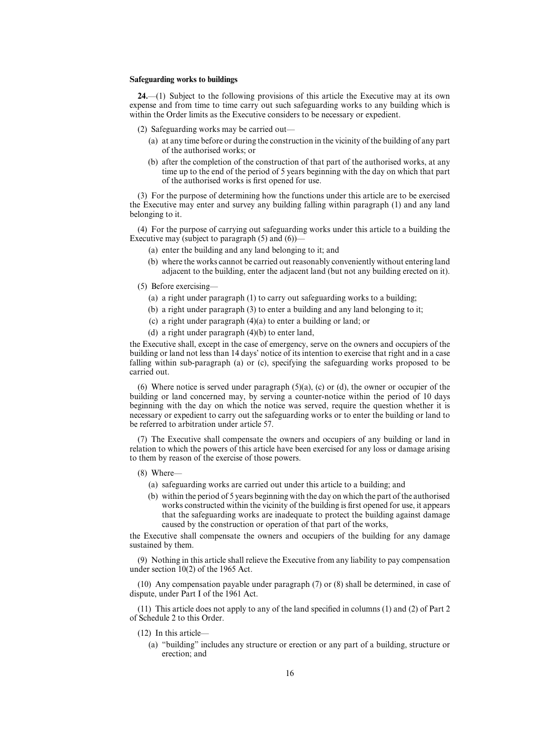**Safeguarding works to buildings**

**24.**—(1) Subject to the following provisions of this article the Executive may at its own expense and from time to time carry out such safeguarding works to any building which is within the Order limits as the Executive considers to be necessary or expedient.

(2) Safeguarding works may be carried out—

(a) at any time before or during the construction in the vicinity of the building of any part of the authorised works; or

(b) after the completion of the construction of that part of the authorised works, at any time up to the end of the period of 5 years beginning with the day on which that part of the authorised works is first opened for use.

(3) For the purpose of determining how the functions under this article are to be exercised the Executive may enter and survey any building falling within paragraph (1) and any land belonging to it.

(4) For the purpose of carrying out safeguarding works under this article to a building the Executive may (subject to paragraph (5) and (6))—

(a) enter the building and any land belonging to it; and

(b) where the works cannot be carried out reasonably conveniently without entering land adjacent to the building, enter the adjacent land (but not any building erected on it).

(5) Before exercising—

(a) a right under paragraph (1) to carry out safeguarding works to a building;

(b) a right under paragraph (3) to enter a building and any land belonging to it;

(c) a right under paragraph (4)(a) to enter a building or land; or

(d) a right under paragraph (4)(b) to enter land,

the Executive shall, except in the case of emergency, serve on the owners and occupiers of the building or land not less than 14 days' notice of its intention to exercise that right and in a case falling within sub-paragraph (a) or (c), specifying the safeguarding works proposed to be carried out.

(6) Where notice is served under paragraph (5)(a), (c) or (d), the owner or occupier of the building or land concerned may, by serving a counter-notice within the period of 10 days beginning with the day on which the notice was served, require the question whether it is necessary or expedient to carry out the safeguarding works or to enter the building or land to be referred to arbitration under article 57.

(7) The Executive shall compensate the owners and occupiers of any building or land in relation to which the powers of this article have been exercised for any loss or damage arising to them by reason of the exercise of those powers.

(8) Where—

(a) safeguarding works are carried out under this article to a building; and

(b) within the period of 5 years beginning with the day on which the part of the authorised works constructed within the vicinity of the building is first opened for use, it appears that the safeguarding works are inadequate to protect the building against damage caused by the construction or operation of that part of the works,

the Executive shall compensate the owners and occupiers of the building for any damage sustained by them.

(9) Nothing in this article shall relieve the Executive from any liability to pay compensation under section 10(2) of the 1965 Act.

(10) Any compensation payable under paragraph (7) or (8) shall be determined, in case of dispute, under Part I of the 1961 Act.

(11) This article does not apply to any of the land specified in columns (1) and (2) of Part 2 of Schedule 2 to this Order.

(12) In this article—

(a) "building" includes any structure or erection or any part of a building, structure or erection; and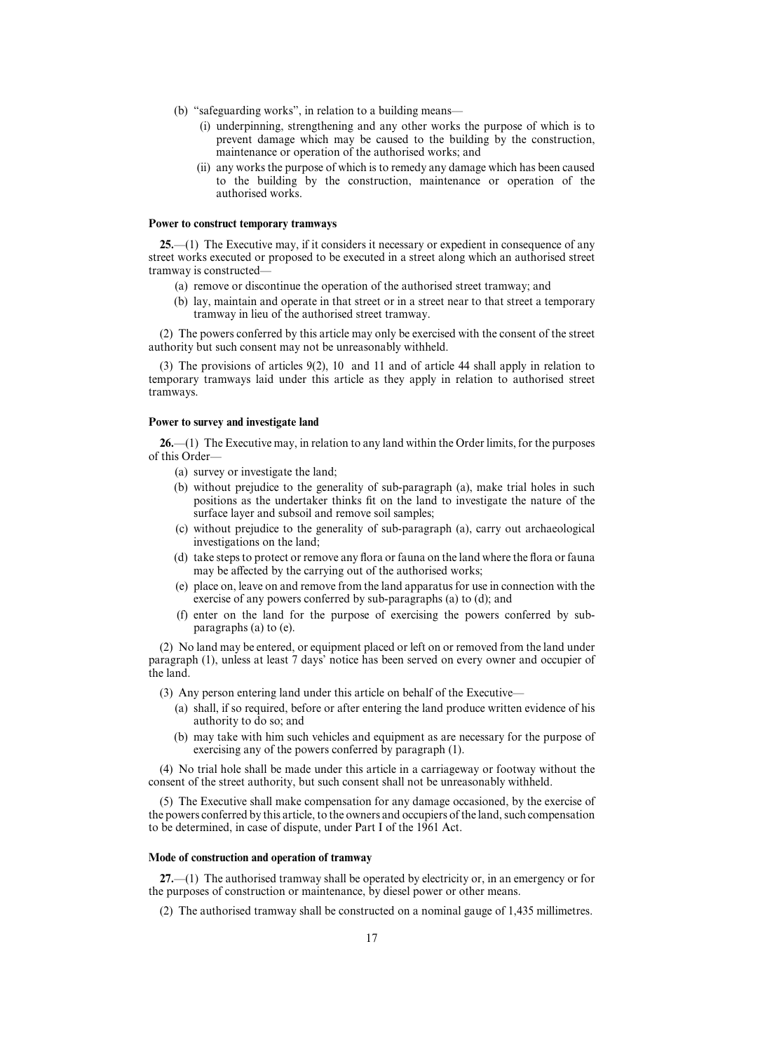(b) "safeguarding works", in relation to a building means—

   (i) underpinning, strengthening and any other works the purpose of which is to prevent damage which may be caused to the building by the construction, maintenance or operation of the authorised works; and

   (ii) any works the purpose of which is to remedy any damage which has been caused to the building by the construction, maintenance or operation of the authorised works.

**Power to construct temporary tramways**

**25.**—(1) The Executive may, if it considers it necessary or expedient in consequence of any street works executed or proposed to be executed in a street along which an authorised street tramway is constructed—

(a) remove or discontinue the operation of the authorised street tramway; and

(b) lay, maintain and operate in that street or in a street near to that street a temporary tramway in lieu of the authorised street tramway.

(2) The powers conferred by this article may only be exercised with the consent of the street authority but such consent may not be unreasonably withheld.

(3) The provisions of articles 9(2), 10 and 11 and of article 44 shall apply in relation to temporary tramways laid under this article as they apply in relation to authorised street tramways.

**Power to survey and investigate land**

**26.**—(1) The Executive may, in relation to any land within the Order limits, for the purposes of this Order—

(a) survey or investigate the land;

(b) without prejudice to the generality of sub-paragraph (a), make trial holes in such positions as the undertaker thinks fit on the land to investigate the nature of the surface layer and subsoil and remove soil samples;

(c) without prejudice to the generality of sub-paragraph (a), carry out archaeological investigations on the land;

(d) take steps to protect or remove any flora or fauna on the land where the flora or fauna may be affected by the carrying out of the authorised works;

(e) place on, leave on and remove from the land apparatus for use in connection with the exercise of any powers conferred by sub-paragraphs (a) to (d); and

(f) enter on the land for the purpose of exercising the powers conferred by sub-paragraphs (a) to (e).

(2) No land may be entered, or equipment placed or left on or removed from the land under paragraph (1), unless at least 7 days' notice has been served on every owner and occupier of the land.

(3) Any person entering land under this article on behalf of the Executive—

(a) shall, if so required, before or after entering the land produce written evidence of his authority to do so; and

(b) may take with him such vehicles and equipment as are necessary for the purpose of exercising any of the powers conferred by paragraph (1).

(4) No trial hole shall be made under this article in a carriageway or footway without the consent of the street authority, but such consent shall not be unreasonably withheld.

(5) The Executive shall make compensation for any damage occasioned, by the exercise of the powers conferred by this article, to the owners and occupiers of the land, such compensation to be determined, in case of dispute, under Part I of the 1961 Act.

**Mode of construction and operation of tramway**

**27.**—(1) The authorised tramway shall be operated by electricity or, in an emergency or for the purposes of construction or maintenance, by diesel power or other means.

(2) The authorised tramway shall be constructed on a nominal gauge of 1,435 millimetres.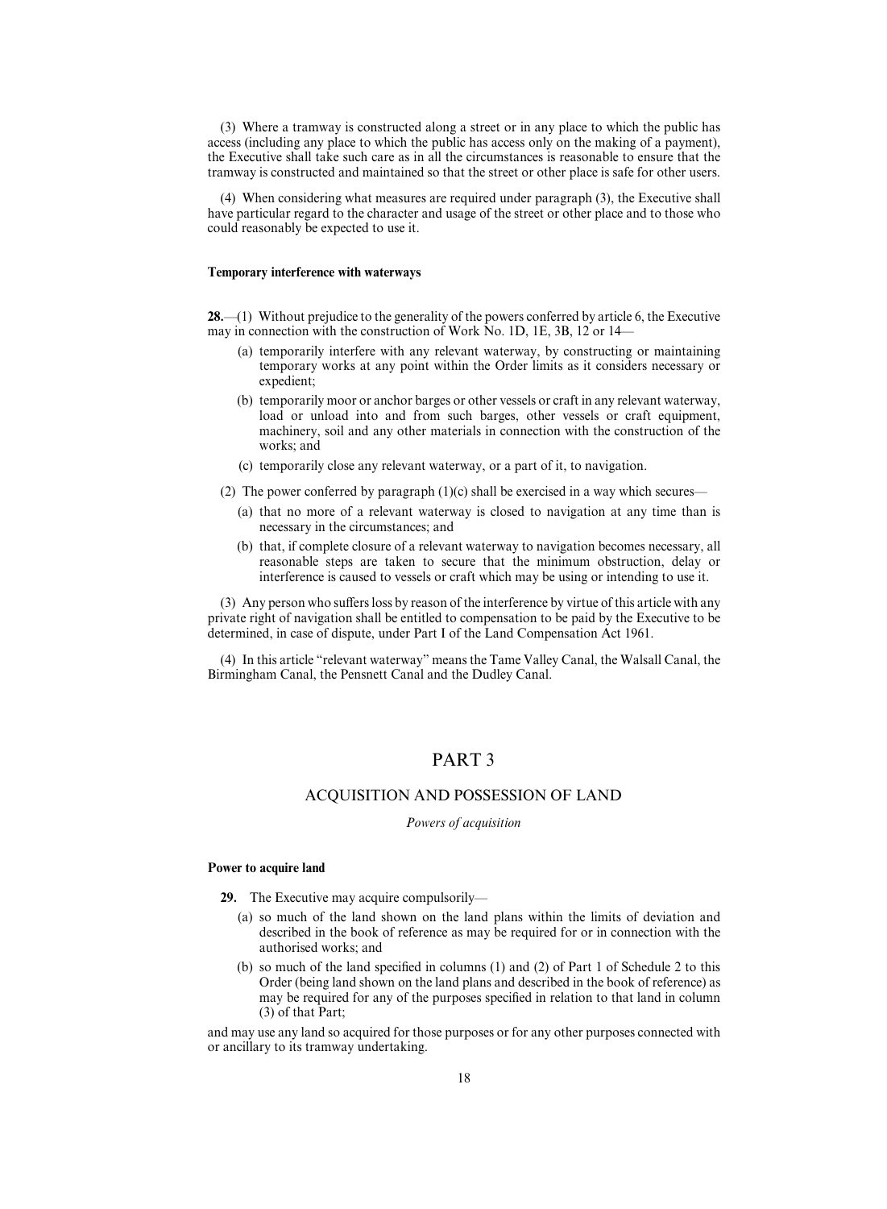(3) Where a tramway is constructed along a street or in any place to which the public has access (including any place to which the public has access only on the making of a payment), the Executive shall take such care as in all the circumstances is reasonable to ensure that the tramway is constructed and maintained so that the street or other place is safe for other users.

(4) When considering what measures are required under paragraph (3), the Executive shall have particular regard to the character and usage of the street or other place and to those who could reasonably be expected to use it.

**Temporary interference with waterways**

**28.**—(1) Without prejudice to the generality of the powers conferred by article 6, the Executive may in connection with the construction of Work No. 1D, 1E, 3B, 12 or 14—

(a) temporarily interfere with any relevant waterway, by constructing or maintaining temporary works at any point within the Order limits as it considers necessary or expedient;

(b) temporarily moor or anchor barges or other vessels or craft in any relevant waterway, load or unload into and from such barges, other vessels or craft equipment, machinery, soil and any other materials in connection with the construction of the works; and

(c) temporarily close any relevant waterway, or a part of it, to navigation.

(2) The power conferred by paragraph (1)(c) shall be exercised in a way which secures—

(a) that no more of a relevant waterway is closed to navigation at any time than is necessary in the circumstances; and

(b) that, if complete closure of a relevant waterway to navigation becomes necessary, all reasonable steps are taken to secure that the minimum obstruction, delay or interference is caused to vessels or craft which may be using or intending to use it.

(3) Any person who suffers loss by reason of the interference by virtue of this article with any private right of navigation shall be entitled to compensation to be paid by the Executive to be determined, in case of dispute, under Part I of the Land Compensation Act 1961.

(4) In this article "relevant waterway" means the Tame Valley Canal, the Walsall Canal, the Birmingham Canal, the Pensnett Canal and the Dudley Canal.

## PART 3

## ACQUISITION AND POSSESSION OF LAND

*Powers of acquisition*

**Power to acquire land**

**29.** The Executive may acquire compulsorily—

(a) so much of the land shown on the land plans within the limits of deviation and described in the book of reference as may be required for or in connection with the authorised works; and

(b) so much of the land specified in columns (1) and (2) of Part 1 of Schedule 2 to this Order (being land shown on the land plans and described in the book of reference) as may be required for any of the purposes specified in relation to that land in column (3) of that Part;

and may use any land so acquired for those purposes or for any other purposes connected with or ancillary to its tramway undertaking.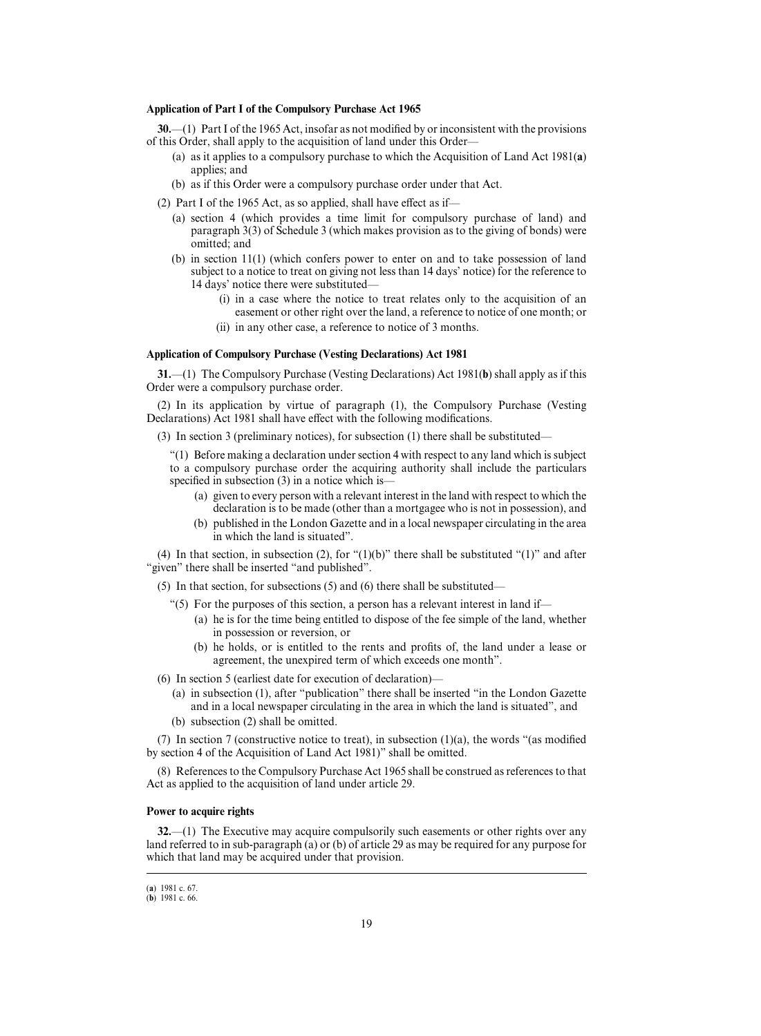**Application of Part I of the Compulsory Purchase Act 1965**

**30.**—(1) Part I of the 1965 Act, insofar as not modified by or inconsistent with the provisions of this Order, shall apply to the acquisition of land under this Order—

(a) as it applies to a compulsory purchase to which the Acquisition of Land Act 1981(**a**) applies; and

(b) as if this Order were a compulsory purchase order under that Act.

(2) Part I of the 1965 Act, as so applied, shall have effect as if—

(a) section 4 (which provides a time limit for compulsory purchase of land) and paragraph 3(3) of Schedule 3 (which makes provision as to the giving of bonds) were omitted; and

(b) in section 11(1) (which confers power to enter on and to take possession of land subject to a notice to treat on giving not less than 14 days' notice) for the reference to 14 days' notice there were substituted—

(i) in a case where the notice to treat relates only to the acquisition of an easement or other right over the land, a reference to notice of one month; or

(ii) in any other case, a reference to notice of 3 months.

**Application of Compulsory Purchase (Vesting Declarations) Act 1981**

**31.**—(1) The Compulsory Purchase (Vesting Declarations) Act 1981(**b**) shall apply as if this Order were a compulsory purchase order.

(2) In its application by virtue of paragraph (1), the Compulsory Purchase (Vesting Declarations) Act 1981 shall have effect with the following modifications.

(3) In section 3 (preliminary notices), for subsection (1) there shall be substituted—

"(1) Before making a declaration under section 4 with respect to any land which is subject to a compulsory purchase order the acquiring authority shall include the particulars specified in subsection (3) in a notice which is—

(a) given to every person with a relevant interest in the land with respect to which the declaration is to be made (other than a mortgagee who is not in possession), and

(b) published in the London Gazette and in a local newspaper circulating in the area in which the land is situated".

(4) In that section, in subsection (2), for "(1)(b)" there shall be substituted "(1)" and after "given" there shall be inserted "and published".

(5) In that section, for subsections (5) and (6) there shall be substituted—

"(5) For the purposes of this section, a person has a relevant interest in land if—

(a) he is for the time being entitled to dispose of the fee simple of the land, whether in possession or reversion, or

(b) he holds, or is entitled to the rents and profits of, the land under a lease or agreement, the unexpired term of which exceeds one month".

(6) In section 5 (earliest date for execution of declaration)—

(a) in subsection (1), after "publication" there shall be inserted "in the London Gazette and in a local newspaper circulating in the area in which the land is situated", and

(b) subsection (2) shall be omitted.

(7) In section 7 (constructive notice to treat), in subsection (1)(a), the words "(as modified by section 4 of the Acquisition of Land Act 1981)" shall be omitted.

(8) References to the Compulsory Purchase Act 1965 shall be construed as references to that Act as applied to the acquisition of land under article 29.

**Power to acquire rights**

**32.**—(1) The Executive may acquire compulsorily such easements or other rights over any land referred to in sub-paragraph (a) or (b) of article 29 as may be required for any purpose for which that land may be acquired under that provision.

---

(**a**) 1981 c. 67.
(**b**) 1981 c. 66.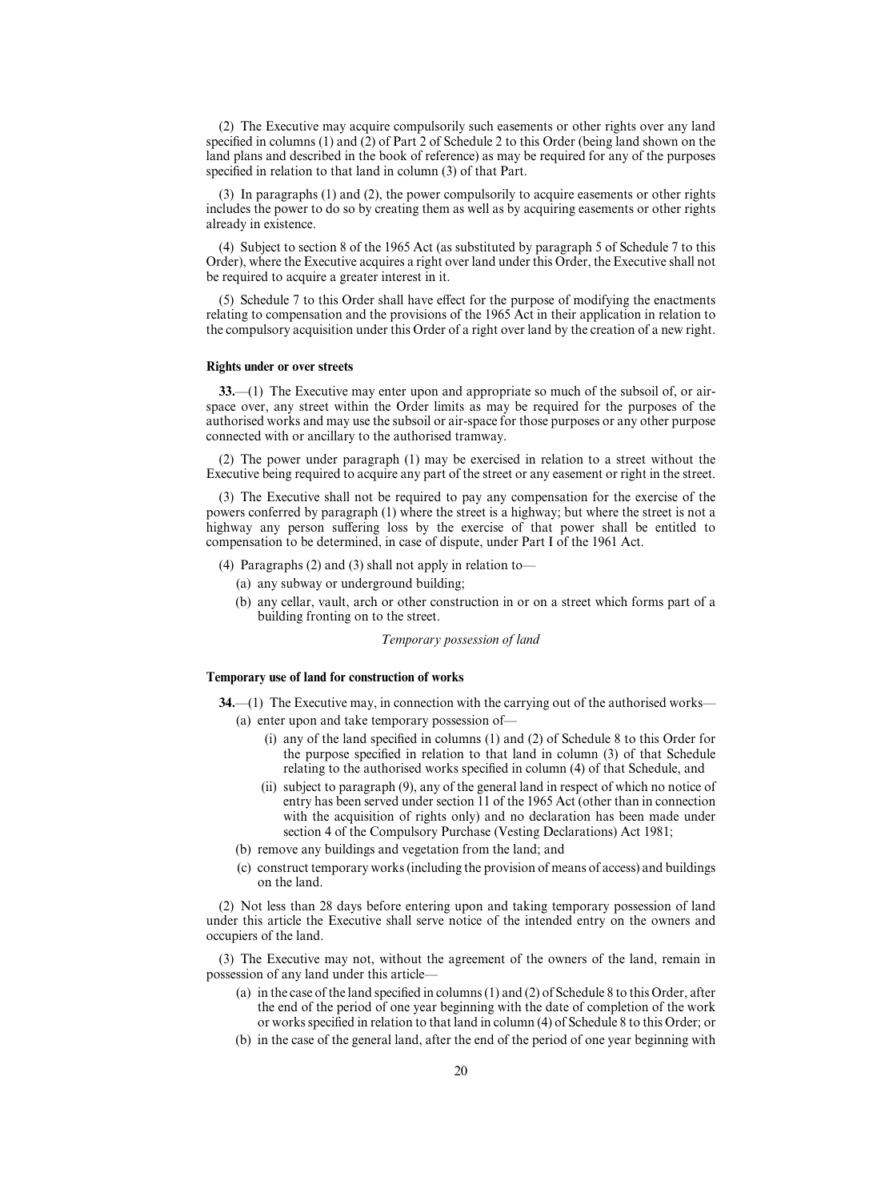(2) The Executive may acquire compulsorily such easements or other rights over any land specified in columns (1) and (2) of Part 2 of Schedule 2 to this Order (being land shown on the land plans and described in the book of reference) as may be required for any of the purposes specified in relation to that land in column (3) of that Part.

(3) In paragraphs (1) and (2), the power compulsorily to acquire easements or other rights includes the power to do so by creating them as well as by acquiring easements or other rights already in existence.

(4) Subject to section 8 of the 1965 Act (as substituted by paragraph 5 of Schedule 7 to this Order), where the Executive acquires a right over land under this Order, the Executive shall not be required to acquire a greater interest in it.

(5) Schedule 7 to this Order shall have effect for the purpose of modifying the enactments relating to compensation and the provisions of the 1965 Act in their application in relation to the compulsory acquisition under this Order of a right over land by the creation of a new right.

**Rights under or over streets**

**33.**—(1) The Executive may enter upon and appropriate so much of the subsoil of, or air-space over, any street within the Order limits as may be required for the purposes of the authorised works and may use the subsoil or air-space for those purposes or any other purpose connected with or ancillary to the authorised tramway.

(2) The power under paragraph (1) may be exercised in relation to a street without the Executive being required to acquire any part of the street or any easement or right in the street.

(3) The Executive shall not be required to pay any compensation for the exercise of the powers conferred by paragraph (1) where the street is a highway; but where the street is not a highway any person suffering loss by the exercise of that power shall be entitled to compensation to be determined, in case of dispute, under Part I of the 1961 Act.

(4) Paragraphs (2) and (3) shall not apply in relation to—

(a) any subway or underground building;

(b) any cellar, vault, arch or other construction in or on a street which forms part of a building fronting on to the street.

*Temporary possession of land*

**Temporary use of land for construction of works**

**34.**—(1) The Executive may, in connection with the carrying out of the authorised works—

(a) enter upon and take temporary possession of—

(i) any of the land specified in columns (1) and (2) of Schedule 8 to this Order for the purpose specified in relation to that land in column (3) of that Schedule relating to the authorised works specified in column (4) of that Schedule, and

(ii) subject to paragraph (9), any of the general land in respect of which no notice of entry has been served under section 11 of the 1965 Act (other than in connection with the acquisition of rights only) and no declaration has been made under section 4 of the Compulsory Purchase (Vesting Declarations) Act 1981;

(b) remove any buildings and vegetation from the land; and

(c) construct temporary works (including the provision of means of access) and buildings on the land.

(2) Not less than 28 days before entering upon and taking temporary possession of land under this article the Executive shall serve notice of the intended entry on the owners and occupiers of the land.

(3) The Executive may not, without the agreement of the owners of the land, remain in possession of any land under this article—

(a) in the case of the land specified in columns (1) and (2) of Schedule 8 to this Order, after the end of the period of one year beginning with the date of completion of the work or works specified in relation to that land in column (4) of Schedule 8 to this Order; or

(b) in the case of the general land, after the end of the period of one year beginning with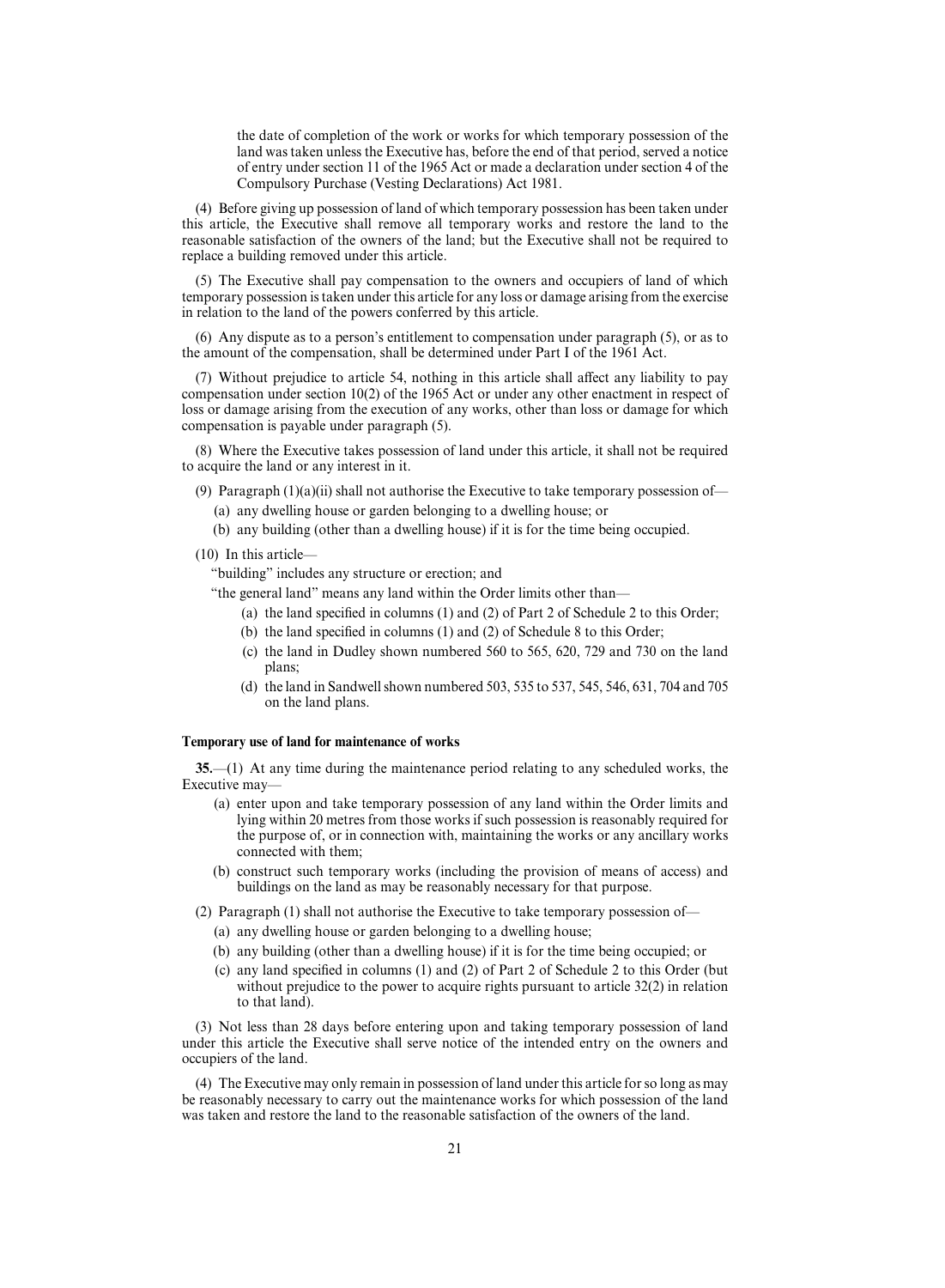the date of completion of the work or works for which temporary possession of the land was taken unless the Executive has, before the end of that period, served a notice of entry under section 11 of the 1965 Act or made a declaration under section 4 of the Compulsory Purchase (Vesting Declarations) Act 1981.

(4) Before giving up possession of land of which temporary possession has been taken under this article, the Executive shall remove all temporary works and restore the land to the reasonable satisfaction of the owners of the land; but the Executive shall not be required to replace a building removed under this article.

(5) The Executive shall pay compensation to the owners and occupiers of land of which temporary possession is taken under this article for any loss or damage arising from the exercise in relation to the land of the powers conferred by this article.

(6) Any dispute as to a person's entitlement to compensation under paragraph (5), or as to the amount of the compensation, shall be determined under Part I of the 1961 Act.

(7) Without prejudice to article 54, nothing in this article shall affect any liability to pay compensation under section 10(2) of the 1965 Act or under any other enactment in respect of loss or damage arising from the execution of any works, other than loss or damage for which compensation is payable under paragraph (5).

(8) Where the Executive takes possession of land under this article, it shall not be required to acquire the land or any interest in it.

(9) Paragraph (1)(a)(ii) shall not authorise the Executive to take temporary possession of—

(a) any dwelling house or garden belonging to a dwelling house; or

(b) any building (other than a dwelling house) if it is for the time being occupied.

(10) In this article—

"building" includes any structure or erection; and

"the general land" means any land within the Order limits other than—

(a) the land specified in columns (1) and (2) of Part 2 of Schedule 2 to this Order;

(b) the land specified in columns (1) and (2) of Schedule 8 to this Order;

(c) the land in Dudley shown numbered 560 to 565, 620, 729 and 730 on the land plans;

(d) the land in Sandwell shown numbered 503, 535 to 537, 545, 546, 631, 704 and 705 on the land plans.

**Temporary use of land for maintenance of works**

**35.**—(1) At any time during the maintenance period relating to any scheduled works, the Executive may—

(a) enter upon and take temporary possession of any land within the Order limits and lying within 20 metres from those works if such possession is reasonably required for the purpose of, or in connection with, maintaining the works or any ancillary works connected with them;

(b) construct such temporary works (including the provision of means of access) and buildings on the land as may be reasonably necessary for that purpose.

(2) Paragraph (1) shall not authorise the Executive to take temporary possession of—

(a) any dwelling house or garden belonging to a dwelling house;

(b) any building (other than a dwelling house) if it is for the time being occupied; or

(c) any land specified in columns (1) and (2) of Part 2 of Schedule 2 to this Order (but without prejudice to the power to acquire rights pursuant to article 32(2) in relation to that land).

(3) Not less than 28 days before entering upon and taking temporary possession of land under this article the Executive shall serve notice of the intended entry on the owners and occupiers of the land.

(4) The Executive may only remain in possession of land under this article for so long as may be reasonably necessary to carry out the maintenance works for which possession of the land was taken and restore the land to the reasonable satisfaction of the owners of the land.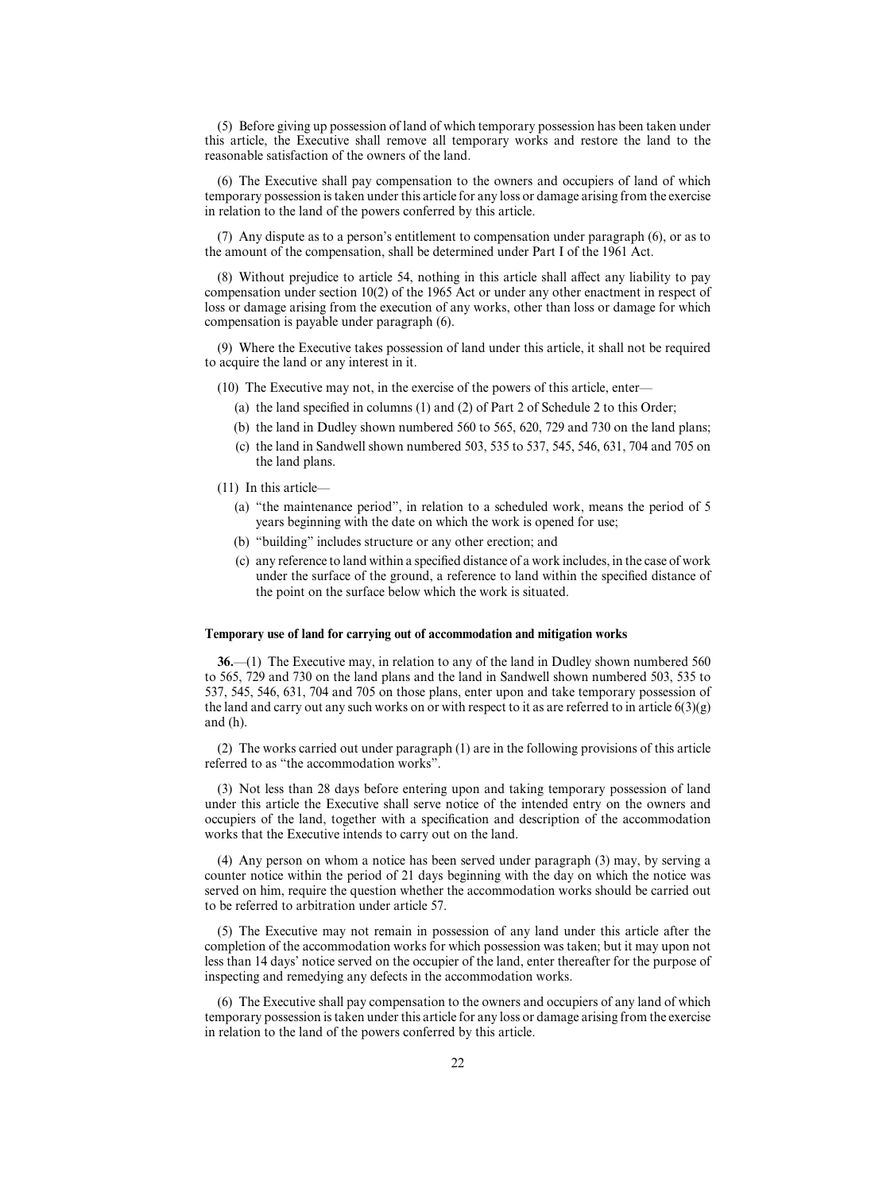(5) Before giving up possession of land of which temporary possession has been taken under this article, the Executive shall remove all temporary works and restore the land to the reasonable satisfaction of the owners of the land.

(6) The Executive shall pay compensation to the owners and occupiers of land of which temporary possession is taken under this article for any loss or damage arising from the exercise in relation to the land of the powers conferred by this article.

(7) Any dispute as to a person's entitlement to compensation under paragraph (6), or as to the amount of the compensation, shall be determined under Part I of the 1961 Act.

(8) Without prejudice to article 54, nothing in this article shall affect any liability to pay compensation under section 10(2) of the 1965 Act or under any other enactment in respect of loss or damage arising from the execution of any works, other than loss or damage for which compensation is payable under paragraph (6).

(9) Where the Executive takes possession of land under this article, it shall not be required to acquire the land or any interest in it.

(10) The Executive may not, in the exercise of the powers of this article, enter—

(a) the land specified in columns (1) and (2) of Part 2 of Schedule 2 to this Order;

(b) the land in Dudley shown numbered 560 to 565, 620, 729 and 730 on the land plans;

(c) the land in Sandwell shown numbered 503, 535 to 537, 545, 546, 631, 704 and 705 on the land plans.

(11) In this article—

(a) "the maintenance period", in relation to a scheduled work, means the period of 5 years beginning with the date on which the work is opened for use;

(b) "building" includes structure or any other erection; and

(c) any reference to land within a specified distance of a work includes, in the case of work under the surface of the ground, a reference to land within the specified distance of the point on the surface below which the work is situated.

**Temporary use of land for carrying out of accommodation and mitigation works**

**36.**—(1) The Executive may, in relation to any of the land in Dudley shown numbered 560 to 565, 729 and 730 on the land plans and the land in Sandwell shown numbered 503, 535 to 537, 545, 546, 631, 704 and 705 on those plans, enter upon and take temporary possession of the land and carry out any such works on or with respect to it as are referred to in article 6(3)(g) and (h).

(2) The works carried out under paragraph (1) are in the following provisions of this article referred to as "the accommodation works".

(3) Not less than 28 days before entering upon and taking temporary possession of land under this article the Executive shall serve notice of the intended entry on the owners and occupiers of the land, together with a specification and description of the accommodation works that the Executive intends to carry out on the land.

(4) Any person on whom a notice has been served under paragraph (3) may, by serving a counter notice within the period of 21 days beginning with the day on which the notice was served on him, require the question whether the accommodation works should be carried out to be referred to arbitration under article 57.

(5) The Executive may not remain in possession of any land under this article after the completion of the accommodation works for which possession was taken; but it may upon not less than 14 days' notice served on the occupier of the land, enter thereafter for the purpose of inspecting and remedying any defects in the accommodation works.

(6) The Executive shall pay compensation to the owners and occupiers of any land of which temporary possession is taken under this article for any loss or damage arising from the exercise in relation to the land of the powers conferred by this article.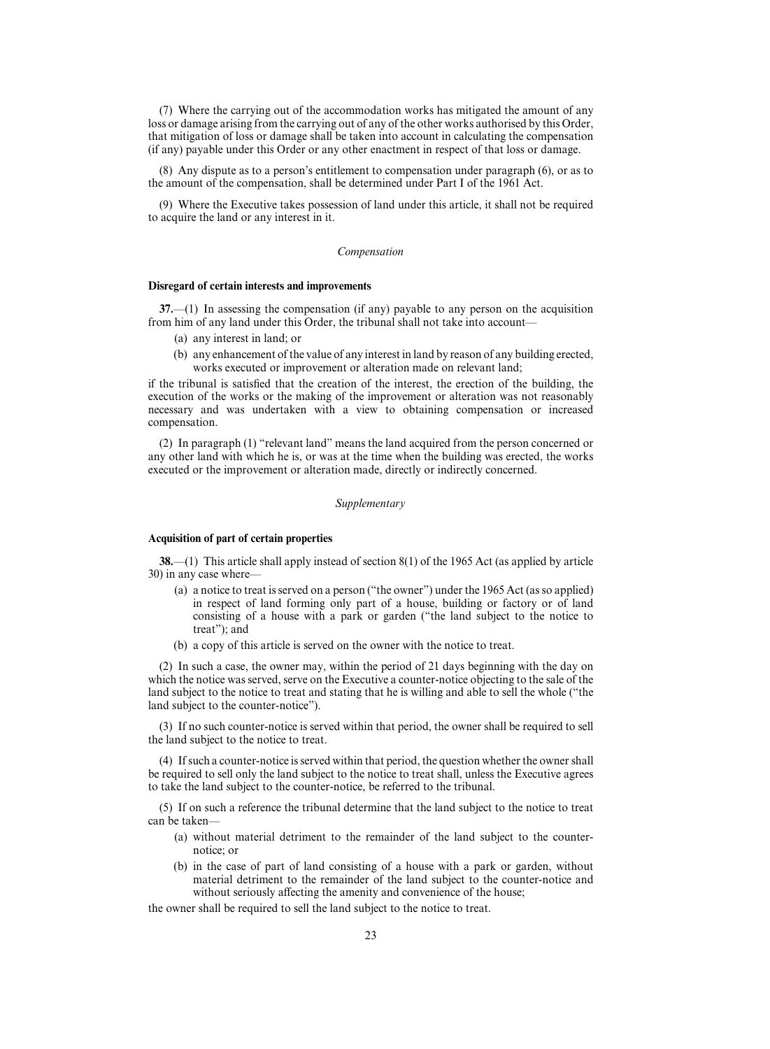(7) Where the carrying out of the accommodation works has mitigated the amount of any loss or damage arising from the carrying out of any of the other works authorised by this Order, that mitigation of loss or damage shall be taken into account in calculating the compensation (if any) payable under this Order or any other enactment in respect of that loss or damage.

(8) Any dispute as to a person's entitlement to compensation under paragraph (6), or as to the amount of the compensation, shall be determined under Part I of the 1961 Act.

(9) Where the Executive takes possession of land under this article, it shall not be required to acquire the land or any interest in it.

*Compensation*

**Disregard of certain interests and improvements**

**37.**—(1) In assessing the compensation (if any) payable to any person on the acquisition from him of any land under this Order, the tribunal shall not take into account—

(a) any interest in land; or

(b) any enhancement of the value of any interest in land by reason of any building erected, works executed or improvement or alteration made on relevant land;

if the tribunal is satisfied that the creation of the interest, the erection of the building, the execution of the works or the making of the improvement or alteration was not reasonably necessary and was undertaken with a view to obtaining compensation or increased compensation.

(2) In paragraph (1) "relevant land" means the land acquired from the person concerned or any other land with which he is, or was at the time when the building was erected, the works executed or the improvement or alteration made, directly or indirectly concerned.

*Supplementary*

**Acquisition of part of certain properties**

**38.**—(1) This article shall apply instead of section 8(1) of the 1965 Act (as applied by article 30) in any case where—

(a) a notice to treat is served on a person ("the owner") under the 1965 Act (as so applied) in respect of land forming only part of a house, building or factory or of land consisting of a house with a park or garden ("the land subject to the notice to treat"); and

(b) a copy of this article is served on the owner with the notice to treat.

(2) In such a case, the owner may, within the period of 21 days beginning with the day on which the notice was served, serve on the Executive a counter-notice objecting to the sale of the land subject to the notice to treat and stating that he is willing and able to sell the whole ("the land subject to the counter-notice").

(3) If no such counter-notice is served within that period, the owner shall be required to sell the land subject to the notice to treat.

(4) If such a counter-notice is served within that period, the question whether the owner shall be required to sell only the land subject to the notice to treat shall, unless the Executive agrees to take the land subject to the counter-notice, be referred to the tribunal.

(5) If on such a reference the tribunal determine that the land subject to the notice to treat can be taken—

(a) without material detriment to the remainder of the land subject to the counter-notice; or

(b) in the case of part of land consisting of a house with a park or garden, without material detriment to the remainder of the land subject to the counter-notice and without seriously affecting the amenity and convenience of the house;

the owner shall be required to sell the land subject to the notice to treat.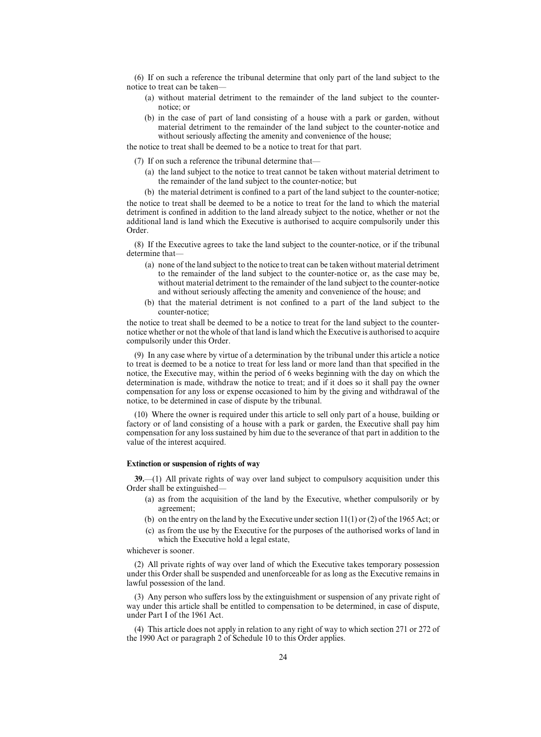(6) If on such a reference the tribunal determine that only part of the land subject to the notice to treat can be taken—

(a) without material detriment to the remainder of the land subject to the counter-notice; or

(b) in the case of part of land consisting of a house with a park or garden, without material detriment to the remainder of the land subject to the counter-notice and without seriously affecting the amenity and convenience of the house;

the notice to treat shall be deemed to be a notice to treat for that part.

(7) If on such a reference the tribunal determine that—

(a) the land subject to the notice to treat cannot be taken without material detriment to the remainder of the land subject to the counter-notice; but

(b) the material detriment is confined to a part of the land subject to the counter-notice;

the notice to treat shall be deemed to be a notice to treat for the land to which the material detriment is confined in addition to the land already subject to the notice, whether or not the additional land is land which the Executive is authorised to acquire compulsorily under this Order.

(8) If the Executive agrees to take the land subject to the counter-notice, or if the tribunal determine that—

(a) none of the land subject to the notice to treat can be taken without material detriment to the remainder of the land subject to the counter-notice or, as the case may be, without material detriment to the remainder of the land subject to the counter-notice and without seriously affecting the amenity and convenience of the house; and

(b) that the material detriment is not confined to a part of the land subject to the counter-notice;

the notice to treat shall be deemed to be a notice to treat for the land subject to the counter-notice whether or not the whole of that land is land which the Executive is authorised to acquire compulsorily under this Order.

(9) In any case where by virtue of a determination by the tribunal under this article a notice to treat is deemed to be a notice to treat for less land or more land than that specified in the notice, the Executive may, within the period of 6 weeks beginning with the day on which the determination is made, withdraw the notice to treat; and if it does so it shall pay the owner compensation for any loss or expense occasioned to him by the giving and withdrawal of the notice, to be determined in case of dispute by the tribunal.

(10) Where the owner is required under this article to sell only part of a house, building or factory or of land consisting of a house with a park or garden, the Executive shall pay him compensation for any loss sustained by him due to the severance of that part in addition to the value of the interest acquired.

**Extinction or suspension of rights of way**

**39.**—(1) All private rights of way over land subject to compulsory acquisition under this Order shall be extinguished—

(a) as from the acquisition of the land by the Executive, whether compulsorily or by agreement;

(b) on the entry on the land by the Executive under section 11(1) or (2) of the 1965 Act; or

(c) as from the use by the Executive for the purposes of the authorised works of land in which the Executive hold a legal estate,

whichever is sooner.

(2) All private rights of way over land of which the Executive takes temporary possession under this Order shall be suspended and unenforceable for as long as the Executive remains in lawful possession of the land.

(3) Any person who suffers loss by the extinguishment or suspension of any private right of way under this article shall be entitled to compensation to be determined, in case of dispute, under Part I of the 1961 Act.

(4) This article does not apply in relation to any right of way to which section 271 or 272 of the 1990 Act or paragraph 2 of Schedule 10 to this Order applies.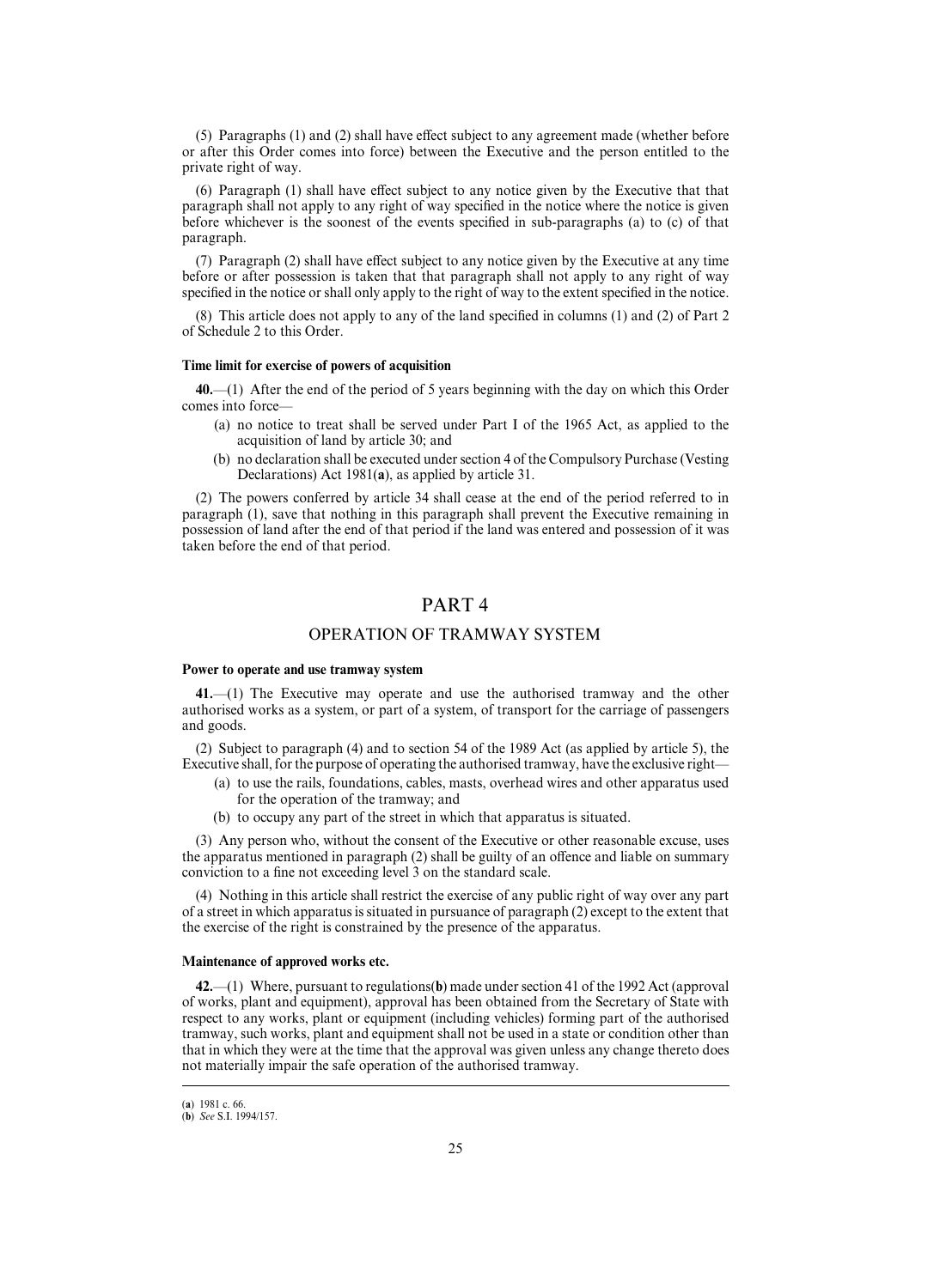(5) Paragraphs (1) and (2) shall have effect subject to any agreement made (whether before or after this Order comes into force) between the Executive and the person entitled to the private right of way.

(6) Paragraph (1) shall have effect subject to any notice given by the Executive that that paragraph shall not apply to any right of way specified in the notice where the notice is given before whichever is the soonest of the events specified in sub-paragraphs (a) to (c) of that paragraph.

(7) Paragraph (2) shall have effect subject to any notice given by the Executive at any time before or after possession is taken that that paragraph shall not apply to any right of way specified in the notice or shall only apply to the right of way to the extent specified in the notice.

(8) This article does not apply to any of the land specified in columns (1) and (2) of Part 2 of Schedule 2 to this Order.

**Time limit for exercise of powers of acquisition**

**40.**—(1) After the end of the period of 5 years beginning with the day on which this Order comes into force—

(a) no notice to treat shall be served under Part I of the 1965 Act, as applied to the acquisition of land by article 30; and

(b) no declaration shall be executed under section 4 of the Compulsory Purchase (Vesting Declarations) Act 1981(**a**), as applied by article 31.

(2) The powers conferred by article 34 shall cease at the end of the period referred to in paragraph (1), save that nothing in this paragraph shall prevent the Executive remaining in possession of land after the end of that period if the land was entered and possession of it was taken before the end of that period.

# PART 4

## OPERATION OF TRAMWAY SYSTEM

**Power to operate and use tramway system**

**41.**—(1) The Executive may operate and use the authorised tramway and the other authorised works as a system, or part of a system, of transport for the carriage of passengers and goods.

(2) Subject to paragraph (4) and to section 54 of the 1989 Act (as applied by article 5), the Executive shall, for the purpose of operating the authorised tramway, have the exclusive right—

(a) to use the rails, foundations, cables, masts, overhead wires and other apparatus used for the operation of the tramway; and

(b) to occupy any part of the street in which that apparatus is situated.

(3) Any person who, without the consent of the Executive or other reasonable excuse, uses the apparatus mentioned in paragraph (2) shall be guilty of an offence and liable on summary conviction to a fine not exceeding level 3 on the standard scale.

(4) Nothing in this article shall restrict the exercise of any public right of way over any part of a street in which apparatus is situated in pursuance of paragraph (2) except to the extent that the exercise of the right is constrained by the presence of the apparatus.

**Maintenance of approved works etc.**

**42.**—(1) Where, pursuant to regulations(**b**) made under section 41 of the 1992 Act (approval of works, plant and equipment), approval has been obtained from the Secretary of State with respect to any works, plant or equipment (including vehicles) forming part of the authorised tramway, such works, plant and equipment shall not be used in a state or condition other than that in which they were at the time that the approval was given unless any change thereto does not materially impair the safe operation of the authorised tramway.

---

(**a**) 1981 c. 66.
(**b**) *See* S.I. 1994/157.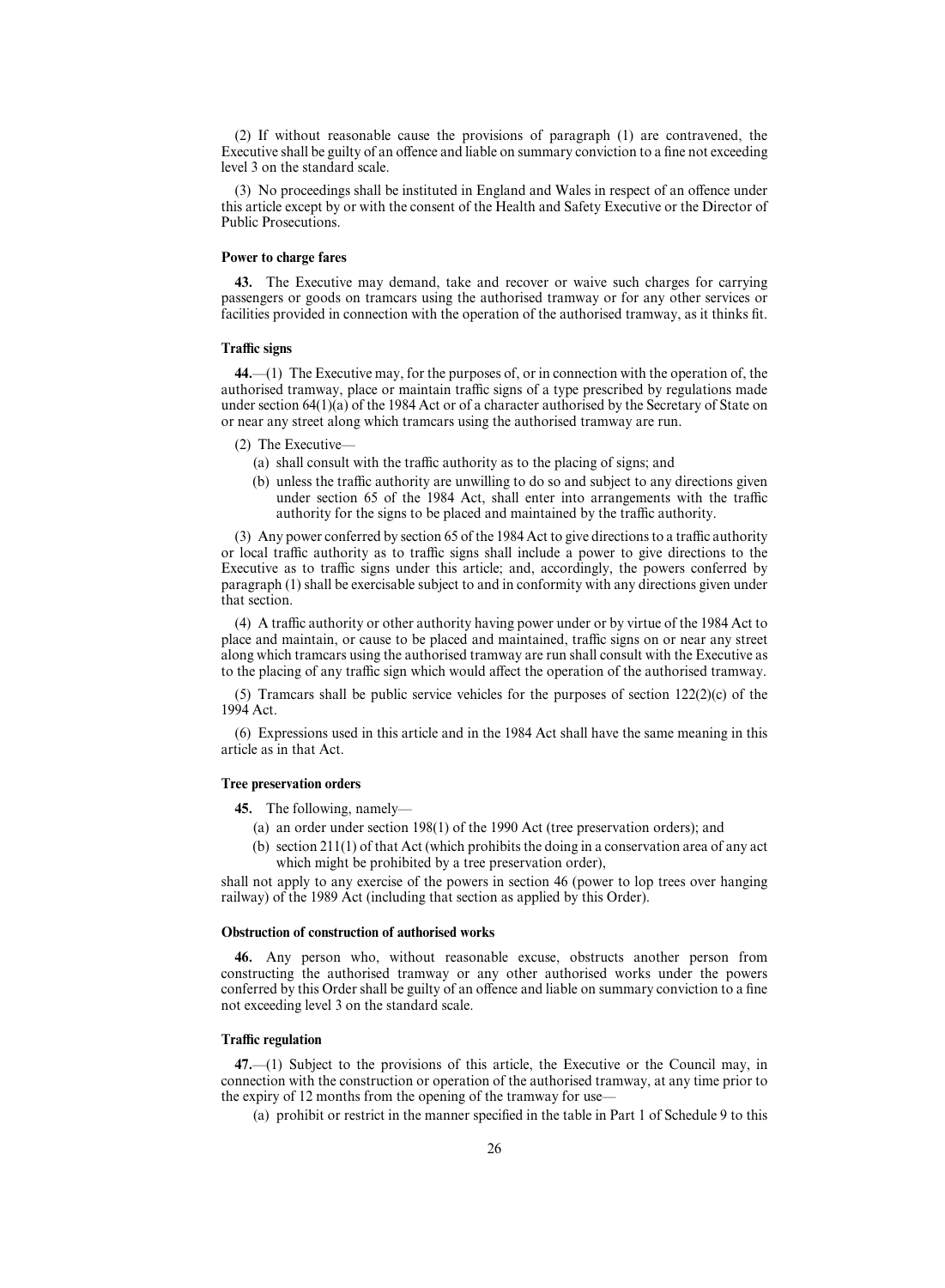(2) If without reasonable cause the provisions of paragraph (1) are contravened, the Executive shall be guilty of an offence and liable on summary conviction to a fine not exceeding level 3 on the standard scale.

(3) No proceedings shall be instituted in England and Wales in respect of an offence under this article except by or with the consent of the Health and Safety Executive or the Director of Public Prosecutions.

#### Power to charge fares

**43.** The Executive may demand, take and recover or waive such charges for carrying passengers or goods on tramcars using the authorised tramway or for any other services or facilities provided in connection with the operation of the authorised tramway, as it thinks fit.

#### Traffic signs

**44.**—(1) The Executive may, for the purposes of, or in connection with the operation of, the authorised tramway, place or maintain traffic signs of a type prescribed by regulations made under section 64(1)(a) of the 1984 Act or of a character authorised by the Secretary of State on or near any street along which tramcars using the authorised tramway are run.

(2) The Executive—

(a) shall consult with the traffic authority as to the placing of signs; and

(b) unless the traffic authority are unwilling to do so and subject to any directions given under section 65 of the 1984 Act, shall enter into arrangements with the traffic authority for the signs to be placed and maintained by the traffic authority.

(3) Any power conferred by section 65 of the 1984 Act to give directions to a traffic authority or local traffic authority as to traffic signs shall include a power to give directions to the Executive as to traffic signs under this article; and, accordingly, the powers conferred by paragraph (1) shall be exercisable subject to and in conformity with any directions given under that section.

(4) A traffic authority or other authority having power under or by virtue of the 1984 Act to place and maintain, or cause to be placed and maintained, traffic signs on or near any street along which tramcars using the authorised tramway are run shall consult with the Executive as to the placing of any traffic sign which would affect the operation of the authorised tramway.

(5) Tramcars shall be public service vehicles for the purposes of section 122(2)(c) of the 1994 Act.

(6) Expressions used in this article and in the 1984 Act shall have the same meaning in this article as in that Act.

#### Tree preservation orders

**45.** The following, namely—

(a) an order under section 198(1) of the 1990 Act (tree preservation orders); and

(b) section 211(1) of that Act (which prohibits the doing in a conservation area of any act which might be prohibited by a tree preservation order),

shall not apply to any exercise of the powers in section 46 (power to lop trees over hanging railway) of the 1989 Act (including that section as applied by this Order).

#### Obstruction of construction of authorised works

**46.** Any person who, without reasonable excuse, obstructs another person from constructing the authorised tramway or any other authorised works under the powers conferred by this Order shall be guilty of an offence and liable on summary conviction to a fine not exceeding level 3 on the standard scale.

#### Traffic regulation

**47.**—(1) Subject to the provisions of this article, the Executive or the Council may, in connection with the construction or operation of the authorised tramway, at any time prior to the expiry of 12 months from the opening of the tramway for use—

(a) prohibit or restrict in the manner specified in the table in Part 1 of Schedule 9 to this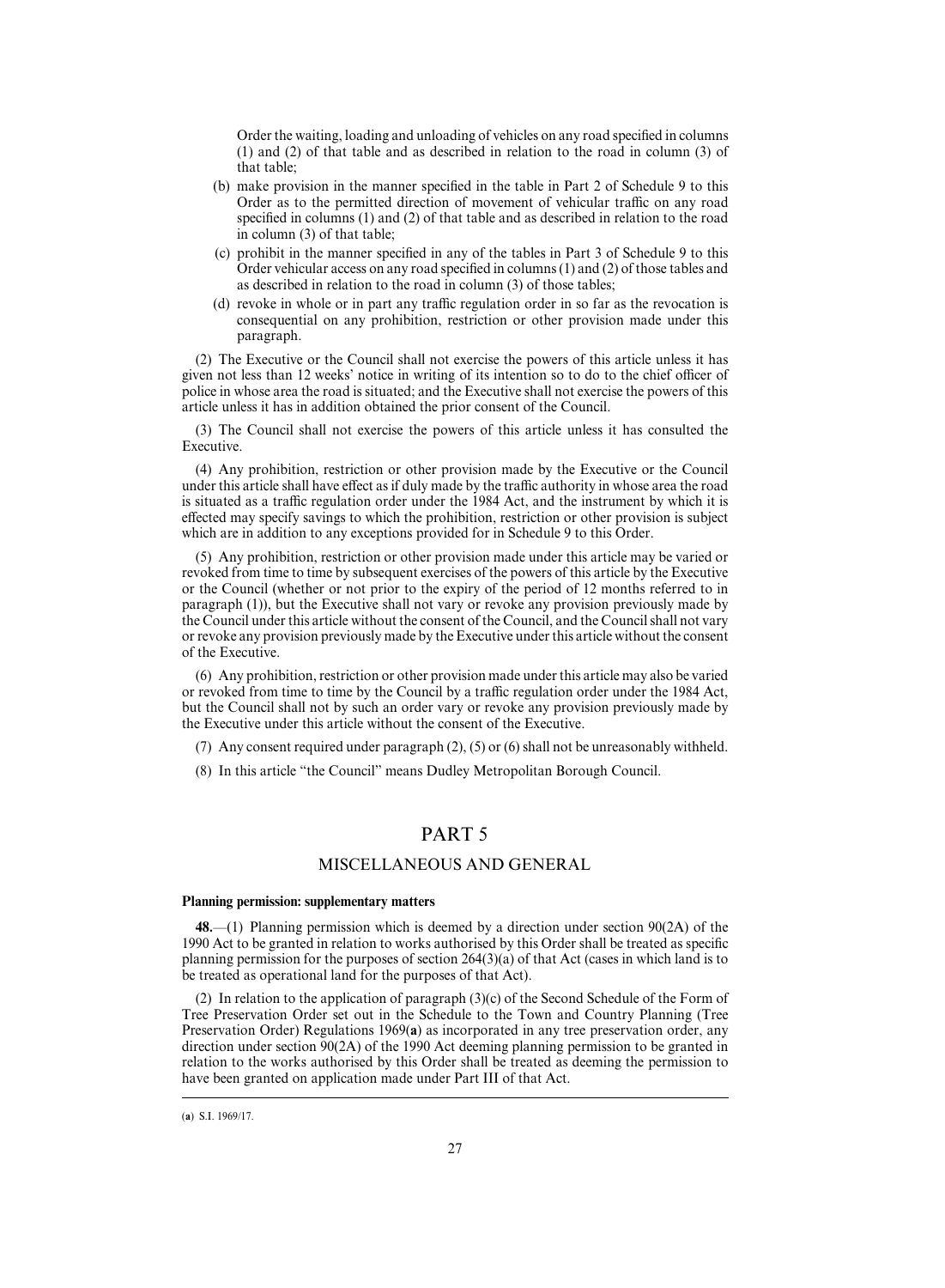Order the waiting, loading and unloading of vehicles on any road specified in columns (1) and (2) of that table and as described in relation to the road in column (3) of that table;

(b) make provision in the manner specified in the table in Part 2 of Schedule 9 to this Order as to the permitted direction of movement of vehicular traffic on any road specified in columns (1) and (2) of that table and as described in relation to the road in column (3) of that table;

(c) prohibit in the manner specified in any of the tables in Part 3 of Schedule 9 to this Order vehicular access on any road specified in columns (1) and (2) of those tables and as described in relation to the road in column (3) of those tables;

(d) revoke in whole or in part any traffic regulation order in so far as the revocation is consequential on any prohibition, restriction or other provision made under this paragraph.

(2) The Executive or the Council shall not exercise the powers of this article unless it has given not less than 12 weeks' notice in writing of its intention so to do to the chief officer of police in whose area the road is situated; and the Executive shall not exercise the powers of this article unless it has in addition obtained the prior consent of the Council.

(3) The Council shall not exercise the powers of this article unless it has consulted the Executive.

(4) Any prohibition, restriction or other provision made by the Executive or the Council under this article shall have effect as if duly made by the traffic authority in whose area the road is situated as a traffic regulation order under the 1984 Act, and the instrument by which it is effected may specify savings to which the prohibition, restriction or other provision is subject which are in addition to any exceptions provided for in Schedule 9 to this Order.

(5) Any prohibition, restriction or other provision made under this article may be varied or revoked from time to time by subsequent exercises of the powers of this article by the Executive or the Council (whether or not prior to the expiry of the period of 12 months referred to in paragraph (1)), but the Executive shall not vary or revoke any provision previously made by the Council under this article without the consent of the Council, and the Council shall not vary or revoke any provision previously made by the Executive under this article without the consent of the Executive.

(6) Any prohibition, restriction or other provision made under this article may also be varied or revoked from time to time by the Council by a traffic regulation order under the 1984 Act, but the Council shall not by such an order vary or revoke any provision previously made by the Executive under this article without the consent of the Executive.

(7) Any consent required under paragraph (2), (5) or (6) shall not be unreasonably withheld.

(8) In this article "the Council" means Dudley Metropolitan Borough Council.

## PART 5

### MISCELLANEOUS AND GENERAL

**Planning permission: supplementary matters**

**48.**—(1) Planning permission which is deemed by a direction under section 90(2A) of the 1990 Act to be granted in relation to works authorised by this Order shall be treated as specific planning permission for the purposes of section 264(3)(a) of that Act (cases in which land is to be treated as operational land for the purposes of that Act).

(2) In relation to the application of paragraph (3)(c) of the Second Schedule of the Form of Tree Preservation Order set out in the Schedule to the Town and Country Planning (Tree Preservation Order) Regulations 1969(**a**) as incorporated in any tree preservation order, any direction under section 90(2A) of the 1990 Act deeming planning permission to be granted in relation to the works authorised by this Order shall be treated as deeming the permission to have been granted on application made under Part III of that Act.

(**a**) S.I. 1969/17.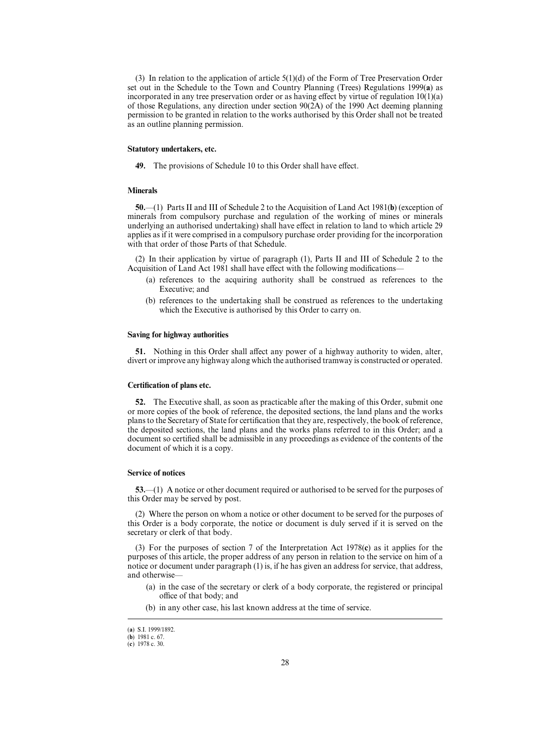(3) In relation to the application of article 5(1)(d) of the Form of Tree Preservation Order set out in the Schedule to the Town and Country Planning (Trees) Regulations 1999(**a**) as incorporated in any tree preservation order or as having effect by virtue of regulation 10(1)(a) of those Regulations, any direction under section 90(2A) of the 1990 Act deeming planning permission to be granted in relation to the works authorised by this Order shall not be treated as an outline planning permission.

**Statutory undertakers, etc.**

**49.** The provisions of Schedule 10 to this Order shall have effect.

**Minerals**

**50.**—(1) Parts II and III of Schedule 2 to the Acquisition of Land Act 1981(**b**) (exception of minerals from compulsory purchase and regulation of the working of mines or minerals underlying an authorised undertaking) shall have effect in relation to land to which article 29 applies as if it were comprised in a compulsory purchase order providing for the incorporation with that order of those Parts of that Schedule.

(2) In their application by virtue of paragraph (1), Parts II and III of Schedule 2 to the Acquisition of Land Act 1981 shall have effect with the following modifications—

(a) references to the acquiring authority shall be construed as references to the Executive; and

(b) references to the undertaking shall be construed as references to the undertaking which the Executive is authorised by this Order to carry on.

**Saving for highway authorities**

**51.** Nothing in this Order shall affect any power of a highway authority to widen, alter, divert or improve any highway along which the authorised tramway is constructed or operated.

**Certification of plans etc.**

**52.** The Executive shall, as soon as practicable after the making of this Order, submit one or more copies of the book of reference, the deposited sections, the land plans and the works plans to the Secretary of State for certification that they are, respectively, the book of reference, the deposited sections, the land plans and the works plans referred to in this Order; and a document so certified shall be admissible in any proceedings as evidence of the contents of the document of which it is a copy.

**Service of notices**

**53.**—(1) A notice or other document required or authorised to be served for the purposes of this Order may be served by post.

(2) Where the person on whom a notice or other document to be served for the purposes of this Order is a body corporate, the notice or document is duly served if it is served on the secretary or clerk of that body.

(3) For the purposes of section 7 of the Interpretation Act 1978(**c**) as it applies for the purposes of this article, the proper address of any person in relation to the service on him of a notice or document under paragraph (1) is, if he has given an address for service, that address, and otherwise—

(a) in the case of the secretary or clerk of a body corporate, the registered or principal office of that body; and

(b) in any other case, his last known address at the time of service.

---

(**a**) S.I. 1999/1892.
(**b**) 1981 c. 67.
(**c**) 1978 c. 30.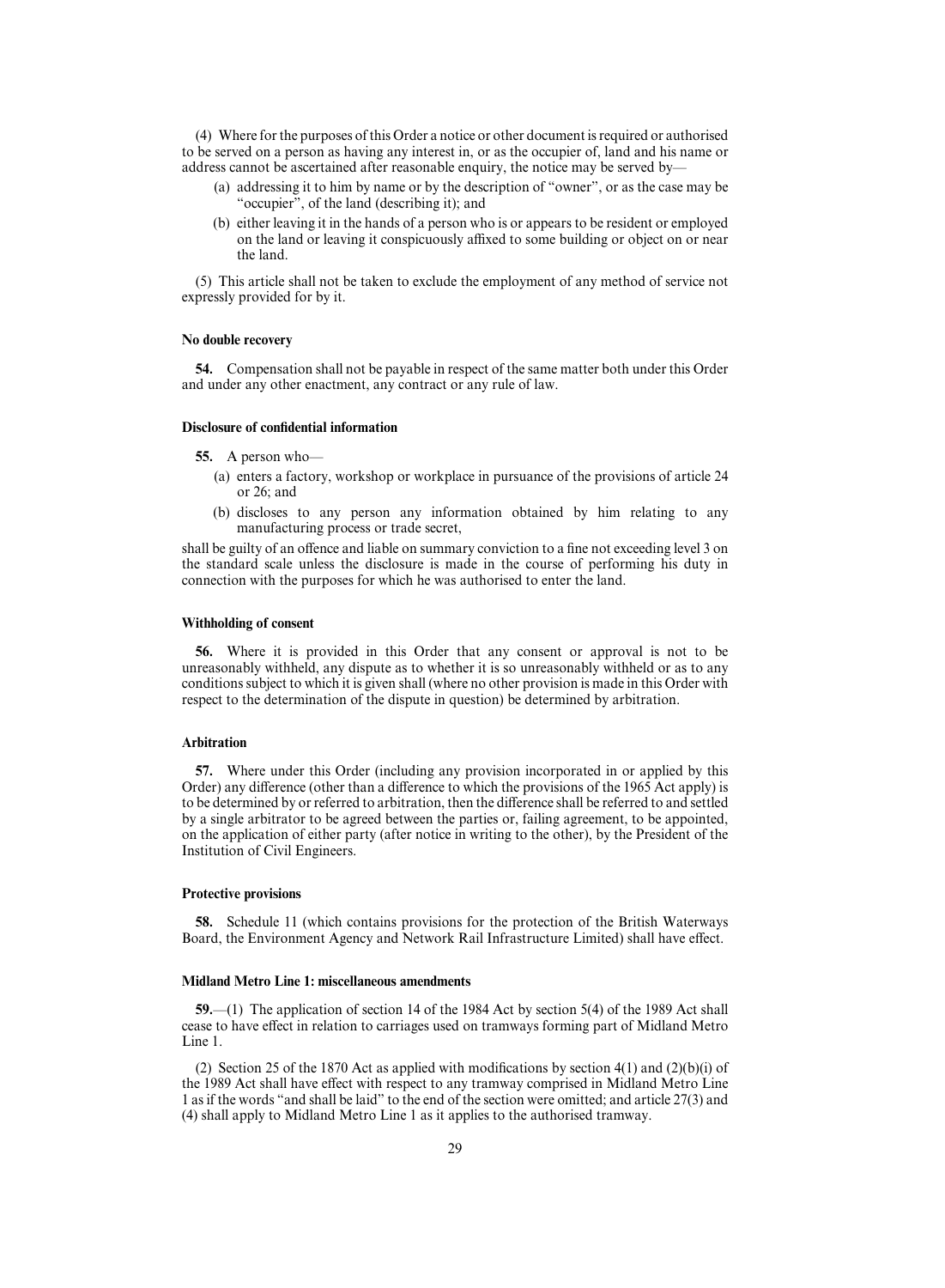(4) Where for the purposes of this Order a notice or other document is required or authorised to be served on a person as having any interest in, or as the occupier of, land and his name or address cannot be ascertained after reasonable enquiry, the notice may be served by—

(a) addressing it to him by name or by the description of "owner", or as the case may be "occupier", of the land (describing it); and

(b) either leaving it in the hands of a person who is or appears to be resident or employed on the land or leaving it conspicuously affixed to some building or object on or near the land.

(5) This article shall not be taken to exclude the employment of any method of service not expressly provided for by it.

**No double recovery**

**54.** Compensation shall not be payable in respect of the same matter both under this Order and under any other enactment, any contract or any rule of law.

**Disclosure of confidential information**

**55.** A person who—

(a) enters a factory, workshop or workplace in pursuance of the provisions of article 24 or 26; and

(b) discloses to any person any information obtained by him relating to any manufacturing process or trade secret,

shall be guilty of an offence and liable on summary conviction to a fine not exceeding level 3 on the standard scale unless the disclosure is made in the course of performing his duty in connection with the purposes for which he was authorised to enter the land.

**Withholding of consent**

**56.** Where it is provided in this Order that any consent or approval is not to be unreasonably withheld, any dispute as to whether it is so unreasonably withheld or as to any conditions subject to which it is given shall (where no other provision is made in this Order with respect to the determination of the dispute in question) be determined by arbitration.

**Arbitration**

**57.** Where under this Order (including any provision incorporated in or applied by this Order) any difference (other than a difference to which the provisions of the 1965 Act apply) is to be determined by or referred to arbitration, then the difference shall be referred to and settled by a single arbitrator to be agreed between the parties or, failing agreement, to be appointed, on the application of either party (after notice in writing to the other), by the President of the Institution of Civil Engineers.

**Protective provisions**

**58.** Schedule 11 (which contains provisions for the protection of the British Waterways Board, the Environment Agency and Network Rail Infrastructure Limited) shall have effect.

**Midland Metro Line 1: miscellaneous amendments**

**59.**—(1) The application of section 14 of the 1984 Act by section 5(4) of the 1989 Act shall cease to have effect in relation to carriages used on tramways forming part of Midland Metro Line 1.

(2) Section 25 of the 1870 Act as applied with modifications by section 4(1) and (2)(b)(i) of the 1989 Act shall have effect with respect to any tramway comprised in Midland Metro Line 1 as if the words "and shall be laid" to the end of the section were omitted; and article 27(3) and (4) shall apply to Midland Metro Line 1 as it applies to the authorised tramway.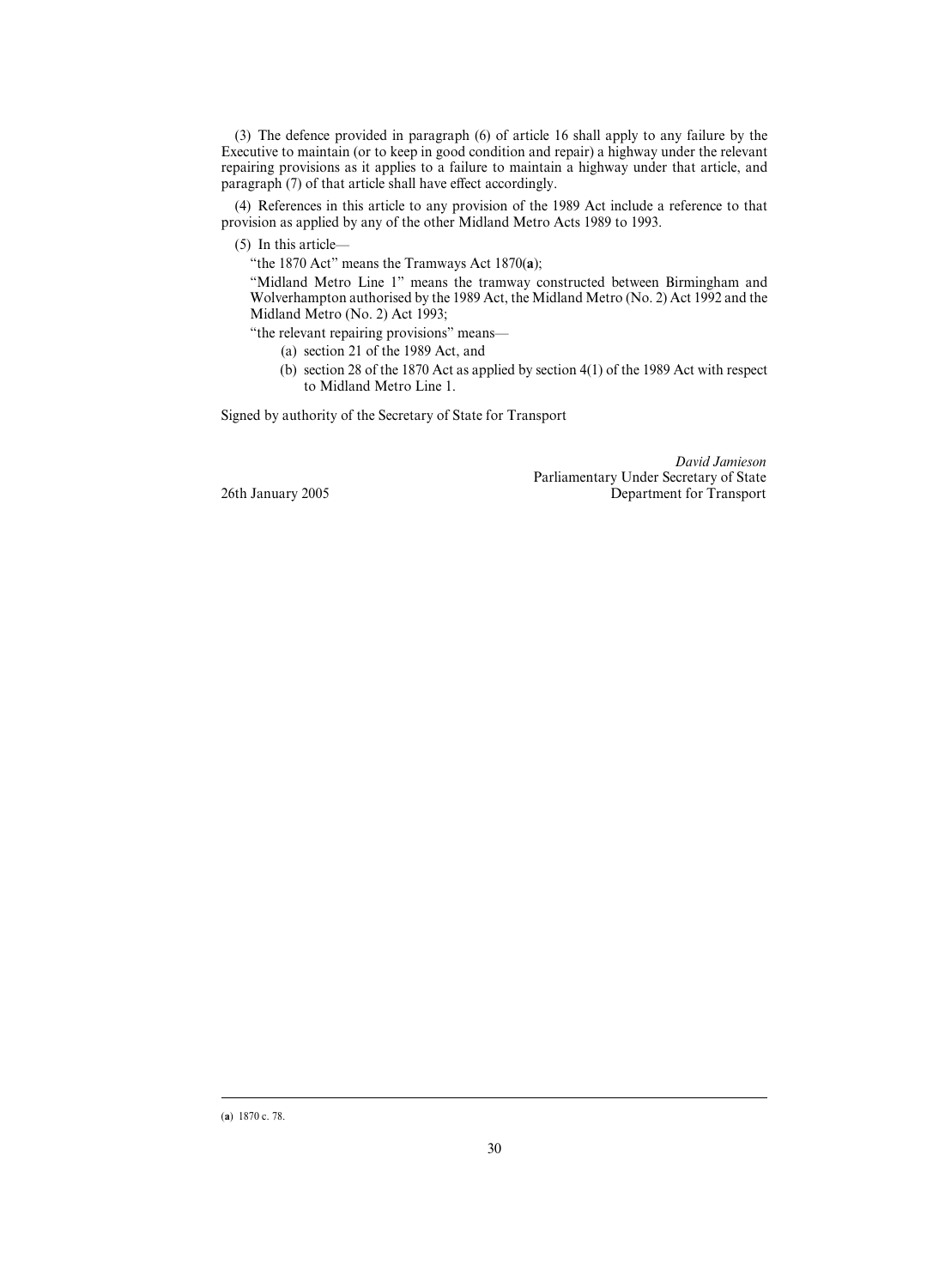(3) The defence provided in paragraph (6) of article 16 shall apply to any failure by the Executive to maintain (or to keep in good condition and repair) a highway under the relevant repairing provisions as it applies to a failure to maintain a highway under that article, and paragraph (7) of that article shall have effect accordingly.

(4) References in this article to any provision of the 1989 Act include a reference to that provision as applied by any of the other Midland Metro Acts 1989 to 1993.

(5) In this article—

"the 1870 Act" means the Tramways Act 1870(**a**);

"Midland Metro Line 1" means the tramway constructed between Birmingham and Wolverhampton authorised by the 1989 Act, the Midland Metro (No. 2) Act 1992 and the Midland Metro (No. 2) Act 1993;

"the relevant repairing provisions" means—

(a) section 21 of the 1989 Act, and

(b) section 28 of the 1870 Act as applied by section 4(1) of the 1989 Act with respect to Midland Metro Line 1.

Signed by authority of the Secretary of State for Transport

*David Jamieson*
Parliamentary Under Secretary of State
Department for Transport

26th January 2005

---

(**a**) 1870 c. 78.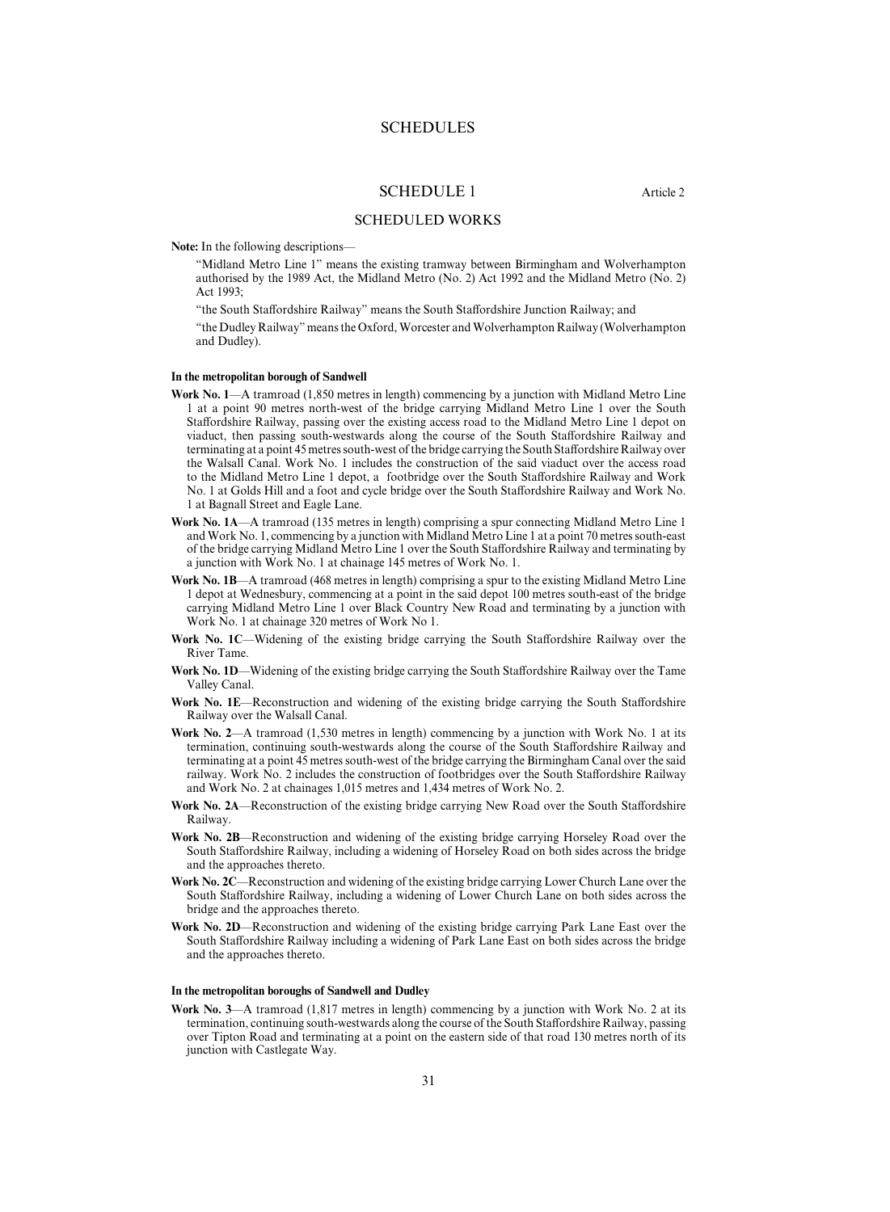# SCHEDULES

## SCHEDULE 1

Article 2

### SCHEDULED WORKS

**Note:** In the following descriptions—

"Midland Metro Line 1" means the existing tramway between Birmingham and Wolverhampton authorised by the 1989 Act, the Midland Metro (No. 2) Act 1992 and the Midland Metro (No. 2) Act 1993;

"the South Staffordshire Railway" means the South Staffordshire Junction Railway; and

"the Dudley Railway" means the Oxford, Worcester and Wolverhampton Railway (Wolverhampton and Dudley).

**In the metropolitan borough of Sandwell**

**Work No. 1**—A tramroad (1,850 metres in length) commencing by a junction with Midland Metro Line 1 at a point 90 metres north-west of the bridge carrying Midland Metro Line 1 over the South Staffordshire Railway, passing over the existing access road to the Midland Metro Line 1 depot on viaduct, then passing south-westwards along the course of the South Staffordshire Railway and terminating at a point 45 metres south-west of the bridge carrying the South Staffordshire Railway over the Walsall Canal. Work No. 1 includes the construction of the said viaduct over the access road to the Midland Metro Line 1 depot, a footbridge over the South Staffordshire Railway and Work No. 1 at Golds Hill and a foot and cycle bridge over the South Staffordshire Railway and Work No. 1 at Bagnall Street and Eagle Lane.

**Work No. 1A**—A tramroad (135 metres in length) comprising a spur connecting Midland Metro Line 1 and Work No. 1, commencing by a junction with Midland Metro Line 1 at a point 70 metres south-east of the bridge carrying Midland Metro Line 1 over the South Staffordshire Railway and terminating by a junction with Work No. 1 at chainage 145 metres of Work No. 1.

**Work No. 1B**—A tramroad (468 metres in length) comprising a spur to the existing Midland Metro Line 1 depot at Wednesbury, commencing at a point in the said depot 100 metres south-east of the bridge carrying Midland Metro Line 1 over Black Country New Road and terminating by a junction with Work No. 1 at chainage 320 metres of Work No 1.

**Work No. 1C**—Widening of the existing bridge carrying the South Staffordshire Railway over the River Tame.

**Work No. 1D**—Widening of the existing bridge carrying the South Staffordshire Railway over the Tame Valley Canal.

**Work No. 1E**—Reconstruction and widening of the existing bridge carrying the South Staffordshire Railway over the Walsall Canal.

**Work No. 2**—A tramroad (1,530 metres in length) commencing by a junction with Work No. 1 at its termination, continuing south-westwards along the course of the South Staffordshire Railway and terminating at a point 45 metres south-west of the bridge carrying the Birmingham Canal over the said railway. Work No. 2 includes the construction of footbridges over the South Staffordshire Railway and Work No. 2 at chainages 1,015 metres and 1,434 metres of Work No. 2.

**Work No. 2A**—Reconstruction of the existing bridge carrying New Road over the South Staffordshire Railway.

**Work No. 2B**—Reconstruction and widening of the existing bridge carrying Horseley Road over the South Staffordshire Railway, including a widening of Horseley Road on both sides across the bridge and the approaches thereto.

**Work No. 2C**—Reconstruction and widening of the existing bridge carrying Lower Church Lane over the South Staffordshire Railway, including a widening of Lower Church Lane on both sides across the bridge and the approaches thereto.

**Work No. 2D**—Reconstruction and widening of the existing bridge carrying Park Lane East over the South Staffordshire Railway including a widening of Park Lane East on both sides across the bridge and the approaches thereto.

**In the metropolitan boroughs of Sandwell and Dudley**

**Work No. 3**—A tramroad (1,817 metres in length) commencing by a junction with Work No. 2 at its termination, continuing south-westwards along the course of the South Staffordshire Railway, passing over Tipton Road and terminating at a point on the eastern side of that road 130 metres north of its junction with Castlegate Way.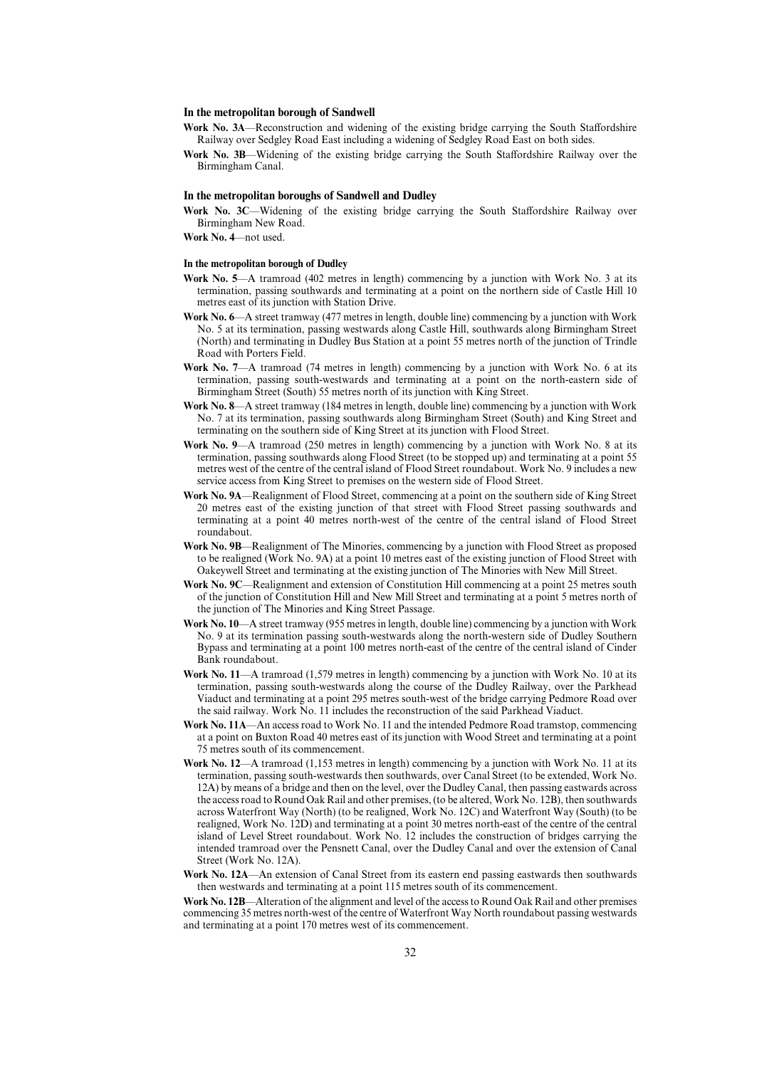**In the metropolitan borough of Sandwell**

**Work No. 3A**—Reconstruction and widening of the existing bridge carrying the South Staffordshire Railway over Sedgley Road East including a widening of Sedgley Road East on both sides.

**Work No. 3B**—Widening of the existing bridge carrying the South Staffordshire Railway over the Birmingham Canal.

**In the metropolitan boroughs of Sandwell and Dudley**

**Work No. 3C**—Widening of the existing bridge carrying the South Staffordshire Railway over Birmingham New Road.

**Work No. 4**—not used.

**In the metropolitan borough of Dudley**

**Work No. 5**—A tramroad (402 metres in length) commencing by a junction with Work No. 3 at its termination, passing southwards and terminating at a point on the northern side of Castle Hill 10 metres east of its junction with Station Drive.

**Work No. 6**—A street tramway (477 metres in length, double line) commencing by a junction with Work No. 5 at its termination, passing westwards along Castle Hill, southwards along Birmingham Street (North) and terminating in Dudley Bus Station at a point 55 metres north of the junction of Trindle Road with Porters Field.

**Work No. 7**—A tramroad (74 metres in length) commencing by a junction with Work No. 6 at its termination, passing south-westwards and terminating at a point on the north-eastern side of Birmingham Street (South) 55 metres north of its junction with King Street.

**Work No. 8**—A street tramway (184 metres in length, double line) commencing by a junction with Work No. 7 at its termination, passing southwards along Birmingham Street (South) and King Street and terminating on the southern side of King Street at its junction with Flood Street.

**Work No. 9**—A tramroad (250 metres in length) commencing by a junction with Work No. 8 at its termination, passing southwards along Flood Street (to be stopped up) and terminating at a point 55 metres west of the centre of the central island of Flood Street roundabout. Work No. 9 includes a new service access from King Street to premises on the western side of Flood Street.

**Work No. 9A**—Realignment of Flood Street, commencing at a point on the southern side of King Street 20 metres east of the existing junction of that street with Flood Street passing southwards and terminating at a point 40 metres north-west of the centre of the central island of Flood Street roundabout.

**Work No. 9B**—Realignment of The Minories, commencing by a junction with Flood Street as proposed to be realigned (Work No. 9A) at a point 10 metres east of the existing junction of Flood Street with Oakeywell Street and terminating at the existing junction of The Minories with New Mill Street.

**Work No. 9C**—Realignment and extension of Constitution Hill commencing at a point 25 metres south of the junction of Constitution Hill and New Mill Street and terminating at a point 5 metres north of the junction of The Minories and King Street Passage.

**Work No. 10**—A street tramway (955 metres in length, double line) commencing by a junction with Work No. 9 at its termination passing south-westwards along the north-western side of Dudley Southern Bypass and terminating at a point 100 metres north-east of the centre of the central island of Cinder Bank roundabout.

**Work No. 11**—A tramroad (1,579 metres in length) commencing by a junction with Work No. 10 at its termination, passing south-westwards along the course of the Dudley Railway, over the Parkhead Viaduct and terminating at a point 295 metres south-west of the bridge carrying Pedmore Road over the said railway. Work No. 11 includes the reconstruction of the said Parkhead Viaduct.

**Work No. 11A**—An access road to Work No. 11 and the intended Pedmore Road tramstop, commencing at a point on Buxton Road 40 metres east of its junction with Wood Street and terminating at a point 75 metres south of its commencement.

**Work No. 12**—A tramroad (1,153 metres in length) commencing by a junction with Work No. 11 at its termination, passing south-westwards then southwards, over Canal Street (to be extended, Work No. 12A) by means of a bridge and then on the level, over the Dudley Canal, then passing eastwards across the access road to Round Oak Rail and other premises, (to be altered, Work No. 12B), then southwards across Waterfront Way (North) (to be realigned, Work No. 12C) and Waterfront Way (South) (to be realigned, Work No. 12D) and terminating at a point 30 metres north-east of the centre of the central island of Level Street roundabout. Work No. 12 includes the construction of bridges carrying the intended tramroad over the Pensnett Canal, over the Dudley Canal and over the extension of Canal Street (Work No. 12A).

**Work No. 12A**—An extension of Canal Street from its eastern end passing eastwards then southwards then westwards and terminating at a point 115 metres south of its commencement.

**Work No. 12B**—Alteration of the alignment and level of the access to Round Oak Rail and other premises commencing 35 metres north-west of the centre of Waterfront Way North roundabout passing westwards and terminating at a point 170 metres west of its commencement.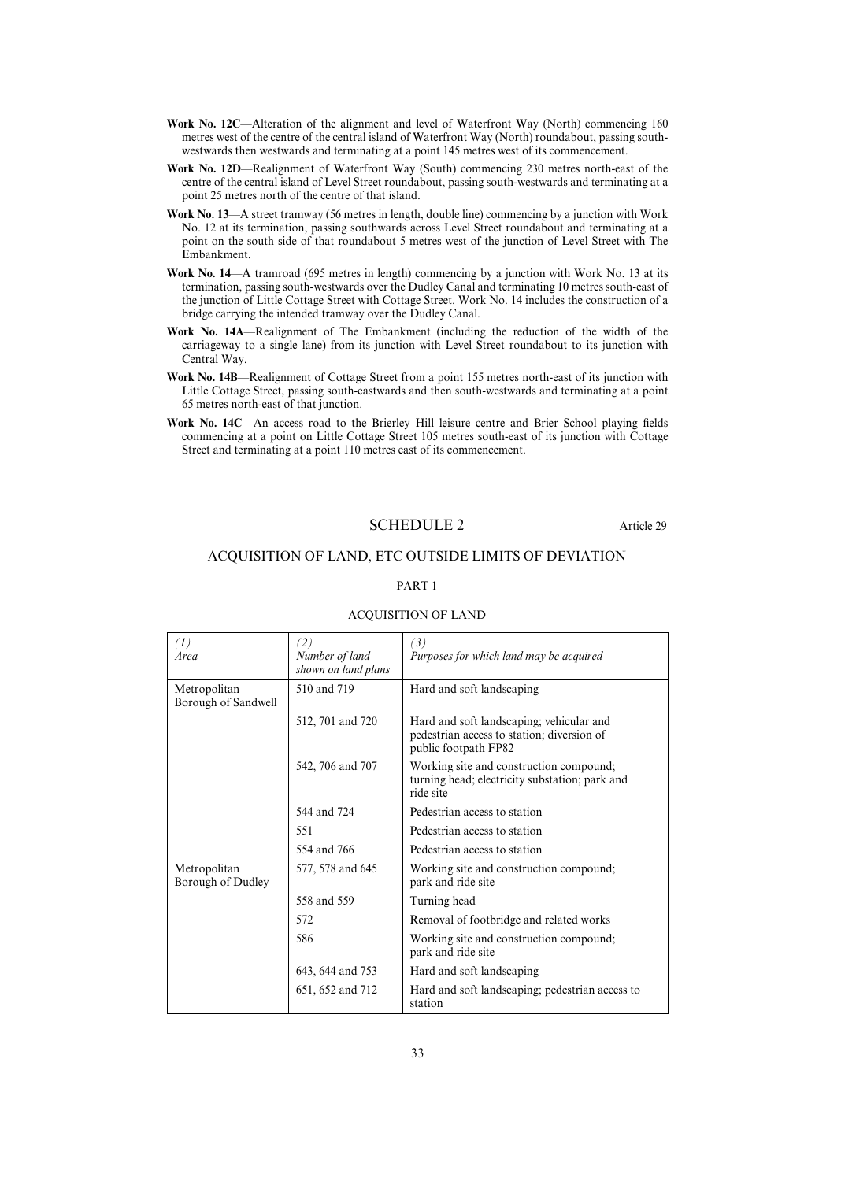**Work No. 12C**—Alteration of the alignment and level of Waterfront Way (North) commencing 160 metres west of the centre of the central island of Waterfront Way (North) roundabout, passing south-westwards then westwards and terminating at a point 145 metres west of its commencement.

**Work No. 12D**—Realignment of Waterfront Way (South) commencing 230 metres north-east of the centre of the central island of Level Street roundabout, passing south-westwards and terminating at a point 25 metres north of the centre of that island.

**Work No. 13**—A street tramway (56 metres in length, double line) commencing by a junction with Work No. 12 at its termination, passing southwards across Level Street roundabout and terminating at a point on the south side of that roundabout 5 metres west of the junction of Level Street with The Embankment.

**Work No. 14**—A tramroad (695 metres in length) commencing by a junction with Work No. 13 at its termination, passing south-westwards over the Dudley Canal and terminating 10 metres south-east of the junction of Little Cottage Street with Cottage Street. Work No. 14 includes the construction of a bridge carrying the intended tramway over the Dudley Canal.

**Work No. 14A**—Realignment of The Embankment (including the reduction of the width of the carriageway to a single lane) from its junction with Level Street roundabout to its junction with Central Way.

**Work No. 14B**—Realignment of Cottage Street from a point 155 metres north-east of its junction with Little Cottage Street, passing south-eastwards and then south-westwards and terminating at a point 65 metres north-east of that junction.

**Work No. 14C**—An access road to the Brierley Hill leisure centre and Brier School playing fields commencing at a point on Little Cottage Street 105 metres south-east of its junction with Cottage Street and terminating at a point 110 metres east of its commencement.

## SCHEDULE 2

Article 29

### ACQUISITION OF LAND, ETC OUTSIDE LIMITS OF DEVIATION

PART 1

ACQUISITION OF LAND

| *(1)* *Area* | *(2)* *Number of land shown on land plans* | *(3)* *Purposes for which land may be acquired* |
|---|---|---|
| Metropolitan Borough of Sandwell | 510 and 719 | Hard and soft landscaping |
| | 512, 701 and 720 | Hard and soft landscaping; vehicular and pedestrian access to station; diversion of public footpath FP82 |
| | 542, 706 and 707 | Working site and construction compound; turning head; electricity substation; park and ride site |
| | 544 and 724 | Pedestrian access to station |
| | 551 | Pedestrian access to station |
| | 554 and 766 | Pedestrian access to station |
| Metropolitan Borough of Dudley | 577, 578 and 645 | Working site and construction compound; park and ride site |
| | 558 and 559 | Turning head |
| | 572 | Removal of footbridge and related works |
| | 586 | Working site and construction compound; park and ride site |
| | 643, 644 and 753 | Hard and soft landscaping |
| | 651, 652 and 712 | Hard and soft landscaping; pedestrian access to station |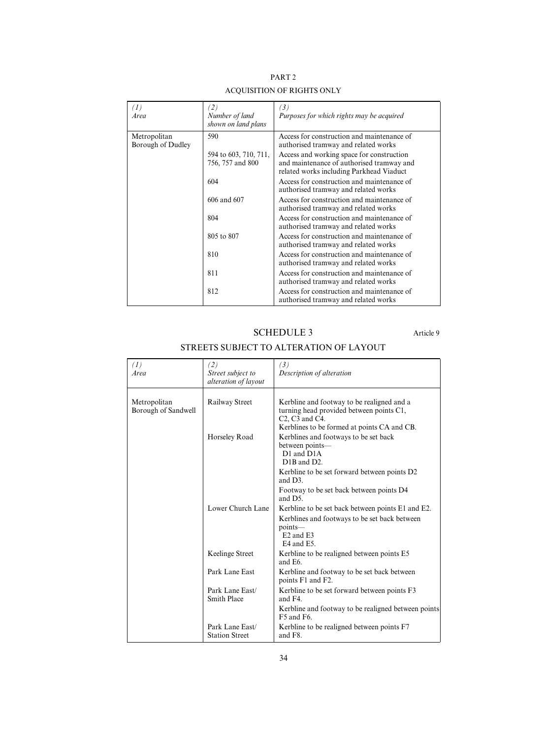PART 2

ACQUISITION OF RIGHTS ONLY

| *(1)* *Area* | *(2)* *Number of land shown on land plans* | *(3)* *Purposes for which rights may be acquired* |
|---|---|---|
| Metropolitan Borough of Dudley | 590 | Access for construction and maintenance of authorised tramway and related works |
| | 594 to 603, 710, 711, 756, 757 and 800 | Access and working space for construction and maintenance of authorised tramway and related works including Parkhead Viaduct |
| | 604 | Access for construction and maintenance of authorised tramway and related works |
| | 606 and 607 | Access for construction and maintenance of authorised tramway and related works |
| | 804 | Access for construction and maintenance of authorised tramway and related works |
| | 805 to 807 | Access for construction and maintenance of authorised tramway and related works |
| | 810 | Access for construction and maintenance of authorised tramway and related works |
| | 811 | Access for construction and maintenance of authorised tramway and related works |
| | 812 | Access for construction and maintenance of authorised tramway and related works |

## SCHEDULE 3

Article 9

STREETS SUBJECT TO ALTERATION OF LAYOUT

| *(1)* *Area* | *(2)* *Street subject to alteration of layout* | *(3)* *Description of alteration* |
|---|---|---|
| Metropolitan Borough of Sandwell | Railway Street | Kerbline and footway to be realigned and a turning head provided between points C1, C2, C3 and C4. Kerblines to be formed at points CA and CB. |
| | Horseley Road | Kerblines and footways to be set back between points— D1 and D1A D1B and D2. |
| | | Kerbline to be set forward between points D2 and D3. |
| | | Footway to be set back between points D4 and D5. |
| | Lower Church Lane | Kerbline to be set back between points E1 and E2. |
| | | Kerblines and footways to be set back between points— E2 and E3 E4 and E5. |
| | Keelinge Street | Kerbline to be realigned between points E5 and E6. |
| | Park Lane East | Kerbline and footway to be set back between points F1 and F2. |
| | Park Lane East/ Smith Place | Kerbline to be set forward between points F3 and F4. |
| | | Kerbline and footway to be realigned between points F5 and F6. |
| | Park Lane East/ Station Street | Kerbline to be realigned between points F7 and F8. |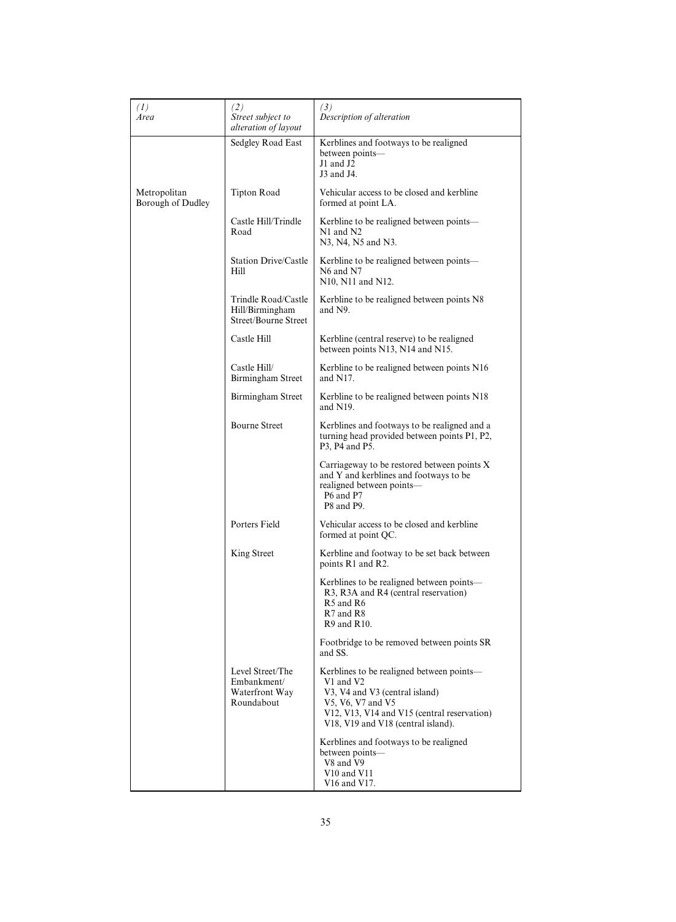| (1)<br>*Area* | (2)<br>*Street subject to alteration of layout* | (3)<br>*Description of alteration* |
|---|---|---|
| | Sedgley Road East | Kerblines and footways to be realigned between points—<br>J1 and J2<br>J3 and J4. |
| Metropolitan Borough of Dudley | Tipton Road | Vehicular access to be closed and kerbline formed at point LA. |
| | Castle Hill/Trindle Road | Kerbline to be realigned between points—<br>N1 and N2<br>N3, N4, N5 and N3. |
| | Station Drive/Castle Hill | Kerbline to be realigned between points—<br>N6 and N7<br>N10, N11 and N12. |
| | Trindle Road/Castle Hill/Birmingham Street/Bourne Street | Kerbline to be realigned between points N8 and N9. |
| | Castle Hill | Kerbline (central reserve) to be realigned between points N13, N14 and N15. |
| | Castle Hill/ Birmingham Street | Kerbline to be realigned between points N16 and N17. |
| | Birmingham Street | Kerbline to be realigned between points N18 and N19. |
| | Bourne Street | Kerblines and footways to be realigned and a turning head provided between points P1, P2, P3, P4 and P5. |
| | | Carriageway to be restored between points X and Y and kerblines and footways to be realigned between points—<br>P6 and P7<br>P8 and P9. |
| | Porters Field | Vehicular access to be closed and kerbline formed at point QC. |
| | King Street | Kerbline and footway to be set back between points R1 and R2. |
| | | Kerblines to be realigned between points—<br>R3, R3A and R4 (central reservation)<br>R5 and R6<br>R7 and R8<br>R9 and R10. |
| | | Footbridge to be removed between points SR and SS. |
| | Level Street/The Embankment/ Waterfront Way Roundabout | Kerblines to be realigned between points—<br>V1 and V2<br>V3, V4 and V3 (central island)<br>V5, V6, V7 and V5<br>V12, V13, V14 and V15 (central reservation)<br>V18, V19 and V18 (central island). |
| | | Kerblines and footways to be realigned between points—<br>V8 and V9<br>V10 and V11<br>V16 and V17. |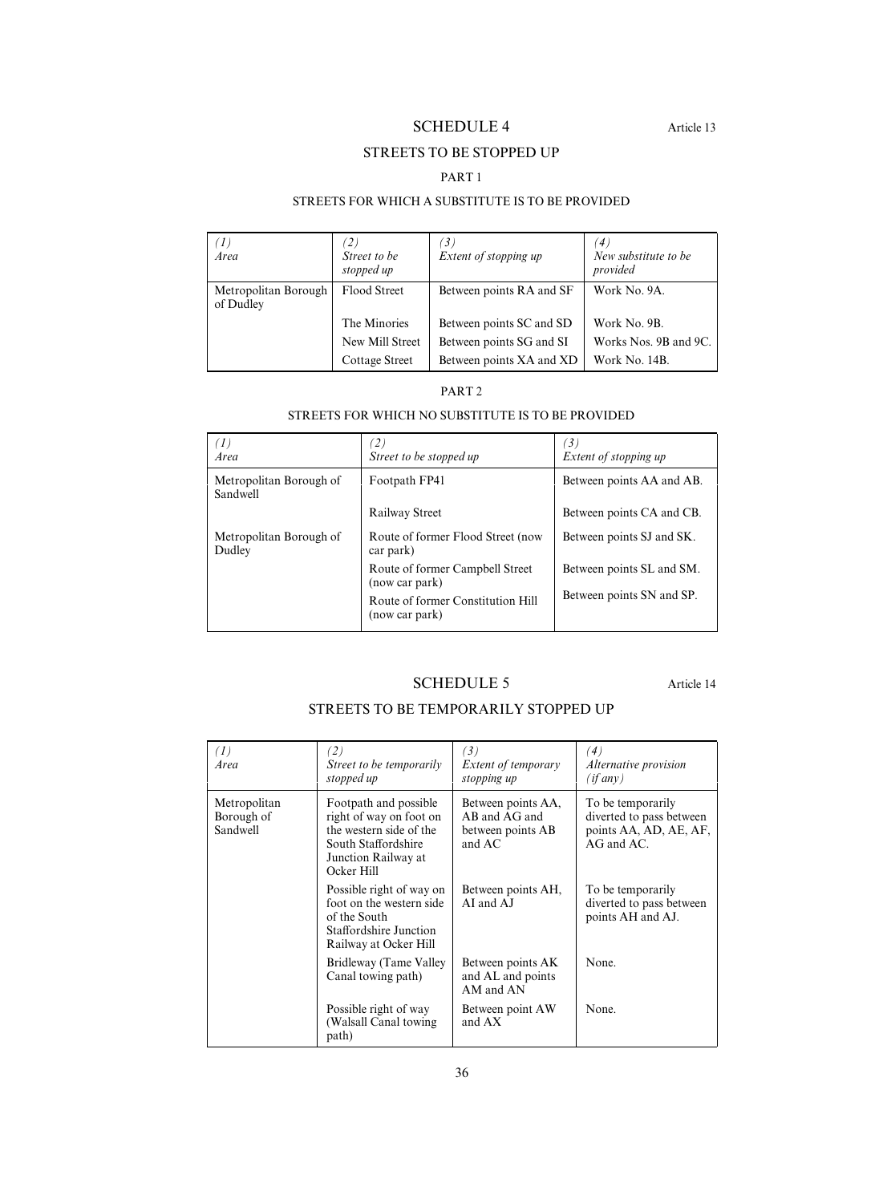## SCHEDULE 4

Article 13

### STREETS TO BE STOPPED UP

#### PART 1

#### STREETS FOR WHICH A SUBSTITUTE IS TO BE PROVIDED

| *(1)* *Area* | *(2)* *Street to be stopped up* | *(3)* *Extent of stopping up* | *(4)* *New substitute to be provided* |
|---|---|---|---|
| Metropolitan Borough of Dudley | Flood Street | Between points RA and SF | Work No. 9A. |
| | The Minories | Between points SC and SD | Work No. 9B. |
| | New Mill Street | Between points SG and SI | Works Nos. 9B and 9C. |
| | Cottage Street | Between points XA and XD | Work No. 14B. |

#### PART 2

#### STREETS FOR WHICH NO SUBSTITUTE IS TO BE PROVIDED

| *(1)* *Area* | *(2)* *Street to be stopped up* | *(3)* *Extent of stopping up* |
|---|---|---|
| Metropolitan Borough of Sandwell | Footpath FP41 | Between points AA and AB. |
| | Railway Street | Between points CA and CB. |
| Metropolitan Borough of Dudley | Route of former Flood Street (now car park) | Between points SJ and SK. |
| | Route of former Campbell Street (now car park) | Between points SL and SM. |
| | Route of former Constitution Hill (now car park) | Between points SN and SP. |

## SCHEDULE 5

Article 14

### STREETS TO BE TEMPORARILY STOPPED UP

| *(1)* *Area* | *(2)* *Street to be temporarily stopped up* | *(3)* *Extent of temporary stopping up* | *(4)* *Alternative provision (if any)* |
|---|---|---|---|
| Metropolitan Borough of Sandwell | Footpath and possible right of way on foot on the western side of the South Staffordshire Junction Railway at Ocker Hill | Between points AA, AB and AG and between points AB and AC | To be temporarily diverted to pass between points AA, AD, AE, AF, AG and AC. |
| | Possible right of way on foot on the western side of the South Staffordshire Junction Railway at Ocker Hill | Between points AH, AI and AJ | To be temporarily diverted to pass between points AH and AJ. |
| | Bridleway (Tame Valley Canal towing path) | Between points AK and AL and points AM and AN | None. |
| | Possible right of way (Walsall Canal towing path) | Between point AW and AX | None. |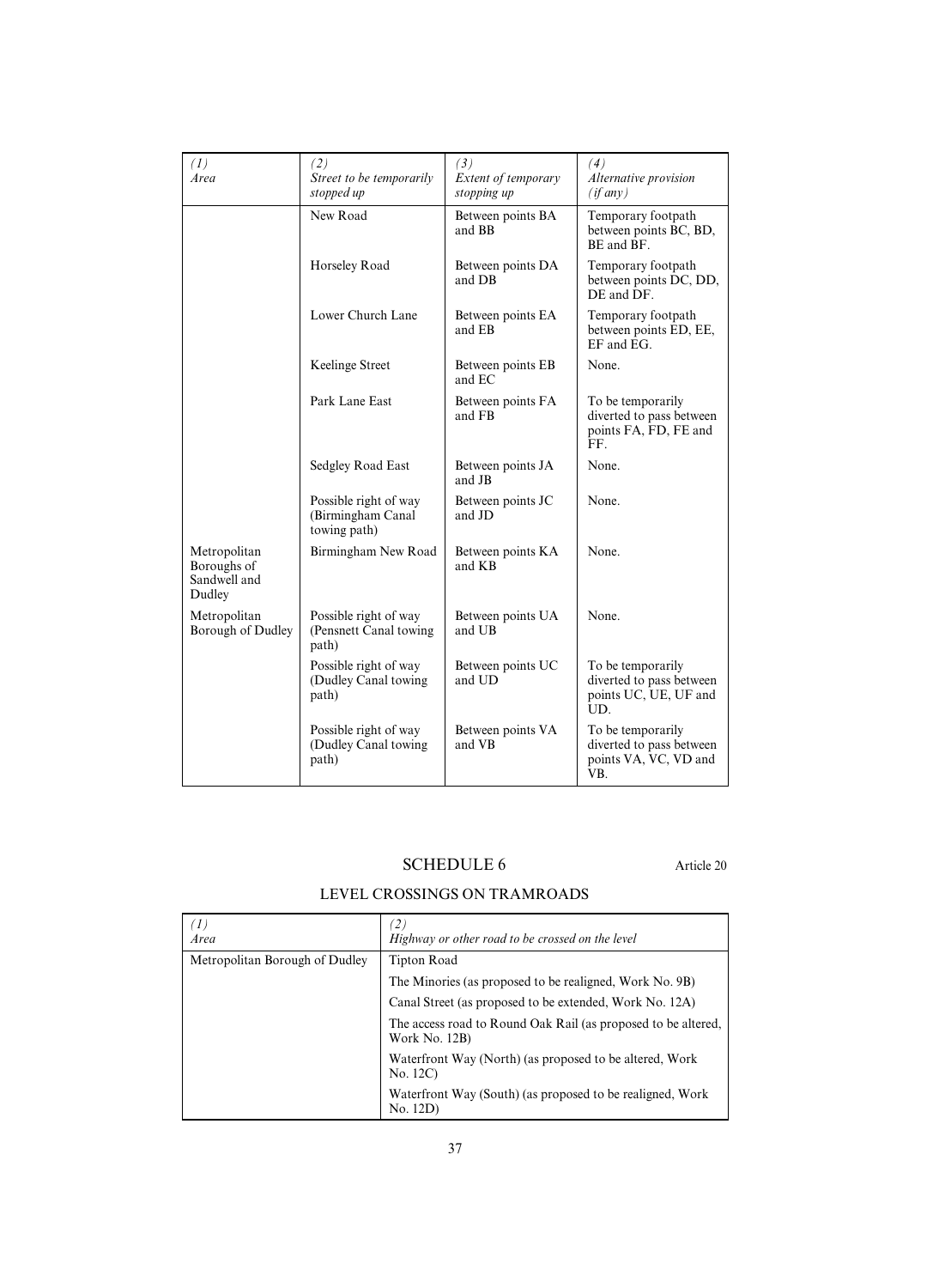| *(1)* *Area* | *(2)* *Street to be temporarily stopped up* | *(3)* *Extent of temporary stopping up* | *(4)* *Alternative provision (if any)* |
|---|---|---|---|
| | New Road | Between points BA and BB | Temporary footpath between points BC, BD, BE and BF. |
| | Horseley Road | Between points DA and DB | Temporary footpath between points DC, DD, DE and DF. |
| | Lower Church Lane | Between points EA and EB | Temporary footpath between points ED, EE, EF and EG. |
| | Keelinge Street | Between points EB and EC | None. |
| | Park Lane East | Between points FA and FB | To be temporarily diverted to pass between points FA, FD, FE and FF. |
| | Sedgley Road East | Between points JA and JB | None. |
| | Possible right of way (Birmingham Canal towing path) | Between points JC and JD | None. |
| Metropolitan Boroughs of Sandwell and Dudley | Birmingham New Road | Between points KA and KB | None. |
| Metropolitan Borough of Dudley | Possible right of way (Pensnett Canal towing path) | Between points UA and UB | None. |
| | Possible right of way (Dudley Canal towing path) | Between points UC and UD | To be temporarily diverted to pass between points UC, UE, UF and UD. |
| | Possible right of way (Dudley Canal towing path) | Between points VA and VB | To be temporarily diverted to pass between points VA, VC, VD and VB. |

## SCHEDULE 6

Article 20

### LEVEL CROSSINGS ON TRAMROADS

| *(1)* *Area* | *(2)* *Highway or other road to be crossed on the level* |
|---|---|
| Metropolitan Borough of Dudley | Tipton Road |
| | The Minories (as proposed to be realigned, Work No. 9B) |
| | Canal Street (as proposed to be extended, Work No. 12A) |
| | The access road to Round Oak Rail (as proposed to be altered, Work No. 12B) |
| | Waterfront Way (North) (as proposed to be altered, Work No. 12C) |
| | Waterfront Way (South) (as proposed to be realigned, Work No. 12D) |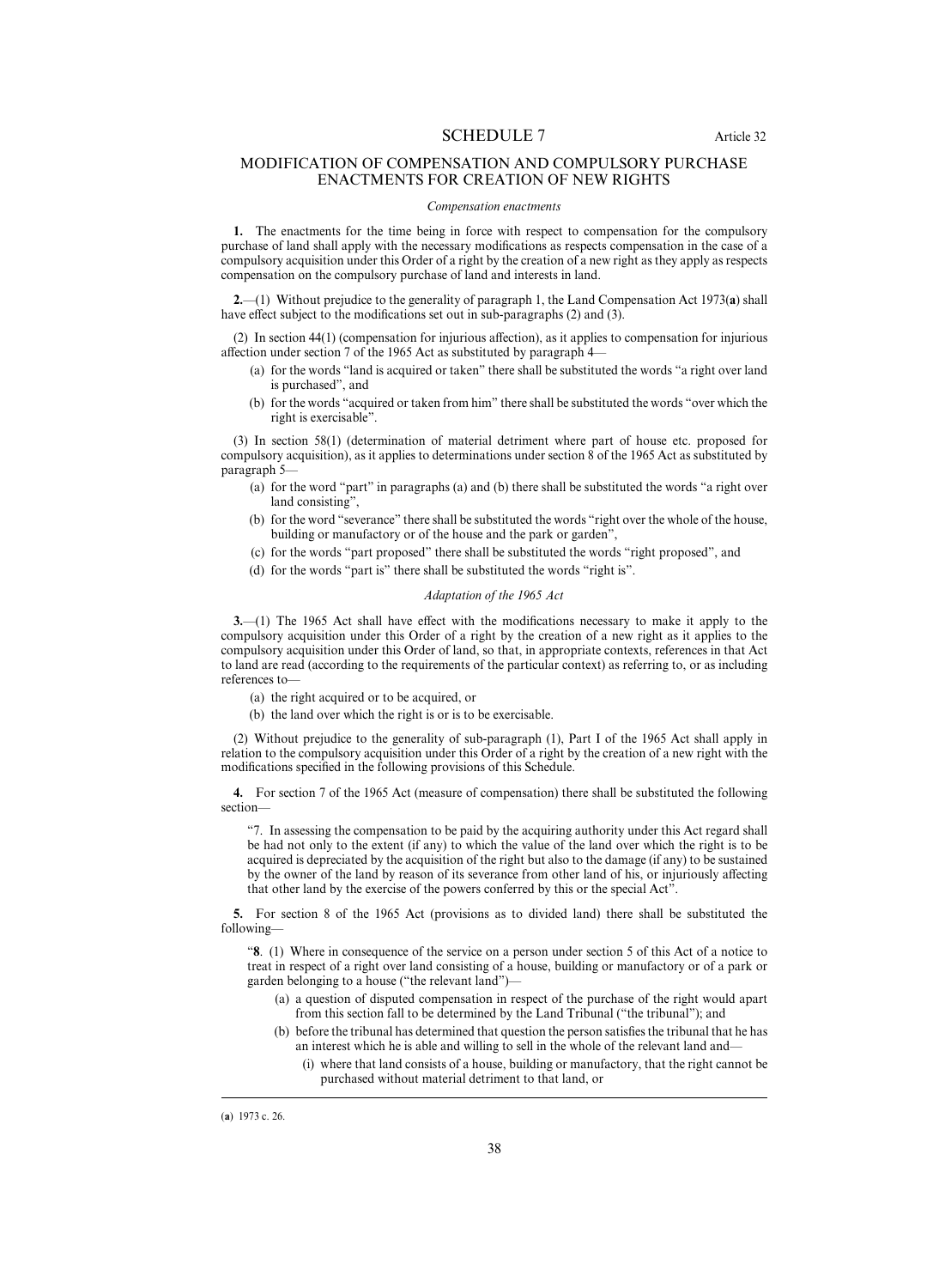# SCHEDULE 7

Article 32

## MODIFICATION OF COMPENSATION AND COMPULSORY PURCHASE ENACTMENTS FOR CREATION OF NEW RIGHTS

*Compensation enactments*

**1.** The enactments for the time being in force with respect to compensation for the compulsory purchase of land shall apply with the necessary modifications as respects compensation in the case of a compulsory acquisition under this Order of a right by the creation of a new right as they apply as respects compensation on the compulsory purchase of land and interests in land.

**2.**—(1) Without prejudice to the generality of paragraph 1, the Land Compensation Act 1973(**a**) shall have effect subject to the modifications set out in sub-paragraphs (2) and (3).

(2) In section 44(1) (compensation for injurious affection), as it applies to compensation for injurious affection under section 7 of the 1965 Act as substituted by paragraph 4—

- (a) for the words "land is acquired or taken" there shall be substituted the words "a right over land is purchased", and
- (b) for the words "acquired or taken from him" there shall be substituted the words "over which the right is exercisable".

(3) In section 58(1) (determination of material detriment where part of house etc. proposed for compulsory acquisition), as it applies to determinations under section 8 of the 1965 Act as substituted by paragraph 5—

- (a) for the word "part" in paragraphs (a) and (b) there shall be substituted the words "a right over land consisting",
- (b) for the word "severance" there shall be substituted the words "right over the whole of the house, building or manufactory or of the house and the park or garden",
- (c) for the words "part proposed" there shall be substituted the words "right proposed", and
- (d) for the words "part is" there shall be substituted the words "right is".

*Adaptation of the 1965 Act*

**3.**—(1) The 1965 Act shall have effect with the modifications necessary to make it apply to the compulsory acquisition under this Order of a right by the creation of a new right as it applies to the compulsory acquisition under this Order of land, so that, in appropriate contexts, references in that Act to land are read (according to the requirements of the particular context) as referring to, or as including references to—

- (a) the right acquired or to be acquired, or
- (b) the land over which the right is or is to be exercisable.

(2) Without prejudice to the generality of sub-paragraph (1), Part I of the 1965 Act shall apply in relation to the compulsory acquisition under this Order of a right by the creation of a new right with the modifications specified in the following provisions of this Schedule.

**4.** For section 7 of the 1965 Act (measure of compensation) there shall be substituted the following section—

"7. In assessing the compensation to be paid by the acquiring authority under this Act regard shall be had not only to the extent (if any) to which the value of the land over which the right is to be acquired is depreciated by the acquisition of the right but also to the damage (if any) to be sustained by the owner of the land by reason of its severance from other land of his, or injuriously affecting that other land by the exercise of the powers conferred by this or the special Act".

**5.** For section 8 of the 1965 Act (provisions as to divided land) there shall be substituted the following—

"**8**. (1) Where in consequence of the service on a person under section 5 of this Act of a notice to treat in respect of a right over land consisting of a house, building or manufactory or of a park or garden belonging to a house ("the relevant land")—

- (a) a question of disputed compensation in respect of the purchase of the right would apart from this section fall to be determined by the Land Tribunal ("the tribunal"); and
- (b) before the tribunal has determined that question the person satisfies the tribunal that he has an interest which he is able and willing to sell in the whole of the relevant land and—
  - (i) where that land consists of a house, building or manufactory, that the right cannot be purchased without material detriment to that land, or

---

(**a**) 1973 c. 26.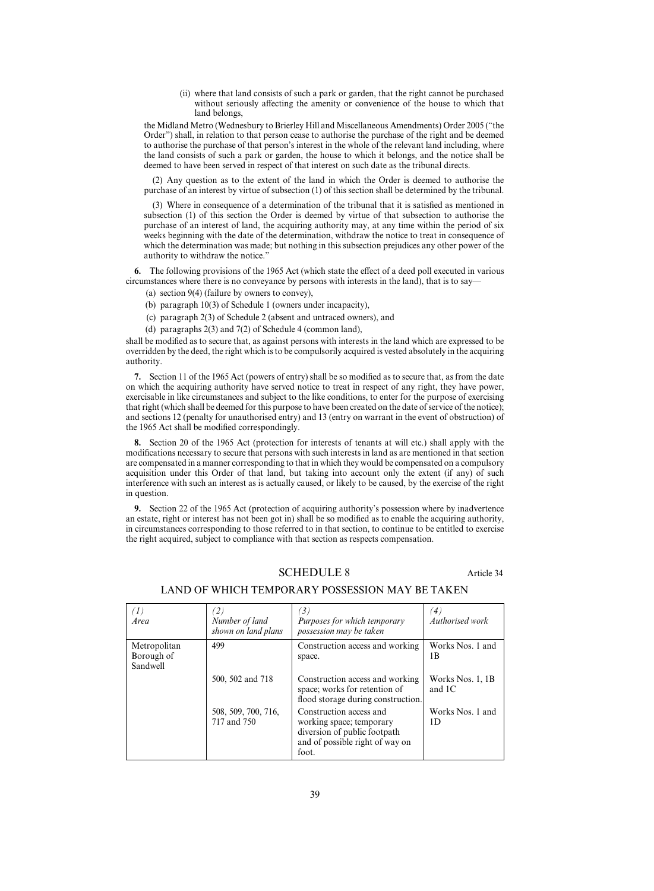(ii) where that land consists of such a park or garden, that the right cannot be purchased without seriously affecting the amenity or convenience of the house to which that land belongs,

the Midland Metro (Wednesbury to Brierley Hill and Miscellaneous Amendments) Order 2005 ("the Order") shall, in relation to that person cease to authorise the purchase of the right and be deemed to authorise the purchase of that person's interest in the whole of the relevant land including, where the land consists of such a park or garden, the house to which it belongs, and the notice shall be deemed to have been served in respect of that interest on such date as the tribunal directs.

(2) Any question as to the extent of the land in which the Order is deemed to authorise the purchase of an interest by virtue of subsection (1) of this section shall be determined by the tribunal.

(3) Where in consequence of a determination of the tribunal that it is satisfied as mentioned in subsection (1) of this section the Order is deemed by virtue of that subsection to authorise the purchase of an interest of land, the acquiring authority may, at any time within the period of six weeks beginning with the date of the determination, withdraw the notice to treat in consequence of which the determination was made; but nothing in this subsection prejudices any other power of the authority to withdraw the notice."

**6.** The following provisions of the 1965 Act (which state the effect of a deed poll executed in various circumstances where there is no conveyance by persons with interests in the land), that is to say—

(a) section 9(4) (failure by owners to convey),

(b) paragraph 10(3) of Schedule 1 (owners under incapacity),

(c) paragraph 2(3) of Schedule 2 (absent and untraced owners), and

(d) paragraphs 2(3) and 7(2) of Schedule 4 (common land),

shall be modified as to secure that, as against persons with interests in the land which are expressed to be overridden by the deed, the right which is to be compulsorily acquired is vested absolutely in the acquiring authority.

**7.** Section 11 of the 1965 Act (powers of entry) shall be so modified as to secure that, as from the date on which the acquiring authority have served notice to treat in respect of any right, they have power, exercisable in like circumstances and subject to the like conditions, to enter for the purpose of exercising that right (which shall be deemed for this purpose to have been created on the date of service of the notice); and sections 12 (penalty for unauthorised entry) and 13 (entry on warrant in the event of obstruction) of the 1965 Act shall be modified correspondingly.

**8.** Section 20 of the 1965 Act (protection for interests of tenants at will etc.) shall apply with the modifications necessary to secure that persons with such interests in land as are mentioned in that section are compensated in a manner corresponding to that in which they would be compensated on a compulsory acquisition under this Order of that land, but taking into account only the extent (if any) of such interference with such an interest as is actually caused, or likely to be caused, by the exercise of the right in question.

**9.** Section 22 of the 1965 Act (protection of acquiring authority's possession where by inadvertence an estate, right or interest has not been got in) shall be so modified as to enable the acquiring authority, in circumstances corresponding to those referred to in that section, to continue to be entitled to exercise the right acquired, subject to compliance with that section as respects compensation.

## SCHEDULE 8

Article 34

### LAND OF WHICH TEMPORARY POSSESSION MAY BE TAKEN

| *(1)* *Area* | *(2)* *Number of land shown on land plans* | *(3)* *Purposes for which temporary possession may be taken* | *(4)* *Authorised work* |
|---|---|---|---|
| Metropolitan Borough of Sandwell | 499 | Construction access and working space. | Works Nos. 1 and 1B |
| | 500, 502 and 718 | Construction access and working space; works for retention of flood storage during construction. | Works Nos. 1, 1B and 1C |
| | 508, 509, 700, 716, 717 and 750 | Construction access and working space; temporary diversion of public footpath and of possible right of way on foot. | Works Nos. 1 and 1D |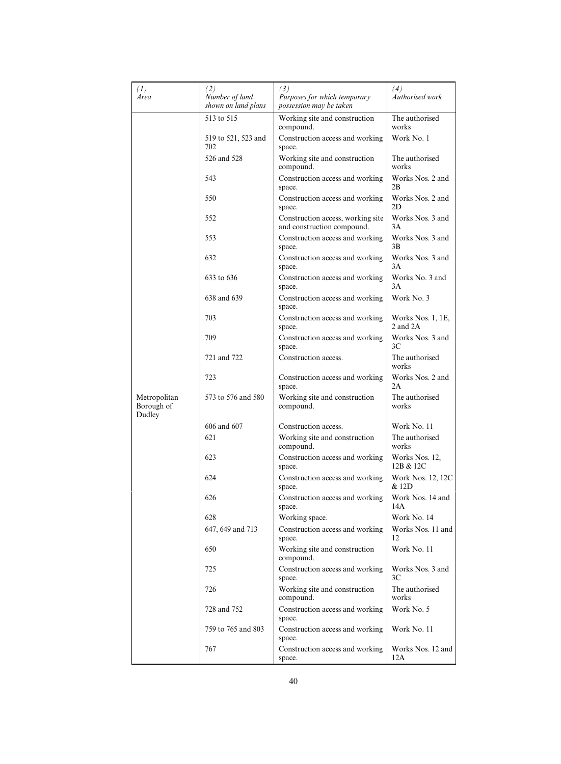| (1) Area | (2) Number of land shown on land plans | (3) Purposes for which temporary possession may be taken | (4) Authorised work |
|---|---|---|---|
| | 513 to 515 | Working site and construction compound. | The authorised works |
| | 519 to 521, 523 and 702 | Construction access and working space. | Work No. 1 |
| | 526 and 528 | Working site and construction compound. | The authorised works |
| | 543 | Construction access and working space. | Works Nos. 2 and 2B |
| | 550 | Construction access and working space. | Works Nos. 2 and 2D |
| | 552 | Construction access, working site and construction compound. | Works Nos. 3 and 3A |
| | 553 | Construction access and working space. | Works Nos. 3 and 3B |
| | 632 | Construction access and working space. | Works Nos. 3 and 3A |
| | 633 to 636 | Construction access and working space. | Works No. 3 and 3A |
| | 638 and 639 | Construction access and working space. | Work No. 3 |
| | 703 | Construction access and working space. | Works Nos. 1, 1E, 2 and 2A |
| | 709 | Construction access and working space. | Works Nos. 3 and 3C |
| | 721 and 722 | Construction access. | The authorised works |
| | 723 | Construction access and working space. | Works Nos. 2 and 2A |
| Metropolitan Borough of Dudley | 573 to 576 and 580 | Working site and construction compound. | The authorised works |
| | 606 and 607 | Construction access. | Work No. 11 |
| | 621 | Working site and construction compound. | The authorised works |
| | 623 | Construction access and working space. | Works Nos. 12, 12B & 12C |
| | 624 | Construction access and working space. | Work Nos. 12, 12C & 12D |
| | 626 | Construction access and working space. | Work Nos. 14 and 14A |
| | 628 | Working space. | Work No. 14 |
| | 647, 649 and 713 | Construction access and working space. | Works Nos. 11 and 12 |
| | 650 | Working site and construction compound. | Work No. 11 |
| | 725 | Construction access and working space. | Works Nos. 3 and 3C |
| | 726 | Working site and construction compound. | The authorised works |
| | 728 and 752 | Construction access and working space. | Work No. 5 |
| | 759 to 765 and 803 | Construction access and working space. | Work No. 11 |
| | 767 | Construction access and working space. | Works Nos. 12 and 12A |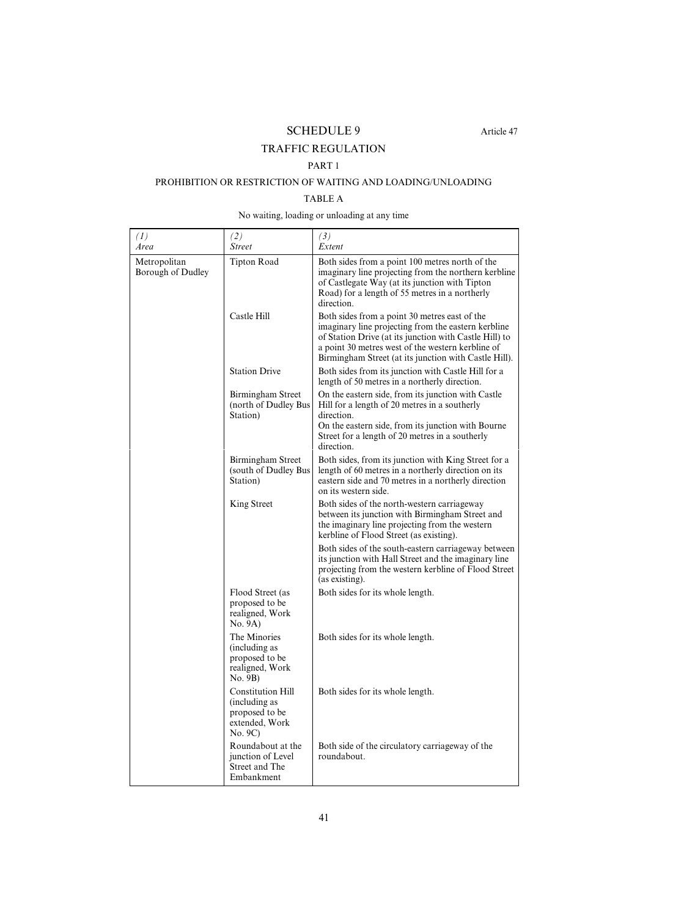# SCHEDULE 9

Article 47

## TRAFFIC REGULATION

### PART 1

### PROHIBITION OR RESTRICTION OF WAITING AND LOADING/UNLOADING

#### TABLE A

No waiting, loading or unloading at any time

| *(1)*<br>*Area* | *(2)*<br>*Street* | *(3)*<br>*Extent* |
|---|---|---|
| Metropolitan Borough of Dudley | Tipton Road | Both sides from a point 100 metres north of the imaginary line projecting from the northern kerbline of Castlegate Way (at its junction with Tipton Road) for a length of 55 metres in a northerly direction. |
| | Castle Hill | Both sides from a point 30 metres east of the imaginary line projecting from the eastern kerbline of Station Drive (at its junction with Castle Hill) to a point 30 metres west of the western kerbline of Birmingham Street (at its junction with Castle Hill). |
| | Station Drive | Both sides from its junction with Castle Hill for a length of 50 metres in a northerly direction. |
| | Birmingham Street (north of Dudley Bus Station) | On the eastern side, from its junction with Castle Hill for a length of 20 metres in a southerly direction.<br>On the eastern side, from its junction with Bourne Street for a length of 20 metres in a southerly direction. |
| | Birmingham Street (south of Dudley Bus Station) | Both sides, from its junction with King Street for a length of 60 metres in a northerly direction on its eastern side and 70 metres in a northerly direction on its western side. |
| | King Street | Both sides of the north-western carriageway between its junction with Birmingham Street and the imaginary line projecting from the western kerbline of Flood Street (as existing). |
| | | Both sides of the south-eastern carriageway between its junction with Hall Street and the imaginary line projecting from the western kerbline of Flood Street (as existing). |
| | Flood Street (as proposed to be realigned, Work No. 9A) | Both sides for its whole length. |
| | The Minories (including as proposed to be realigned, Work No. 9B) | Both sides for its whole length. |
| | Constitution Hill (including as proposed to be extended, Work No. 9C) | Both sides for its whole length. |
| | Roundabout at the junction of Level Street and The Embankment | Both side of the circulatory carriageway of the roundabout. |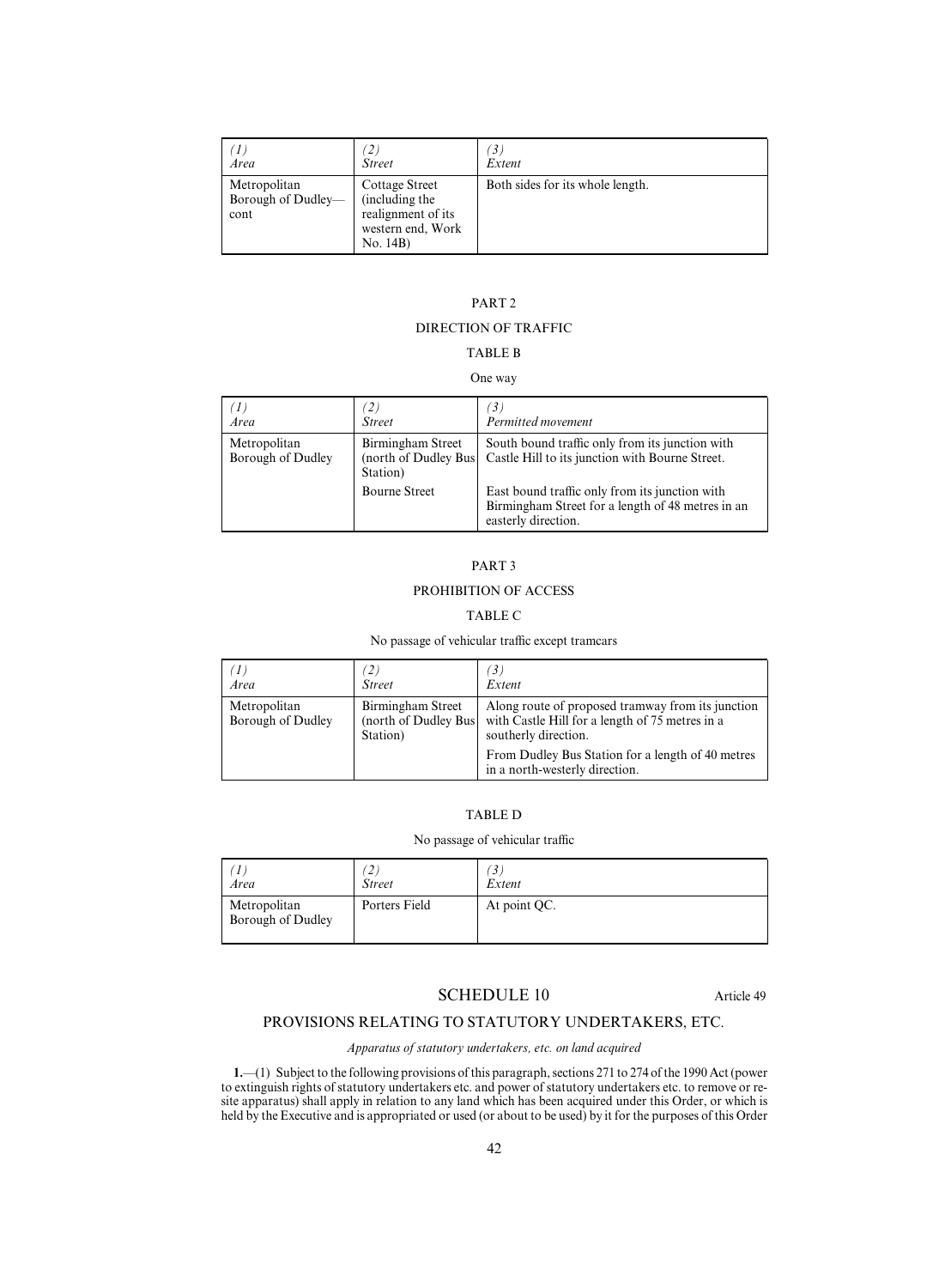| *(1)* *Area* | *(2)* *Street* | *(3)* *Extent* |
| --- | --- | --- |
| Metropolitan Borough of Dudley—cont | Cottage Street (including the realignment of its western end, Work No. 14B) | Both sides for its whole length. |

PART 2

DIRECTION OF TRAFFIC

TABLE B

One way

| *(1)* *Area* | *(2)* *Street* | *(3)* *Permitted movement* |
| --- | --- | --- |
| Metropolitan Borough of Dudley | Birmingham Street (north of Dudley Bus Station) | South bound traffic only from its junction with Castle Hill to its junction with Bourne Street. |
| | Bourne Street | East bound traffic only from its junction with Birmingham Street for a length of 48 metres in an easterly direction. |

PART 3

PROHIBITION OF ACCESS

TABLE C

No passage of vehicular traffic except tramcars

| *(1)* *Area* | *(2)* *Street* | *(3)* *Extent* |
| --- | --- | --- |
| Metropolitan Borough of Dudley | Birmingham Street (north of Dudley Bus Station) | Along route of proposed tramway from its junction with Castle Hill for a length of 75 metres in a southerly direction. |
| | | From Dudley Bus Station for a length of 40 metres in a north-westerly direction. |

TABLE D

No passage of vehicular traffic

| *(1)* *Area* | *(2)* *Street* | *(3)* *Extent* |
| --- | --- | --- |
| Metropolitan Borough of Dudley | Porters Field | At point QC. |

## SCHEDULE 10

Article 49

### PROVISIONS RELATING TO STATUTORY UNDERTAKERS, ETC.

*Apparatus of statutory undertakers, etc. on land acquired*

**1.**—(1) Subject to the following provisions of this paragraph, sections 271 to 274 of the 1990 Act (power to extinguish rights of statutory undertakers etc. and power of statutory undertakers etc. to remove or re-site apparatus) shall apply in relation to any land which has been acquired under this Order, or which is held by the Executive and is appropriated or used (or about to be used) by it for the purposes of this Order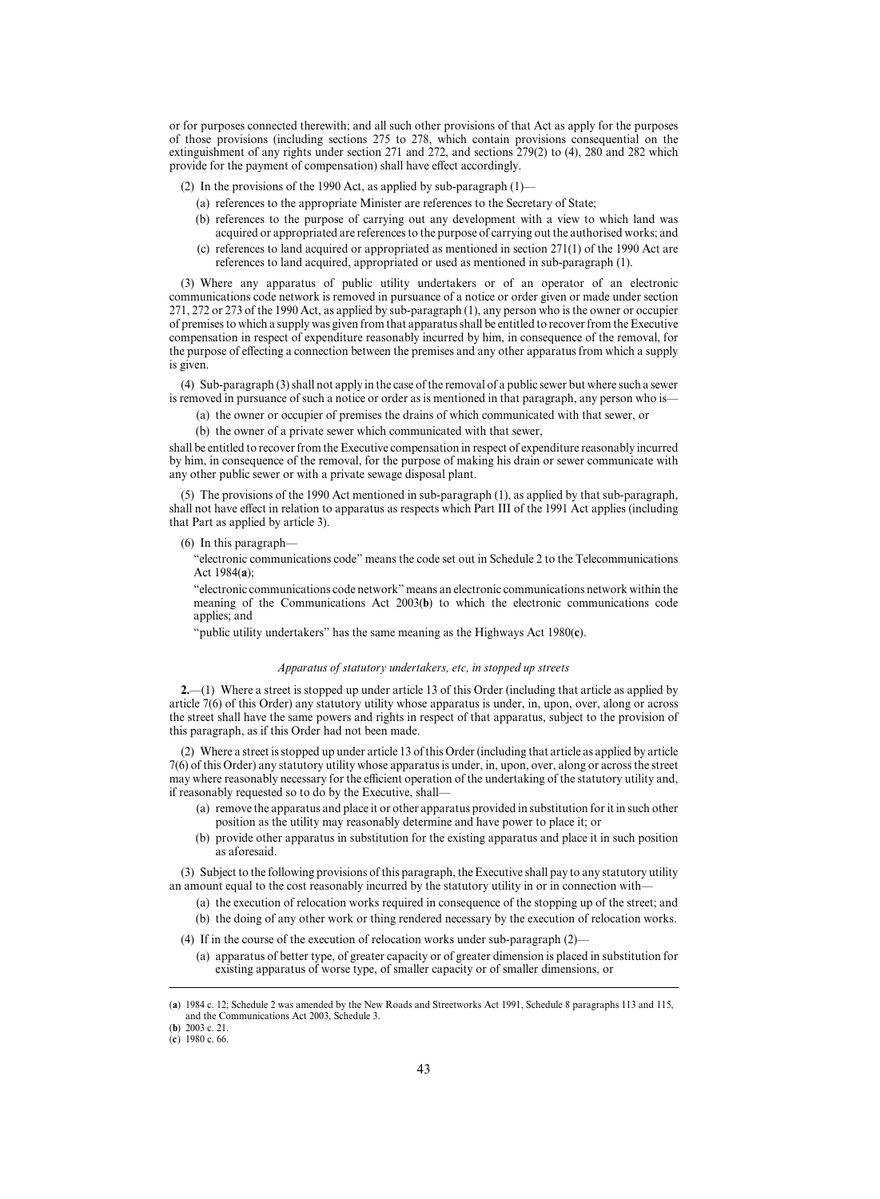or for purposes connected therewith; and all such other provisions of that Act as apply for the purposes of those provisions (including sections 275 to 278, which contain provisions consequential on the extinguishment of any rights under section 271 and 272, and sections 279(2) to (4), 280 and 282 which provide for the payment of compensation) shall have effect accordingly.

(2) In the provisions of the 1990 Act, as applied by sub-paragraph (1)—

(a) references to the appropriate Minister are references to the Secretary of State;

(b) references to the purpose of carrying out any development with a view to which land was acquired or appropriated are references to the purpose of carrying out the authorised works; and

(c) references to land acquired or appropriated as mentioned in section 271(1) of the 1990 Act are references to land acquired, appropriated or used as mentioned in sub-paragraph (1).

(3) Where any apparatus of public utility undertakers or of an operator of an electronic communications code network is removed in pursuance of a notice or order given or made under section 271, 272 or 273 of the 1990 Act, as applied by sub-paragraph (1), any person who is the owner or occupier of premises to which a supply was given from that apparatus shall be entitled to recover from the Executive compensation in respect of expenditure reasonably incurred by him, in consequence of the removal, for the purpose of effecting a connection between the premises and any other apparatus from which a supply is given.

(4) Sub-paragraph (3) shall not apply in the case of the removal of a public sewer but where such a sewer is removed in pursuance of such a notice or order as is mentioned in that paragraph, any person who is—

(a) the owner or occupier of premises the drains of which communicated with that sewer, or

(b) the owner of a private sewer which communicated with that sewer,

shall be entitled to recover from the Executive compensation in respect of expenditure reasonably incurred by him, in consequence of the removal, for the purpose of making his drain or sewer communicate with any other public sewer or with a private sewage disposal plant.

(5) The provisions of the 1990 Act mentioned in sub-paragraph (1), as applied by that sub-paragraph, shall not have effect in relation to apparatus as respects which Part III of the 1991 Act applies (including that Part as applied by article 3).

(6) In this paragraph—

"electronic communications code" means the code set out in Schedule 2 to the Telecommunications Act 1984(**a**);

"electronic communications code network" means an electronic communications network within the meaning of the Communications Act 2003(**b**) to which the electronic communications code applies; and

"public utility undertakers" has the same meaning as the Highways Act 1980(**c**).

*Apparatus of statutory undertakers, etc, in stopped up streets*

**2.**—(1) Where a street is stopped up under article 13 of this Order (including that article as applied by article 7(6) of this Order) any statutory utility whose apparatus is under, in, upon, over, along or across the street shall have the same powers and rights in respect of that apparatus, subject to the provision of this paragraph, as if this Order had not been made.

(2) Where a street is stopped up under article 13 of this Order (including that article as applied by article 7(6) of this Order) any statutory utility whose apparatus is under, in, upon, over, along or across the street may where reasonably necessary for the efficient operation of the undertaking of the statutory utility and, if reasonably requested so to do by the Executive, shall—

(a) remove the apparatus and place it or other apparatus provided in substitution for it in such other position as the utility may reasonably determine and have power to place it; or

(b) provide other apparatus in substitution for the existing apparatus and place it in such position as aforesaid.

(3) Subject to the following provisions of this paragraph, the Executive shall pay to any statutory utility an amount equal to the cost reasonably incurred by the statutory utility in or in connection with—

(a) the execution of relocation works required in consequence of the stopping up of the street; and

(b) the doing of any other work or thing rendered necessary by the execution of relocation works.

(4) If in the course of the execution of relocation works under sub-paragraph (2)—

(a) apparatus of better type, of greater capacity or of greater dimension is placed in substitution for existing apparatus of worse type, of smaller capacity or of smaller dimensions, or

(**a**) 1984 c. 12; Schedule 2 was amended by the New Roads and Streetworks Act 1991, Schedule 8 paragraphs 113 and 115, and the Communications Act 2003, Schedule 3.

(**b**) 2003 c. 21.

(**c**) 1980 c. 66.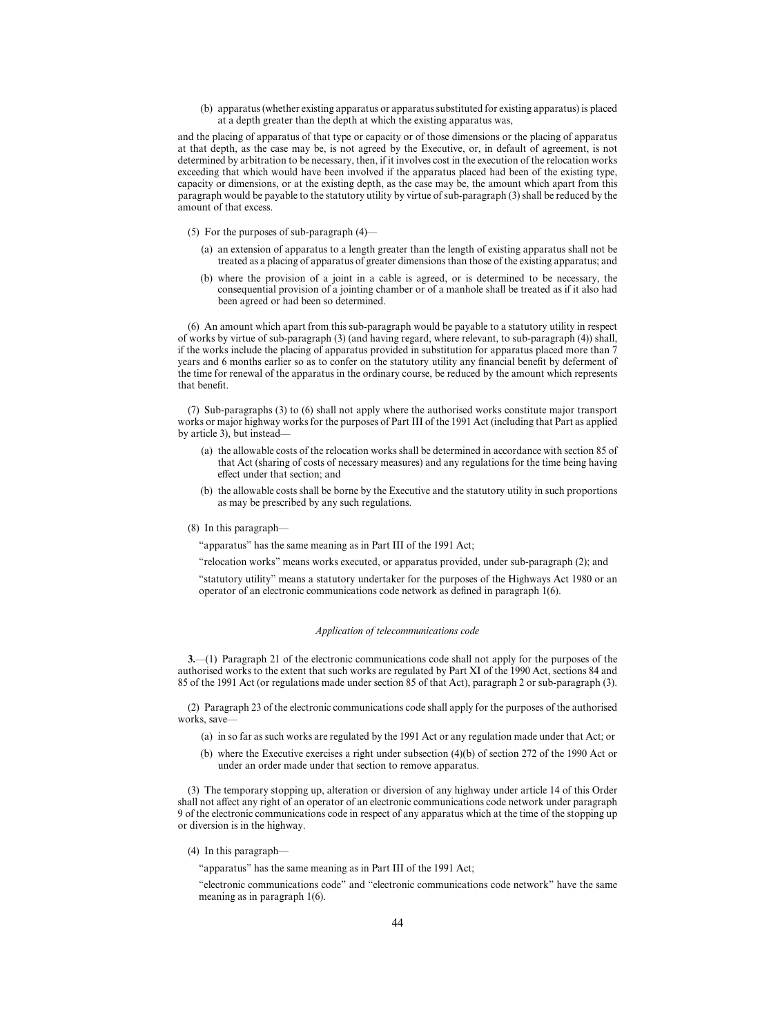(b) apparatus (whether existing apparatus or apparatus substituted for existing apparatus) is placed at a depth greater than the depth at which the existing apparatus was,

and the placing of apparatus of that type or capacity or of those dimensions or the placing of apparatus at that depth, as the case may be, is not agreed by the Executive, or, in default of agreement, is not determined by arbitration to be necessary, then, if it involves cost in the execution of the relocation works exceeding that which would have been involved if the apparatus placed had been of the existing type, capacity or dimensions, or at the existing depth, as the case may be, the amount which apart from this paragraph would be payable to the statutory utility by virtue of sub-paragraph (3) shall be reduced by the amount of that excess.

(5) For the purposes of sub-paragraph (4)—

(a) an extension of apparatus to a length greater than the length of existing apparatus shall not be treated as a placing of apparatus of greater dimensions than those of the existing apparatus; and

(b) where the provision of a joint in a cable is agreed, or is determined to be necessary, the consequential provision of a jointing chamber or of a manhole shall be treated as if it also had been agreed or had been so determined.

(6) An amount which apart from this sub-paragraph would be payable to a statutory utility in respect of works by virtue of sub-paragraph (3) (and having regard, where relevant, to sub-paragraph (4)) shall, if the works include the placing of apparatus provided in substitution for apparatus placed more than 7 years and 6 months earlier so as to confer on the statutory utility any financial benefit by deferment of the time for renewal of the apparatus in the ordinary course, be reduced by the amount which represents that benefit.

(7) Sub-paragraphs (3) to (6) shall not apply where the authorised works constitute major transport works or major highway works for the purposes of Part III of the 1991 Act (including that Part as applied by article 3), but instead—

(a) the allowable costs of the relocation works shall be determined in accordance with section 85 of that Act (sharing of costs of necessary measures) and any regulations for the time being having effect under that section; and

(b) the allowable costs shall be borne by the Executive and the statutory utility in such proportions as may be prescribed by any such regulations.

(8) In this paragraph—

"apparatus" has the same meaning as in Part III of the 1991 Act;

"relocation works" means works executed, or apparatus provided, under sub-paragraph (2); and

"statutory utility" means a statutory undertaker for the purposes of the Highways Act 1980 or an operator of an electronic communications code network as defined in paragraph 1(6).

*Application of telecommunications code*

**3.**—(1) Paragraph 21 of the electronic communications code shall not apply for the purposes of the authorised works to the extent that such works are regulated by Part XI of the 1990 Act, sections 84 and 85 of the 1991 Act (or regulations made under section 85 of that Act), paragraph 2 or sub-paragraph (3).

(2) Paragraph 23 of the electronic communications code shall apply for the purposes of the authorised works, save—

(a) in so far as such works are regulated by the 1991 Act or any regulation made under that Act; or

(b) where the Executive exercises a right under subsection (4)(b) of section 272 of the 1990 Act or under an order made under that section to remove apparatus.

(3) The temporary stopping up, alteration or diversion of any highway under article 14 of this Order shall not affect any right of an operator of an electronic communications code network under paragraph 9 of the electronic communications code in respect of any apparatus which at the time of the stopping up or diversion is in the highway.

(4) In this paragraph—

"apparatus" has the same meaning as in Part III of the 1991 Act;

"electronic communications code" and "electronic communications code network" have the same meaning as in paragraph 1(6).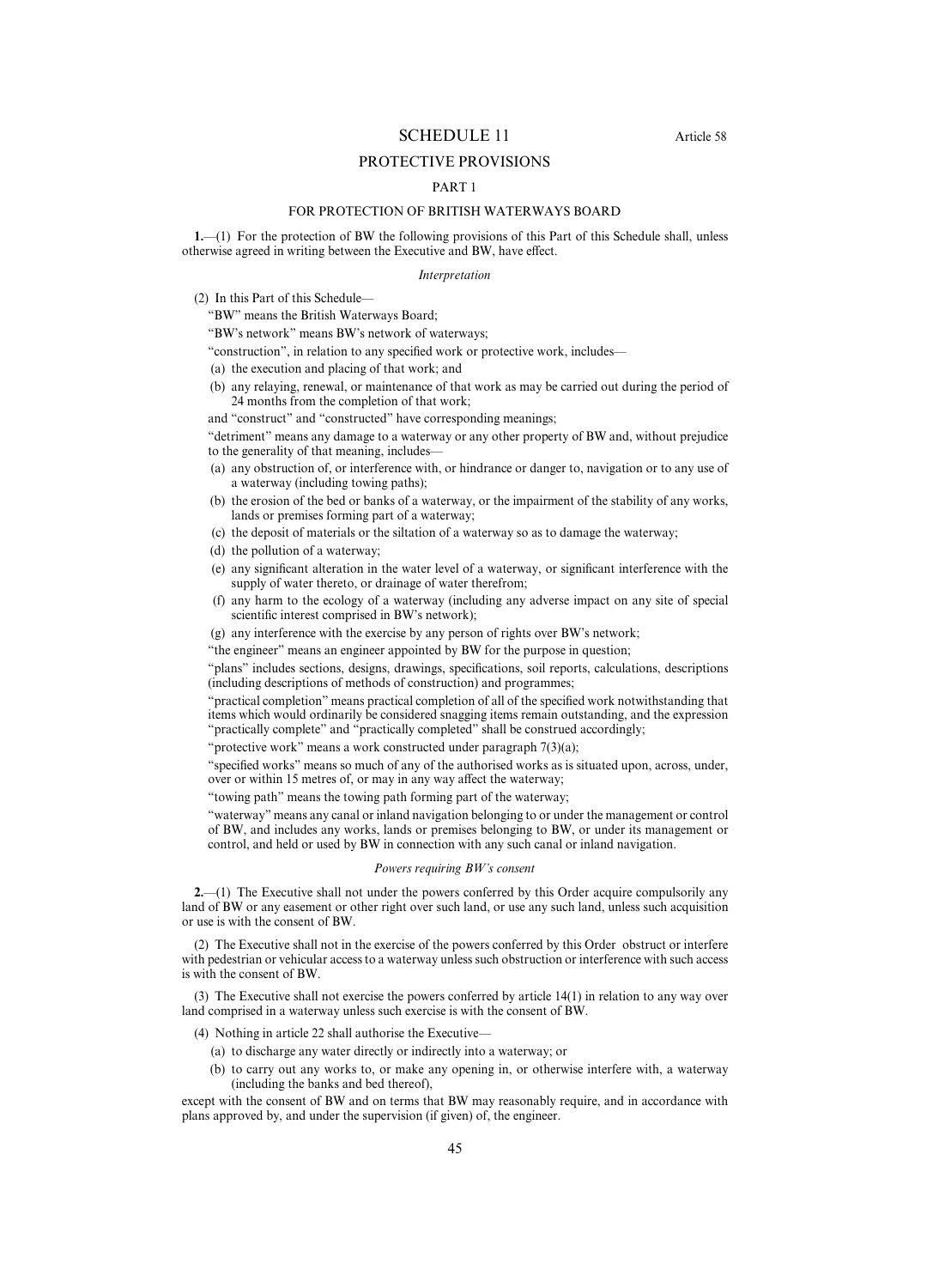# SCHEDULE 11

Article 58

## PROTECTIVE PROVISIONS

### PART 1

### FOR PROTECTION OF BRITISH WATERWAYS BOARD

**1.**—(1) For the protection of BW the following provisions of this Part of this Schedule shall, unless otherwise agreed in writing between the Executive and BW, have effect.

*Interpretation*

(2) In this Part of this Schedule—

"BW" means the British Waterways Board;

"BW's network" means BW's network of waterways;

"construction", in relation to any specified work or protective work, includes—

(a) the execution and placing of that work; and

(b) any relaying, renewal, or maintenance of that work as may be carried out during the period of 24 months from the completion of that work;

and "construct" and "constructed" have corresponding meanings;

"detriment" means any damage to a waterway or any other property of BW and, without prejudice to the generality of that meaning, includes—

(a) any obstruction of, or interference with, or hindrance or danger to, navigation or to any use of a waterway (including towing paths);

(b) the erosion of the bed or banks of a waterway, or the impairment of the stability of any works, lands or premises forming part of a waterway;

(c) the deposit of materials or the siltation of a waterway so as to damage the waterway;

(d) the pollution of a waterway;

(e) any significant alteration in the water level of a waterway, or significant interference with the supply of water thereto, or drainage of water therefrom;

(f) any harm to the ecology of a waterway (including any adverse impact on any site of special scientific interest comprised in BW's network);

(g) any interference with the exercise by any person of rights over BW's network;

"the engineer" means an engineer appointed by BW for the purpose in question;

"plans" includes sections, designs, drawings, specifications, soil reports, calculations, descriptions (including descriptions of methods of construction) and programmes;

"practical completion" means practical completion of all of the specified work notwithstanding that items which would ordinarily be considered snagging items remain outstanding, and the expression "practically complete" and "practically completed" shall be construed accordingly;

"protective work" means a work constructed under paragraph 7(3)(a);

"specified works" means so much of any of the authorised works as is situated upon, across, under, over or within 15 metres of, or may in any way affect the waterway;

"towing path" means the towing path forming part of the waterway;

"waterway" means any canal or inland navigation belonging to or under the management or control of BW, and includes any works, lands or premises belonging to BW, or under its management or control, and held or used by BW in connection with any such canal or inland navigation.

*Powers requiring BW's consent*

**2.**—(1) The Executive shall not under the powers conferred by this Order acquire compulsorily any land of BW or any easement or other right over such land, or use any such land, unless such acquisition or use is with the consent of BW.

(2) The Executive shall not in the exercise of the powers conferred by this Order obstruct or interfere with pedestrian or vehicular access to a waterway unless such obstruction or interference with such access is with the consent of BW.

(3) The Executive shall not exercise the powers conferred by article 14(1) in relation to any way over land comprised in a waterway unless such exercise is with the consent of BW.

(4) Nothing in article 22 shall authorise the Executive—

(a) to discharge any water directly or indirectly into a waterway; or

(b) to carry out any works to, or make any opening in, or otherwise interfere with, a waterway (including the banks and bed thereof),

except with the consent of BW and on terms that BW may reasonably require, and in accordance with plans approved by, and under the supervision (if given) of, the engineer.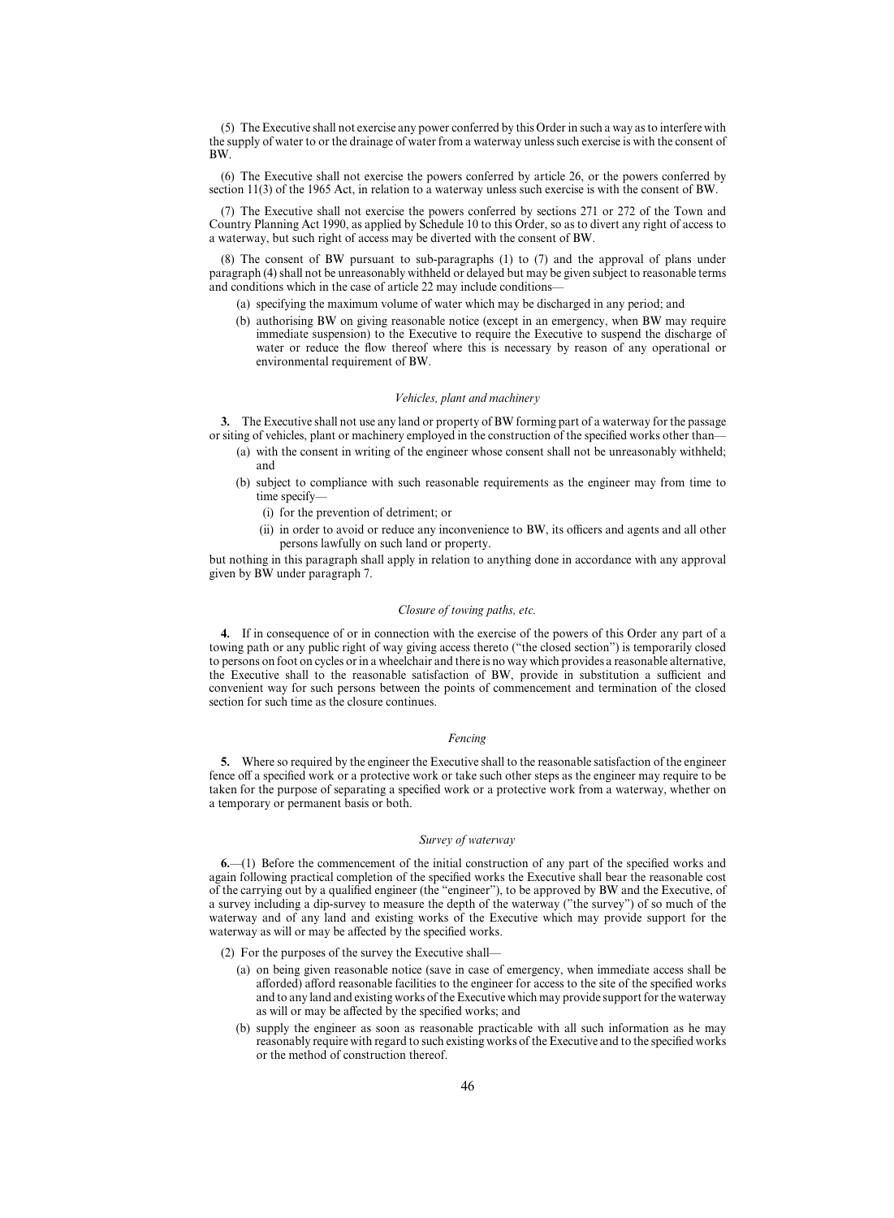(5) The Executive shall not exercise any power conferred by this Order in such a way as to interfere with the supply of water to or the drainage of water from a waterway unless such exercise is with the consent of BW.

(6) The Executive shall not exercise the powers conferred by article 26, or the powers conferred by section 11(3) of the 1965 Act, in relation to a waterway unless such exercise is with the consent of BW.

(7) The Executive shall not exercise the powers conferred by sections 271 or 272 of the Town and Country Planning Act 1990, as applied by Schedule 10 to this Order, so as to divert any right of access to a waterway, but such right of access may be diverted with the consent of BW.

(8) The consent of BW pursuant to sub-paragraphs (1) to (7) and the approval of plans under paragraph (4) shall not be unreasonably withheld or delayed but may be given subject to reasonable terms and conditions which in the case of article 22 may include conditions—

- (a) specifying the maximum volume of water which may be discharged in any period; and
- (b) authorising BW on giving reasonable notice (except in an emergency, when BW may require immediate suspension) to the Executive to require the Executive to suspend the discharge of water or reduce the flow thereof where this is necessary by reason of any operational or environmental requirement of BW.

*Vehicles, plant and machinery*

**3.** The Executive shall not use any land or property of BW forming part of a waterway for the passage or siting of vehicles, plant or machinery employed in the construction of the specified works other than—

- (a) with the consent in writing of the engineer whose consent shall not be unreasonably withheld; and
- (b) subject to compliance with such reasonable requirements as the engineer may from time to time specify—
  - (i) for the prevention of detriment; or
  - (ii) in order to avoid or reduce any inconvenience to BW, its officers and agents and all other persons lawfully on such land or property.

but nothing in this paragraph shall apply in relation to anything done in accordance with any approval given by BW under paragraph 7.

*Closure of towing paths, etc.*

**4.** If in consequence of or in connection with the exercise of the powers of this Order any part of a towing path or any public right of way giving access thereto ("the closed section") is temporarily closed to persons on foot on cycles or in a wheelchair and there is no way which provides a reasonable alternative, the Executive shall to the reasonable satisfaction of BW, provide in substitution a sufficient and convenient way for such persons between the points of commencement and termination of the closed section for such time as the closure continues.

*Fencing*

**5.** Where so required by the engineer the Executive shall to the reasonable satisfaction of the engineer fence off a specified work or a protective work or take such other steps as the engineer may require to be taken for the purpose of separating a specified work or a protective work from a waterway, whether on a temporary or permanent basis or both.

*Survey of waterway*

**6.**—(1) Before the commencement of the initial construction of any part of the specified works and again following practical completion of the specified works the Executive shall bear the reasonable cost of the carrying out by a qualified engineer (the "engineer"), to be approved by BW and the Executive, of a survey including a dip-survey to measure the depth of the waterway ("the survey") of so much of the waterway and of any land and existing works of the Executive which may provide support for the waterway as will or may be affected by the specified works.

(2) For the purposes of the survey the Executive shall—

- (a) on being given reasonable notice (save in case of emergency, when immediate access shall be afforded) afford reasonable facilities to the engineer for access to the site of the specified works and to any land and existing works of the Executive which may provide support for the waterway as will or may be affected by the specified works; and
- (b) supply the engineer as soon as reasonable practicable with all such information as he may reasonably require with regard to such existing works of the Executive and to the specified works or the method of construction thereof.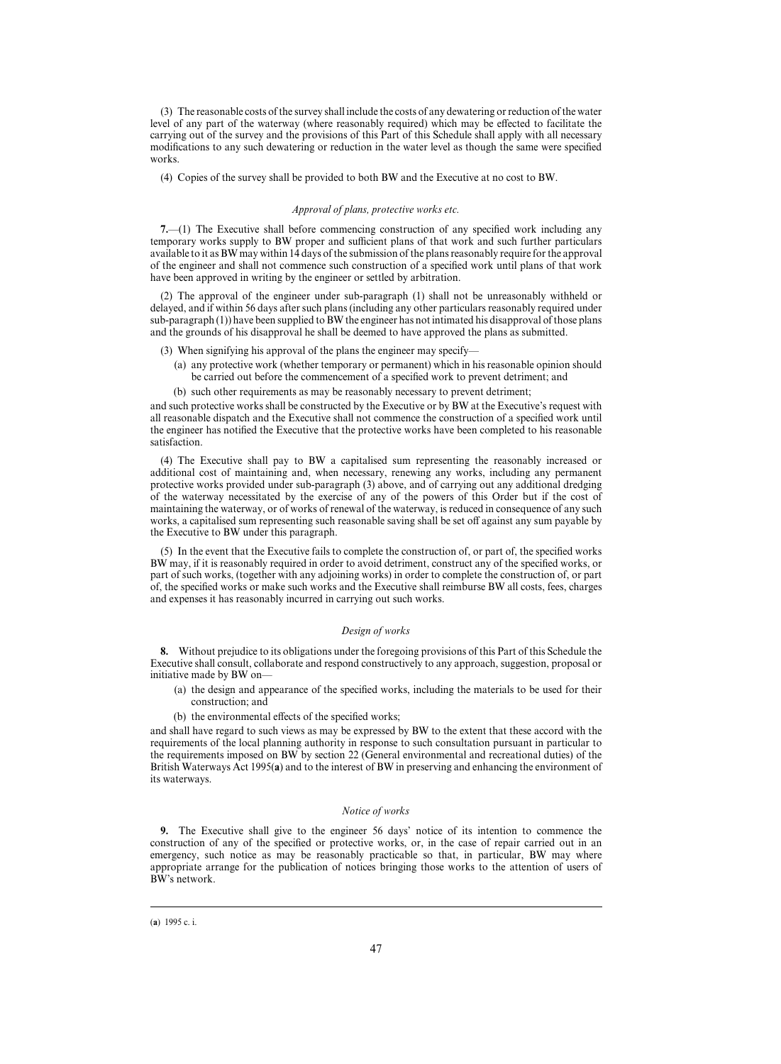(3) The reasonable costs of the survey shall include the costs of any dewatering or reduction of the water level of any part of the waterway (where reasonably required) which may be effected to facilitate the carrying out of the survey and the provisions of this Part of this Schedule shall apply with all necessary modifications to any such dewatering or reduction in the water level as though the same were specified works.

(4) Copies of the survey shall be provided to both BW and the Executive at no cost to BW.

*Approval of plans, protective works etc.*

**7.**—(1) The Executive shall before commencing construction of any specified work including any temporary works supply to BW proper and sufficient plans of that work and such further particulars available to it as BW may within 14 days of the submission of the plans reasonably require for the approval of the engineer and shall not commence such construction of a specified work until plans of that work have been approved in writing by the engineer or settled by arbitration.

(2) The approval of the engineer under sub-paragraph (1) shall not be unreasonably withheld or delayed, and if within 56 days after such plans (including any other particulars reasonably required under sub-paragraph (1)) have been supplied to BW the engineer has not intimated his disapproval of those plans and the grounds of his disapproval he shall be deemed to have approved the plans as submitted.

(3) When signifying his approval of the plans the engineer may specify—

(a) any protective work (whether temporary or permanent) which in his reasonable opinion should be carried out before the commencement of a specified work to prevent detriment; and

(b) such other requirements as may be reasonably necessary to prevent detriment;

and such protective works shall be constructed by the Executive or by BW at the Executive's request with all reasonable dispatch and the Executive shall not commence the construction of a specified work until the engineer has notified the Executive that the protective works have been completed to his reasonable satisfaction.

(4) The Executive shall pay to BW a capitalised sum representing the reasonably increased or additional cost of maintaining and, when necessary, renewing any works, including any permanent protective works provided under sub-paragraph (3) above, and of carrying out any additional dredging of the waterway necessitated by the exercise of any of the powers of this Order but if the cost of maintaining the waterway, or of works of renewal of the waterway, is reduced in consequence of any such works, a capitalised sum representing such reasonable saving shall be set off against any sum payable by the Executive to BW under this paragraph.

(5) In the event that the Executive fails to complete the construction of, or part of, the specified works BW may, if it is reasonably required in order to avoid detriment, construct any of the specified works, or part of such works, (together with any adjoining works) in order to complete the construction of, or part of, the specified works or make such works and the Executive shall reimburse BW all costs, fees, charges and expenses it has reasonably incurred in carrying out such works.

*Design of works*

**8.** Without prejudice to its obligations under the foregoing provisions of this Part of this Schedule the Executive shall consult, collaborate and respond constructively to any approach, suggestion, proposal or initiative made by BW on—

(a) the design and appearance of the specified works, including the materials to be used for their construction; and

(b) the environmental effects of the specified works;

and shall have regard to such views as may be expressed by BW to the extent that these accord with the requirements of the local planning authority in response to such consultation pursuant in particular to the requirements imposed on BW by section 22 (General environmental and recreational duties) of the British Waterways Act 1995([a]) and to the interest of BW in preserving and enhancing the environment of its waterways.

*Notice of works*

**9.** The Executive shall give to the engineer 56 days' notice of its intention to commence the construction of any of the specified or protective works, or, in the case of repair carried out in an emergency, such notice as may be reasonably practicable so that, in particular, BW may where appropriate arrange for the publication of notices bringing those works to the attention of users of BW's network.

---

([a]) 1995 c. i.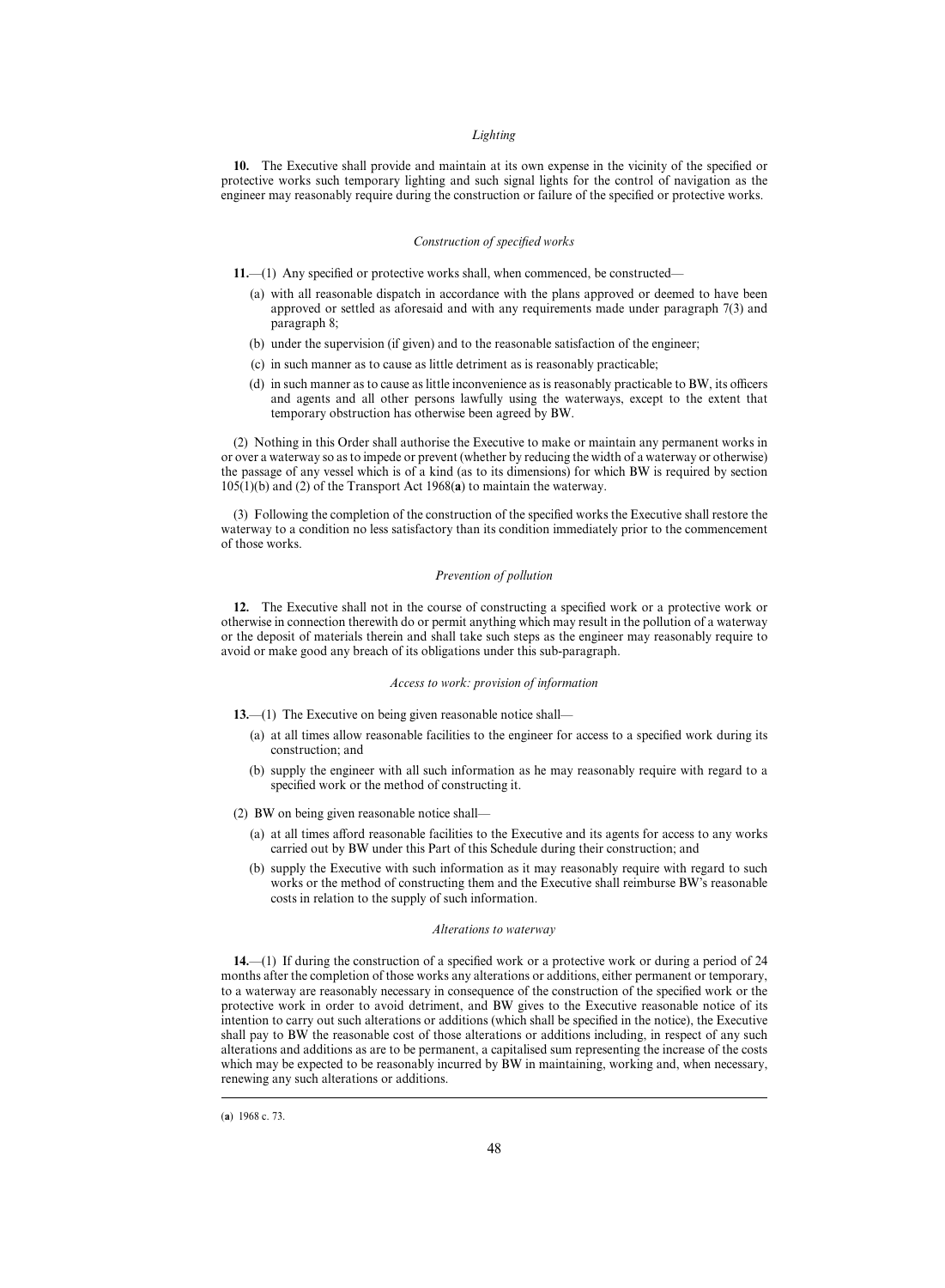*Lighting*

**10.** The Executive shall provide and maintain at its own expense in the vicinity of the specified or protective works such temporary lighting and such signal lights for the control of navigation as the engineer may reasonably require during the construction or failure of the specified or protective works.

*Construction of specified works*

**11.**—(1) Any specified or protective works shall, when commenced, be constructed—

(a) with all reasonable dispatch in accordance with the plans approved or deemed to have been approved or settled as aforesaid and with any requirements made under paragraph 7(3) and paragraph 8;

(b) under the supervision (if given) and to the reasonable satisfaction of the engineer;

(c) in such manner as to cause as little detriment as is reasonably practicable;

(d) in such manner as to cause as little inconvenience as is reasonably practicable to BW, its officers and agents and all other persons lawfully using the waterways, except to the extent that temporary obstruction has otherwise been agreed by BW.

(2) Nothing in this Order shall authorise the Executive to make or maintain any permanent works in or over a waterway so as to impede or prevent (whether by reducing the width of a waterway or otherwise) the passage of any vessel which is of a kind (as to its dimensions) for which BW is required by section 105(1)(b) and (2) of the Transport Act 1968(**a**) to maintain the waterway.

(3) Following the completion of the construction of the specified works the Executive shall restore the waterway to a condition no less satisfactory than its condition immediately prior to the commencement of those works.

*Prevention of pollution*

**12.** The Executive shall not in the course of constructing a specified work or a protective work or otherwise in connection therewith do or permit anything which may result in the pollution of a waterway or the deposit of materials therein and shall take such steps as the engineer may reasonably require to avoid or make good any breach of its obligations under this sub-paragraph.

*Access to work: provision of information*

**13.**—(1) The Executive on being given reasonable notice shall—

(a) at all times allow reasonable facilities to the engineer for access to a specified work during its construction; and

(b) supply the engineer with all such information as he may reasonably require with regard to a specified work or the method of constructing it.

(2) BW on being given reasonable notice shall—

(a) at all times afford reasonable facilities to the Executive and its agents for access to any works carried out by BW under this Part of this Schedule during their construction; and

(b) supply the Executive with such information as it may reasonably require with regard to such works or the method of constructing them and the Executive shall reimburse BW's reasonable costs in relation to the supply of such information.

*Alterations to waterway*

**14.**—(1) If during the construction of a specified work or a protective work or during a period of 24 months after the completion of those works any alterations or additions, either permanent or temporary, to a waterway are reasonably necessary in consequence of the construction of the specified work or the protective work in order to avoid detriment, and BW gives to the Executive reasonable notice of its intention to carry out such alterations or additions (which shall be specified in the notice), the Executive shall pay to BW the reasonable cost of those alterations or additions including, in respect of any such alterations and additions as are to be permanent, a capitalised sum representing the increase of the costs which may be expected to be reasonably incurred by BW in maintaining, working and, when necessary, renewing any such alterations or additions.

---

(**a**) 1968 c. 73.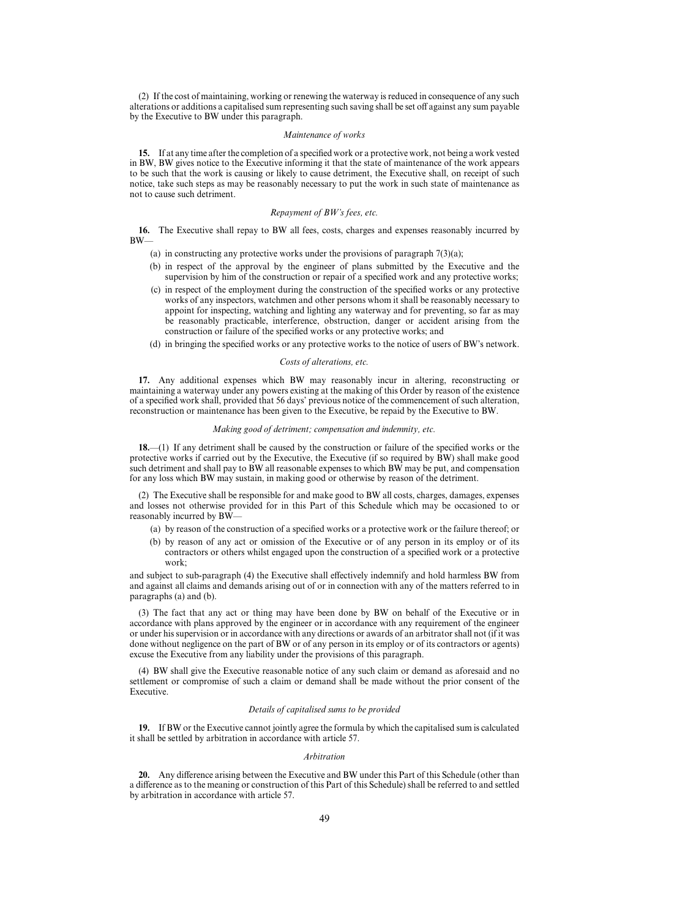(2) If the cost of maintaining, working or renewing the waterway is reduced in consequence of any such alterations or additions a capitalised sum representing such saving shall be set off against any sum payable by the Executive to BW under this paragraph.

*Maintenance of works*

**15.** If at any time after the completion of a specified work or a protective work, not being a work vested in BW, BW gives notice to the Executive informing it that the state of maintenance of the work appears to be such that the work is causing or likely to cause detriment, the Executive shall, on receipt of such notice, take such steps as may be reasonably necessary to put the work in such state of maintenance as not to cause such detriment.

*Repayment of BW's fees, etc.*

**16.** The Executive shall repay to BW all fees, costs, charges and expenses reasonably incurred by BW—

(a) in constructing any protective works under the provisions of paragraph 7(3)(a);

(b) in respect of the approval by the engineer of plans submitted by the Executive and the supervision by him of the construction or repair of a specified work and any protective works;

(c) in respect of the employment during the construction of the specified works or any protective works of any inspectors, watchmen and other persons whom it shall be reasonably necessary to appoint for inspecting, watching and lighting any waterway and for preventing, so far as may be reasonably practicable, interference, obstruction, danger or accident arising from the construction or failure of the specified works or any protective works; and

(d) in bringing the specified works or any protective works to the notice of users of BW's network.

*Costs of alterations, etc.*

**17.** Any additional expenses which BW may reasonably incur in altering, reconstructing or maintaining a waterway under any powers existing at the making of this Order by reason of the existence of a specified work shall, provided that 56 days' previous notice of the commencement of such alteration, reconstruction or maintenance has been given to the Executive, be repaid by the Executive to BW.

*Making good of detriment; compensation and indemnity, etc.*

**18.**—(1) If any detriment shall be caused by the construction or failure of the specified works or the protective works if carried out by the Executive, the Executive (if so required by BW) shall make good such detriment and shall pay to BW all reasonable expenses to which BW may be put, and compensation for any loss which BW may sustain, in making good or otherwise by reason of the detriment.

(2) The Executive shall be responsible for and make good to BW all costs, charges, damages, expenses and losses not otherwise provided for in this Part of this Schedule which may be occasioned to or reasonably incurred by BW—

(a) by reason of the construction of a specified works or a protective work or the failure thereof; or

(b) by reason of any act or omission of the Executive or of any person in its employ or of its contractors or others whilst engaged upon the construction of a specified work or a protective work;

and subject to sub-paragraph (4) the Executive shall effectively indemnify and hold harmless BW from and against all claims and demands arising out of or in connection with any of the matters referred to in paragraphs (a) and (b).

(3) The fact that any act or thing may have been done by BW on behalf of the Executive or in accordance with plans approved by the engineer or in accordance with any requirement of the engineer or under his supervision or in accordance with any directions or awards of an arbitrator shall not (if it was done without negligence on the part of BW or of any person in its employ or of its contractors or agents) excuse the Executive from any liability under the provisions of this paragraph.

(4) BW shall give the Executive reasonable notice of any such claim or demand as aforesaid and no settlement or compromise of such a claim or demand shall be made without the prior consent of the Executive.

*Details of capitalised sums to be provided*

**19.** If BW or the Executive cannot jointly agree the formula by which the capitalised sum is calculated it shall be settled by arbitration in accordance with article 57.

*Arbitration*

**20.** Any difference arising between the Executive and BW under this Part of this Schedule (other than a difference as to the meaning or construction of this Part of this Schedule) shall be referred to and settled by arbitration in accordance with article 57.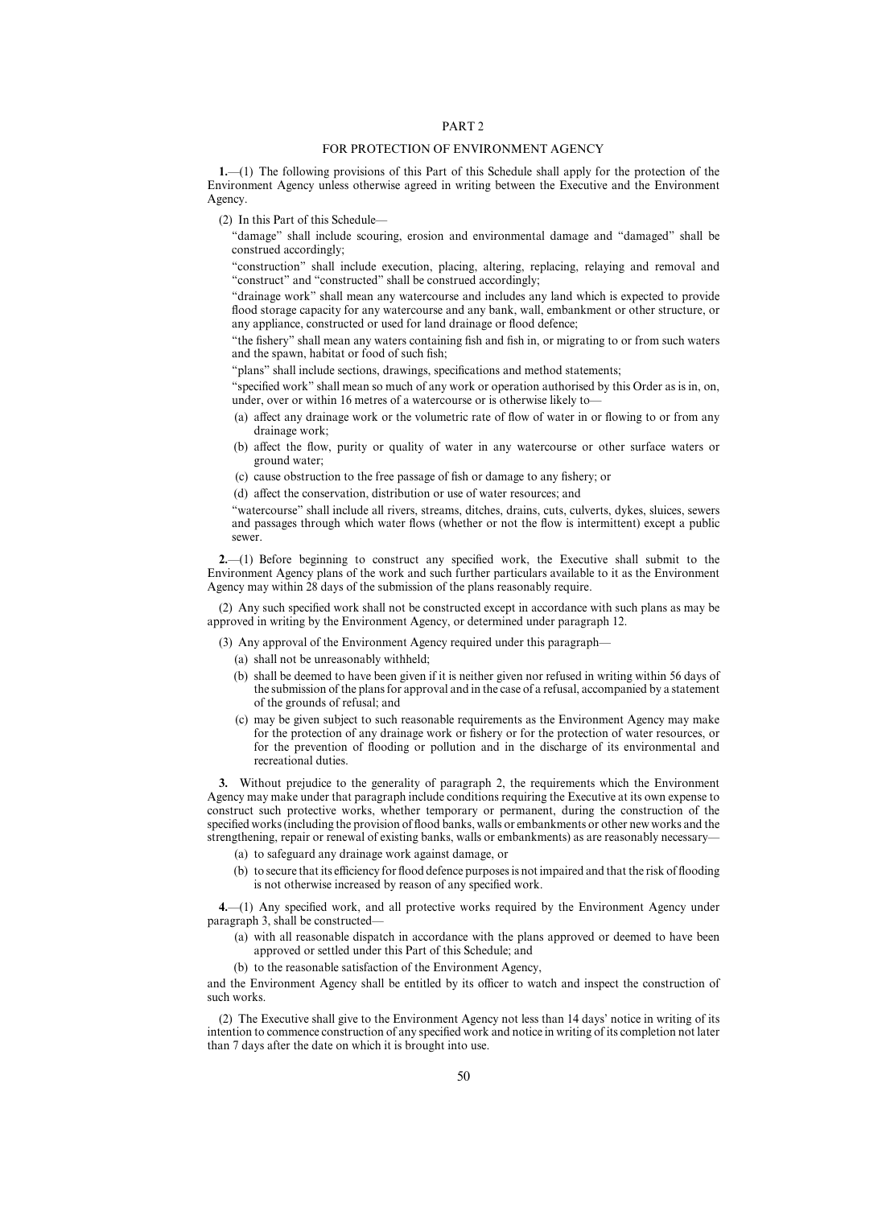## PART 2

### FOR PROTECTION OF ENVIRONMENT AGENCY

**1.**—(1) The following provisions of this Part of this Schedule shall apply for the protection of the Environment Agency unless otherwise agreed in writing between the Executive and the Environment Agency.

(2) In this Part of this Schedule—

"damage" shall include scouring, erosion and environmental damage and "damaged" shall be construed accordingly;

"construction" shall include execution, placing, altering, replacing, relaying and removal and "construct" and "constructed" shall be construed accordingly;

"drainage work" shall mean any watercourse and includes any land which is expected to provide flood storage capacity for any watercourse and any bank, wall, embankment or other structure, or any appliance, constructed or used for land drainage or flood defence;

"the fishery" shall mean any waters containing fish and fish in, or migrating to or from such waters and the spawn, habitat or food of such fish;

"plans" shall include sections, drawings, specifications and method statements;

"specified work" shall mean so much of any work or operation authorised by this Order as is in, on, under, over or within 16 metres of a watercourse or is otherwise likely to—

(a) affect any drainage work or the volumetric rate of flow of water in or flowing to or from any drainage work;

(b) affect the flow, purity or quality of water in any watercourse or other surface waters or ground water;

(c) cause obstruction to the free passage of fish or damage to any fishery; or

(d) affect the conservation, distribution or use of water resources; and

"watercourse" shall include all rivers, streams, ditches, drains, cuts, culverts, dykes, sluices, sewers and passages through which water flows (whether or not the flow is intermittent) except a public sewer.

**2.**—(1) Before beginning to construct any specified work, the Executive shall submit to the Environment Agency plans of the work and such further particulars available to it as the Environment Agency may within 28 days of the submission of the plans reasonably require.

(2) Any such specified work shall not be constructed except in accordance with such plans as may be approved in writing by the Environment Agency, or determined under paragraph 12.

(3) Any approval of the Environment Agency required under this paragraph—

(a) shall not be unreasonably withheld;

(b) shall be deemed to have been given if it is neither given nor refused in writing within 56 days of the submission of the plans for approval and in the case of a refusal, accompanied by a statement of the grounds of refusal; and

(c) may be given subject to such reasonable requirements as the Environment Agency may make for the protection of any drainage work or fishery or for the protection of water resources, or for the prevention of flooding or pollution and in the discharge of its environmental and recreational duties.

**3.** Without prejudice to the generality of paragraph 2, the requirements which the Environment Agency may make under that paragraph include conditions requiring the Executive at its own expense to construct such protective works, whether temporary or permanent, during the construction of the specified works (including the provision of flood banks, walls or embankments or other new works and the strengthening, repair or renewal of existing banks, walls or embankments) as are reasonably necessary—

(a) to safeguard any drainage work against damage, or

(b) to secure that its efficiency for flood defence purposes is not impaired and that the risk of flooding is not otherwise increased by reason of any specified work.

**4.**—(1) Any specified work, and all protective works required by the Environment Agency under paragraph 3, shall be constructed—

(a) with all reasonable dispatch in accordance with the plans approved or deemed to have been approved or settled under this Part of this Schedule; and

(b) to the reasonable satisfaction of the Environment Agency,

and the Environment Agency shall be entitled by its officer to watch and inspect the construction of such works.

(2) The Executive shall give to the Environment Agency not less than 14 days' notice in writing of its intention to commence construction of any specified work and notice in writing of its completion not later than 7 days after the date on which it is brought into use.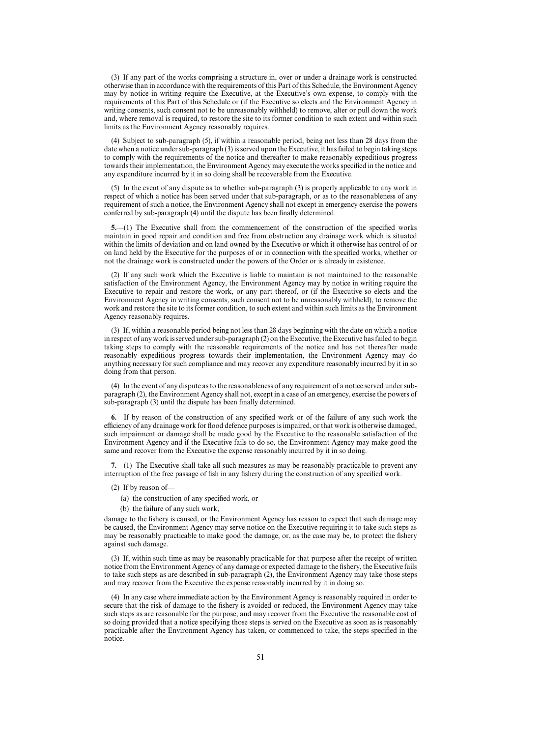(3) If any part of the works comprising a structure in, over or under a drainage work is constructed otherwise than in accordance with the requirements of this Part of this Schedule, the Environment Agency may by notice in writing require the Executive, at the Executive's own expense, to comply with the requirements of this Part of this Schedule or (if the Executive so elects and the Environment Agency in writing consents, such consent not to be unreasonably withheld) to remove, alter or pull down the work and, where removal is required, to restore the site to its former condition to such extent and within such limits as the Environment Agency reasonably requires.

(4) Subject to sub-paragraph (5), if within a reasonable period, being not less than 28 days from the date when a notice under sub-paragraph (3) is served upon the Executive, it has failed to begin taking steps to comply with the requirements of the notice and thereafter to make reasonably expeditious progress towards their implementation, the Environment Agency may execute the works specified in the notice and any expenditure incurred by it in so doing shall be recoverable from the Executive.

(5) In the event of any dispute as to whether sub-paragraph (3) is properly applicable to any work in respect of which a notice has been served under that sub-paragraph, or as to the reasonableness of any requirement of such a notice, the Environment Agency shall not except in emergency exercise the powers conferred by sub-paragraph (4) until the dispute has been finally determined.

**5.**—(1) The Executive shall from the commencement of the construction of the specified works maintain in good repair and condition and free from obstruction any drainage work which is situated within the limits of deviation and on land owned by the Executive or which it otherwise has control of or on land held by the Executive for the purposes of or in connection with the specified works, whether or not the drainage work is constructed under the powers of the Order or is already in existence.

(2) If any such work which the Executive is liable to maintain is not maintained to the reasonable satisfaction of the Environment Agency, the Environment Agency may by notice in writing require the Executive to repair and restore the work, or any part thereof, or (if the Executive so elects and the Environment Agency in writing consents, such consent not to be unreasonably withheld), to remove the work and restore the site to its former condition, to such extent and within such limits as the Environment Agency reasonably requires.

(3) If, within a reasonable period being not less than 28 days beginning with the date on which a notice in respect of any work is served under sub-paragraph (2) on the Executive, the Executive has failed to begin taking steps to comply with the reasonable requirements of the notice and has not thereafter made reasonably expeditious progress towards their implementation, the Environment Agency may do anything necessary for such compliance and may recover any expenditure reasonably incurred by it in so doing from that person.

(4) In the event of any dispute as to the reasonableness of any requirement of a notice served under sub-paragraph (2), the Environment Agency shall not, except in a case of an emergency, exercise the powers of sub-paragraph (3) until the dispute has been finally determined.

**6.** If by reason of the construction of any specified work or of the failure of any such work the efficiency of any drainage work for flood defence purposes is impaired, or that work is otherwise damaged, such impairment or damage shall be made good by the Executive to the reasonable satisfaction of the Environment Agency and if the Executive fails to do so, the Environment Agency may make good the same and recover from the Executive the expense reasonably incurred by it in so doing.

**7.**—(1) The Executive shall take all such measures as may be reasonably practicable to prevent any interruption of the free passage of fish in any fishery during the construction of any specified work.

(2) If by reason of—

(a) the construction of any specified work, or

(b) the failure of any such work,

damage to the fishery is caused, or the Environment Agency has reason to expect that such damage may be caused, the Environment Agency may serve notice on the Executive requiring it to take such steps as may be reasonably practicable to make good the damage, or, as the case may be, to protect the fishery against such damage.

(3) If, within such time as may be reasonably practicable for that purpose after the receipt of written notice from the Environment Agency of any damage or expected damage to the fishery, the Executive fails to take such steps as are described in sub-paragraph (2), the Environment Agency may take those steps and may recover from the Executive the expense reasonably incurred by it in doing so.

(4) In any case where immediate action by the Environment Agency is reasonably required in order to secure that the risk of damage to the fishery is avoided or reduced, the Environment Agency may take such steps as are reasonable for the purpose, and may recover from the Executive the reasonable cost of so doing provided that a notice specifying those steps is served on the Executive as soon as is reasonably practicable after the Environment Agency has taken, or commenced to take, the steps specified in the notice.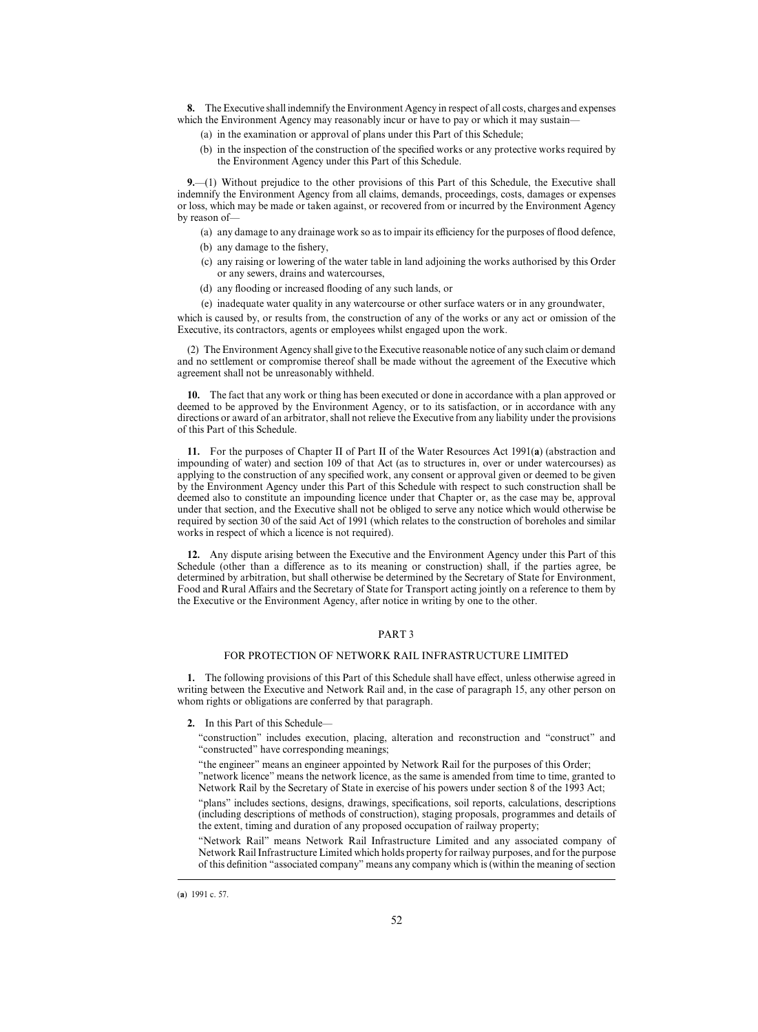**8.** The Executive shall indemnify the Environment Agency in respect of all costs, charges and expenses which the Environment Agency may reasonably incur or have to pay or which it may sustain—

(a) in the examination or approval of plans under this Part of this Schedule;

(b) in the inspection of the construction of the specified works or any protective works required by the Environment Agency under this Part of this Schedule.

**9.**—(1) Without prejudice to the other provisions of this Part of this Schedule, the Executive shall indemnify the Environment Agency from all claims, demands, proceedings, costs, damages or expenses or loss, which may be made or taken against, or recovered from or incurred by the Environment Agency by reason of—

(a) any damage to any drainage work so as to impair its efficiency for the purposes of flood defence,

(b) any damage to the fishery,

(c) any raising or lowering of the water table in land adjoining the works authorised by this Order or any sewers, drains and watercourses,

(d) any flooding or increased flooding of any such lands, or

(e) inadequate water quality in any watercourse or other surface waters or in any groundwater,

which is caused by, or results from, the construction of any of the works or any act or omission of the Executive, its contractors, agents or employees whilst engaged upon the work.

(2) The Environment Agency shall give to the Executive reasonable notice of any such claim or demand and no settlement or compromise thereof shall be made without the agreement of the Executive which agreement shall not be unreasonably withheld.

**10.** The fact that any work or thing has been executed or done in accordance with a plan approved or deemed to be approved by the Environment Agency, or to its satisfaction, or in accordance with any directions or award of an arbitrator, shall not relieve the Executive from any liability under the provisions of this Part of this Schedule.

**11.** For the purposes of Chapter II of Part II of the Water Resources Act 1991(**a**) (abstraction and impounding of water) and section 109 of that Act (as to structures in, over or under watercourses) as applying to the construction of any specified work, any consent or approval given or deemed to be given by the Environment Agency under this Part of this Schedule with respect to such construction shall be deemed also to constitute an impounding licence under that Chapter or, as the case may be, approval under that section, and the Executive shall not be obliged to serve any notice which would otherwise be required by section 30 of the said Act of 1991 (which relates to the construction of boreholes and similar works in respect of which a licence is not required).

**12.** Any dispute arising between the Executive and the Environment Agency under this Part of this Schedule (other than a difference as to its meaning or construction) shall, if the parties agree, be determined by arbitration, but shall otherwise be determined by the Secretary of State for Environment, Food and Rural Affairs and the Secretary of State for Transport acting jointly on a reference to them by the Executive or the Environment Agency, after notice in writing by one to the other.

## PART 3

## FOR PROTECTION OF NETWORK RAIL INFRASTRUCTURE LIMITED

**1.** The following provisions of this Part of this Schedule shall have effect, unless otherwise agreed in writing between the Executive and Network Rail and, in the case of paragraph 15, any other person on whom rights or obligations are conferred by that paragraph.

**2.** In this Part of this Schedule—

"construction" includes execution, placing, alteration and reconstruction and "construct" and "constructed" have corresponding meanings;

"the engineer" means an engineer appointed by Network Rail for the purposes of this Order;

"network licence" means the network licence, as the same is amended from time to time, granted to Network Rail by the Secretary of State in exercise of his powers under section 8 of the 1993 Act;

"plans" includes sections, designs, drawings, specifications, soil reports, calculations, descriptions (including descriptions of methods of construction), staging proposals, programmes and details of the extent, timing and duration of any proposed occupation of railway property;

"Network Rail" means Network Rail Infrastructure Limited and any associated company of Network Rail Infrastructure Limited which holds property for railway purposes, and for the purpose of this definition "associated company" means any company which is (within the meaning of section

---

(**a**) 1991 c. 57.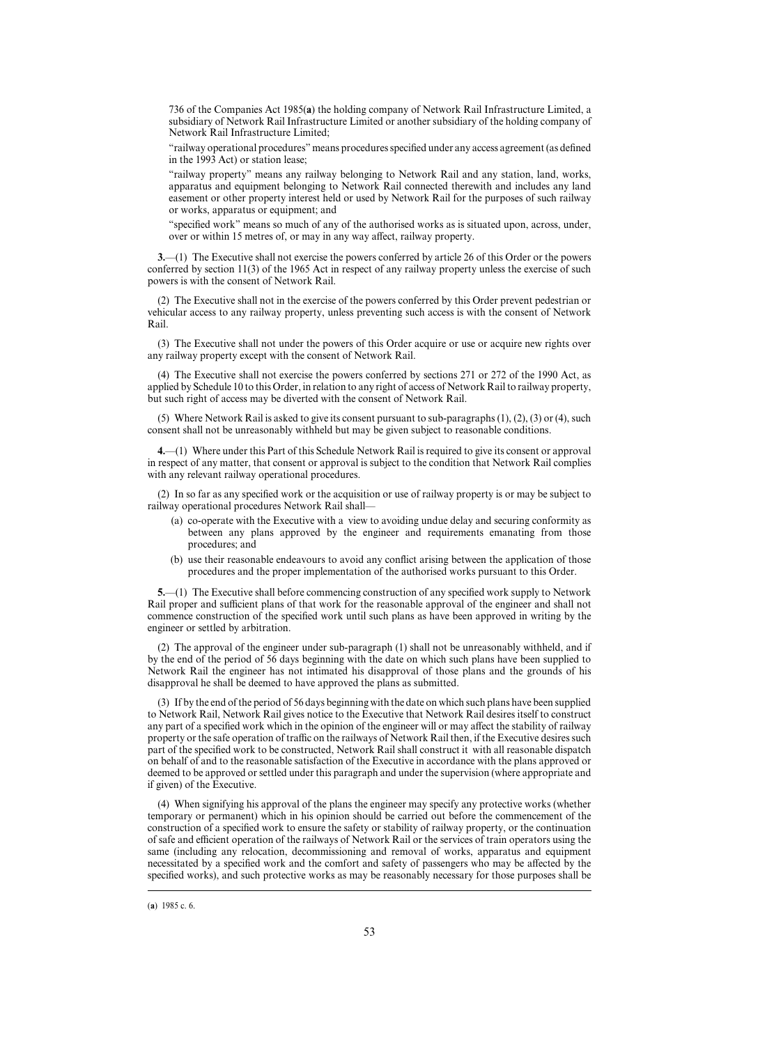736 of the Companies Act 1985(a) the holding company of Network Rail Infrastructure Limited, a subsidiary of Network Rail Infrastructure Limited or another subsidiary of the holding company of Network Rail Infrastructure Limited;

"railway operational procedures" means procedures specified under any access agreement (as defined in the 1993 Act) or station lease;

"railway property" means any railway belonging to Network Rail and any station, land, works, apparatus and equipment belonging to Network Rail connected therewith and includes any land easement or other property interest held or used by Network Rail for the purposes of such railway or works, apparatus or equipment; and

"specified work" means so much of any of the authorised works as is situated upon, across, under, over or within 15 metres of, or may in any way affect, railway property.

**3.**—(1) The Executive shall not exercise the powers conferred by article 26 of this Order or the powers conferred by section 11(3) of the 1965 Act in respect of any railway property unless the exercise of such powers is with the consent of Network Rail.

(2) The Executive shall not in the exercise of the powers conferred by this Order prevent pedestrian or vehicular access to any railway property, unless preventing such access is with the consent of Network Rail.

(3) The Executive shall not under the powers of this Order acquire or use or acquire new rights over any railway property except with the consent of Network Rail.

(4) The Executive shall not exercise the powers conferred by sections 271 or 272 of the 1990 Act, as applied by Schedule 10 to this Order, in relation to any right of access of Network Rail to railway property, but such right of access may be diverted with the consent of Network Rail.

(5) Where Network Rail is asked to give its consent pursuant to sub-paragraphs (1), (2), (3) or (4), such consent shall not be unreasonably withheld but may be given subject to reasonable conditions.

**4.**—(1) Where under this Part of this Schedule Network Rail is required to give its consent or approval in respect of any matter, that consent or approval is subject to the condition that Network Rail complies with any relevant railway operational procedures.

(2) In so far as any specified work or the acquisition or use of railway property is or may be subject to railway operational procedures Network Rail shall—

(a) co-operate with the Executive with a view to avoiding undue delay and securing conformity as between any plans approved by the engineer and requirements emanating from those procedures; and

(b) use their reasonable endeavours to avoid any conflict arising between the application of those procedures and the proper implementation of the authorised works pursuant to this Order.

**5.**—(1) The Executive shall before commencing construction of any specified work supply to Network Rail proper and sufficient plans of that work for the reasonable approval of the engineer and shall not commence construction of the specified work until such plans as have been approved in writing by the engineer or settled by arbitration.

(2) The approval of the engineer under sub-paragraph (1) shall not be unreasonably withheld, and if by the end of the period of 56 days beginning with the date on which such plans have been supplied to Network Rail the engineer has not intimated his disapproval of those plans and the grounds of his disapproval he shall be deemed to have approved the plans as submitted.

(3) If by the end of the period of 56 days beginning with the date on which such plans have been supplied to Network Rail, Network Rail gives notice to the Executive that Network Rail desires itself to construct any part of a specified work which in the opinion of the engineer will or may affect the stability of railway property or the safe operation of traffic on the railways of Network Rail then, if the Executive desires such part of the specified work to be constructed, Network Rail shall construct it with all reasonable dispatch on behalf of and to the reasonable satisfaction of the Executive in accordance with the plans approved or deemed to be approved or settled under this paragraph and under the supervision (where appropriate and if given) of the Executive.

(4) When signifying his approval of the plans the engineer may specify any protective works (whether temporary or permanent) which in his opinion should be carried out before the commencement of the construction of a specified work to ensure the safety or stability of railway property, or the continuation of safe and efficient operation of the railways of Network Rail or the services of train operators using the same (including any relocation, decommissioning and removal of works, apparatus and equipment necessitated by a specified work and the comfort and safety of passengers who may be affected by the specified works), and such protective works as may be reasonably necessary for those purposes shall be

(a) 1985 c. 6.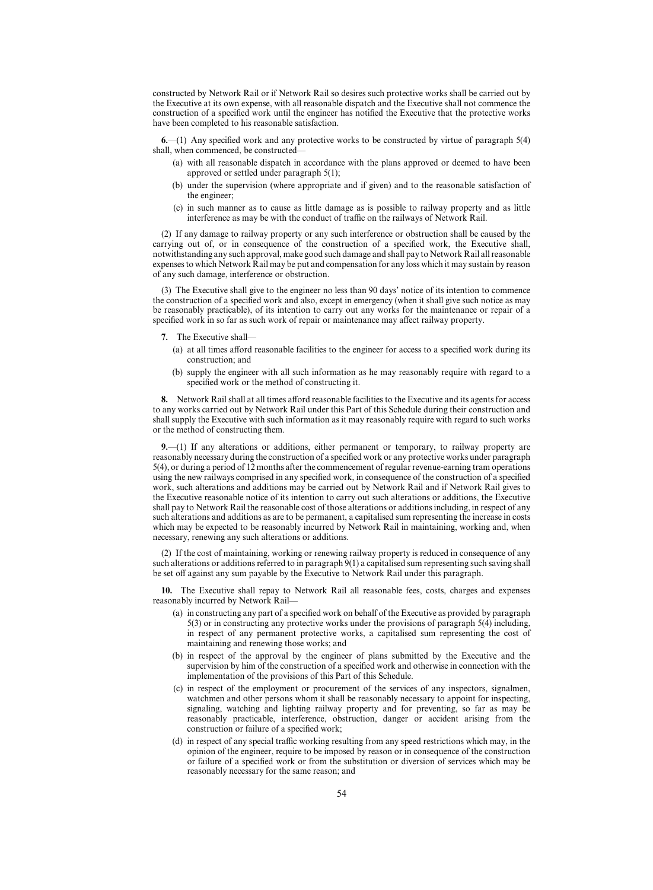constructed by Network Rail or if Network Rail so desires such protective works shall be carried out by the Executive at its own expense, with all reasonable dispatch and the Executive shall not commence the construction of a specified work until the engineer has notified the Executive that the protective works have been completed to his reasonable satisfaction.

**6.**—(1) Any specified work and any protective works to be constructed by virtue of paragraph 5(4) shall, when commenced, be constructed—

(a) with all reasonable dispatch in accordance with the plans approved or deemed to have been approved or settled under paragraph 5(1);

(b) under the supervision (where appropriate and if given) and to the reasonable satisfaction of the engineer;

(c) in such manner as to cause as little damage as is possible to railway property and as little interference as may be with the conduct of traffic on the railways of Network Rail.

(2) If any damage to railway property or any such interference or obstruction shall be caused by the carrying out of, or in consequence of the construction of a specified work, the Executive shall, notwithstanding any such approval, make good such damage and shall pay to Network Rail all reasonable expenses to which Network Rail may be put and compensation for any loss which it may sustain by reason of any such damage, interference or obstruction.

(3) The Executive shall give to the engineer no less than 90 days' notice of its intention to commence the construction of a specified work and also, except in emergency (when it shall give such notice as may be reasonably practicable), of its intention to carry out any works for the maintenance or repair of a specified work in so far as such work of repair or maintenance may affect railway property.

**7.** The Executive shall—

(a) at all times afford reasonable facilities to the engineer for access to a specified work during its construction; and

(b) supply the engineer with all such information as he may reasonably require with regard to a specified work or the method of constructing it.

**8.** Network Rail shall at all times afford reasonable facilities to the Executive and its agents for access to any works carried out by Network Rail under this Part of this Schedule during their construction and shall supply the Executive with such information as it may reasonably require with regard to such works or the method of constructing them.

**9.**—(1) If any alterations or additions, either permanent or temporary, to railway property are reasonably necessary during the construction of a specified work or any protective works under paragraph 5(4), or during a period of 12 months after the commencement of regular revenue-earning tram operations using the new railways comprised in any specified work, in consequence of the construction of a specified work, such alterations and additions may be carried out by Network Rail and if Network Rail gives to the Executive reasonable notice of its intention to carry out such alterations or additions, the Executive shall pay to Network Rail the reasonable cost of those alterations or additions including, in respect of any such alterations and additions as are to be permanent, a capitalised sum representing the increase in costs which may be expected to be reasonably incurred by Network Rail in maintaining, working and, when necessary, renewing any such alterations or additions.

(2) If the cost of maintaining, working or renewing railway property is reduced in consequence of any such alterations or additions referred to in paragraph 9(1) a capitalised sum representing such saving shall be set off against any sum payable by the Executive to Network Rail under this paragraph.

**10.** The Executive shall repay to Network Rail all reasonable fees, costs, charges and expenses reasonably incurred by Network Rail—

(a) in constructing any part of a specified work on behalf of the Executive as provided by paragraph 5(3) or in constructing any protective works under the provisions of paragraph 5(4) including, in respect of any permanent protective works, a capitalised sum representing the cost of maintaining and renewing those works; and

(b) in respect of the approval by the engineer of plans submitted by the Executive and the supervision by him of the construction of a specified work and otherwise in connection with the implementation of the provisions of this Part of this Schedule.

(c) in respect of the employment or procurement of the services of any inspectors, signalmen, watchmen and other persons whom it shall be reasonably necessary to appoint for inspecting, signaling, watching and lighting railway property and for preventing, so far as may be reasonably practicable, interference, obstruction, danger or accident arising from the construction or failure of a specified work;

(d) in respect of any special traffic working resulting from any speed restrictions which may, in the opinion of the engineer, require to be imposed by reason or in consequence of the construction or failure of a specified work or from the substitution or diversion of services which may be reasonably necessary for the same reason; and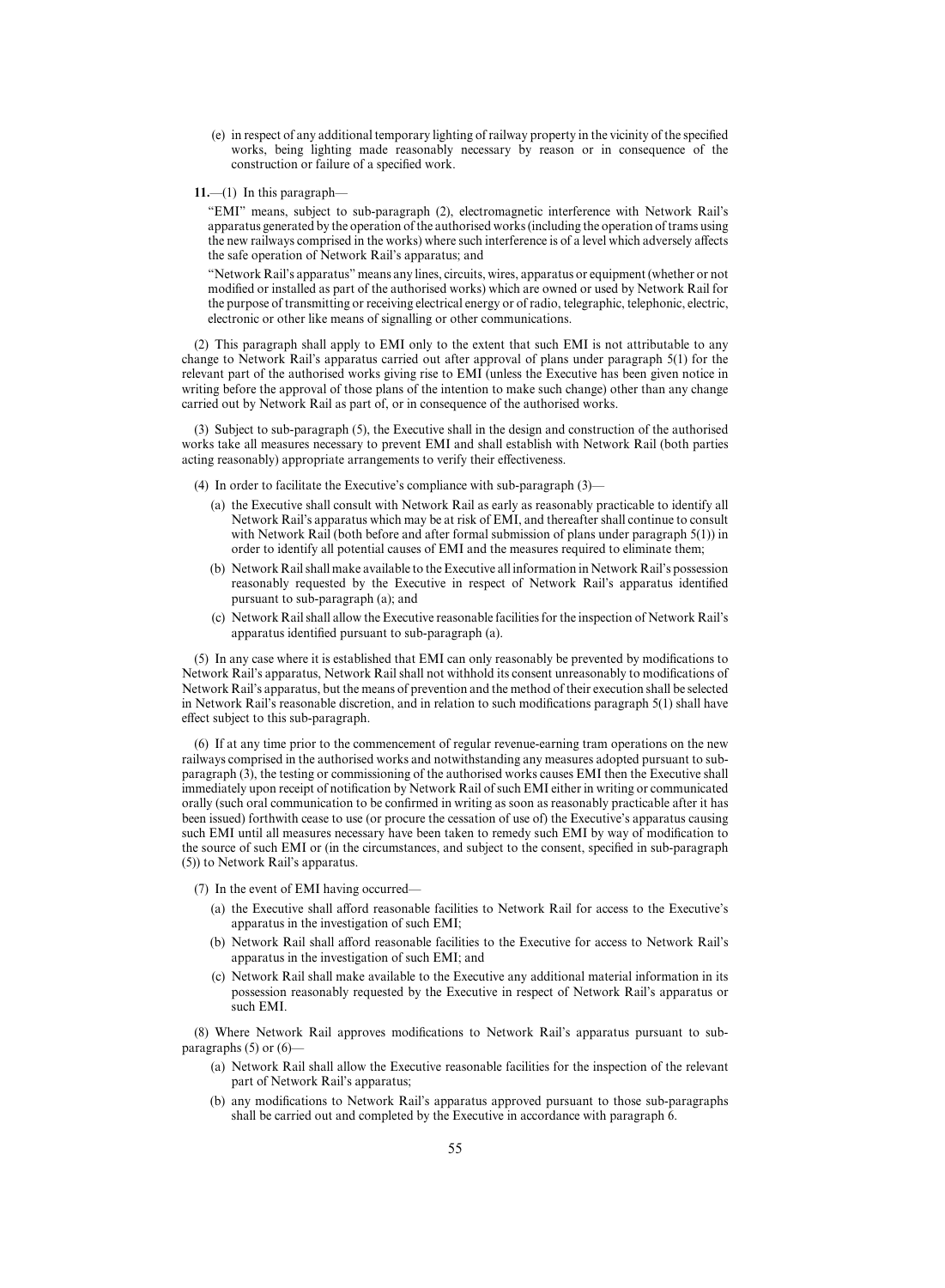(e) in respect of any additional temporary lighting of railway property in the vicinity of the specified works, being lighting made reasonably necessary by reason or in consequence of the construction or failure of a specified work.

**11.**—(1) In this paragraph—

"EMI" means, subject to sub-paragraph (2), electromagnetic interference with Network Rail's apparatus generated by the operation of the authorised works (including the operation of trams using the new railways comprised in the works) where such interference is of a level which adversely affects the safe operation of Network Rail's apparatus; and

"Network Rail's apparatus" means any lines, circuits, wires, apparatus or equipment (whether or not modified or installed as part of the authorised works) which are owned or used by Network Rail for the purpose of transmitting or receiving electrical energy or of radio, telegraphic, telephonic, electric, electronic or other like means of signalling or other communications.

(2) This paragraph shall apply to EMI only to the extent that such EMI is not attributable to any change to Network Rail's apparatus carried out after approval of plans under paragraph 5(1) for the relevant part of the authorised works giving rise to EMI (unless the Executive has been given notice in writing before the approval of those plans of the intention to make such change) other than any change carried out by Network Rail as part of, or in consequence of the authorised works.

(3) Subject to sub-paragraph (5), the Executive shall in the design and construction of the authorised works take all measures necessary to prevent EMI and shall establish with Network Rail (both parties acting reasonably) appropriate arrangements to verify their effectiveness.

(4) In order to facilitate the Executive's compliance with sub-paragraph (3)—

(a) the Executive shall consult with Network Rail as early as reasonably practicable to identify all Network Rail's apparatus which may be at risk of EMI, and thereafter shall continue to consult with Network Rail (both before and after formal submission of plans under paragraph 5(1)) in order to identify all potential causes of EMI and the measures required to eliminate them;

(b) Network Rail shall make available to the Executive all information in Network Rail's possession reasonably requested by the Executive in respect of Network Rail's apparatus identified pursuant to sub-paragraph (a); and

(c) Network Rail shall allow the Executive reasonable facilities for the inspection of Network Rail's apparatus identified pursuant to sub-paragraph (a).

(5) In any case where it is established that EMI can only reasonably be prevented by modifications to Network Rail's apparatus, Network Rail shall not withhold its consent unreasonably to modifications of Network Rail's apparatus, but the means of prevention and the method of their execution shall be selected in Network Rail's reasonable discretion, and in relation to such modifications paragraph 5(1) shall have effect subject to this sub-paragraph.

(6) If at any time prior to the commencement of regular revenue-earning tram operations on the new railways comprised in the authorised works and notwithstanding any measures adopted pursuant to sub-paragraph (3), the testing or commissioning of the authorised works causes EMI then the Executive shall immediately upon receipt of notification by Network Rail of such EMI either in writing or communicated orally (such oral communication to be confirmed in writing as soon as reasonably practicable after it has been issued) forthwith cease to use (or procure the cessation of use of) the Executive's apparatus causing such EMI until all measures necessary have been taken to remedy such EMI by way of modification to the source of such EMI or (in the circumstances, and subject to the consent, specified in sub-paragraph (5)) to Network Rail's apparatus.

(7) In the event of EMI having occurred—

(a) the Executive shall afford reasonable facilities to Network Rail for access to the Executive's apparatus in the investigation of such EMI;

(b) Network Rail shall afford reasonable facilities to the Executive for access to Network Rail's apparatus in the investigation of such EMI; and

(c) Network Rail shall make available to the Executive any additional material information in its possession reasonably requested by the Executive in respect of Network Rail's apparatus or such EMI.

(8) Where Network Rail approves modifications to Network Rail's apparatus pursuant to sub-paragraphs (5) or (6)—

(a) Network Rail shall allow the Executive reasonable facilities for the inspection of the relevant part of Network Rail's apparatus;

(b) any modifications to Network Rail's apparatus approved pursuant to those sub-paragraphs shall be carried out and completed by the Executive in accordance with paragraph 6.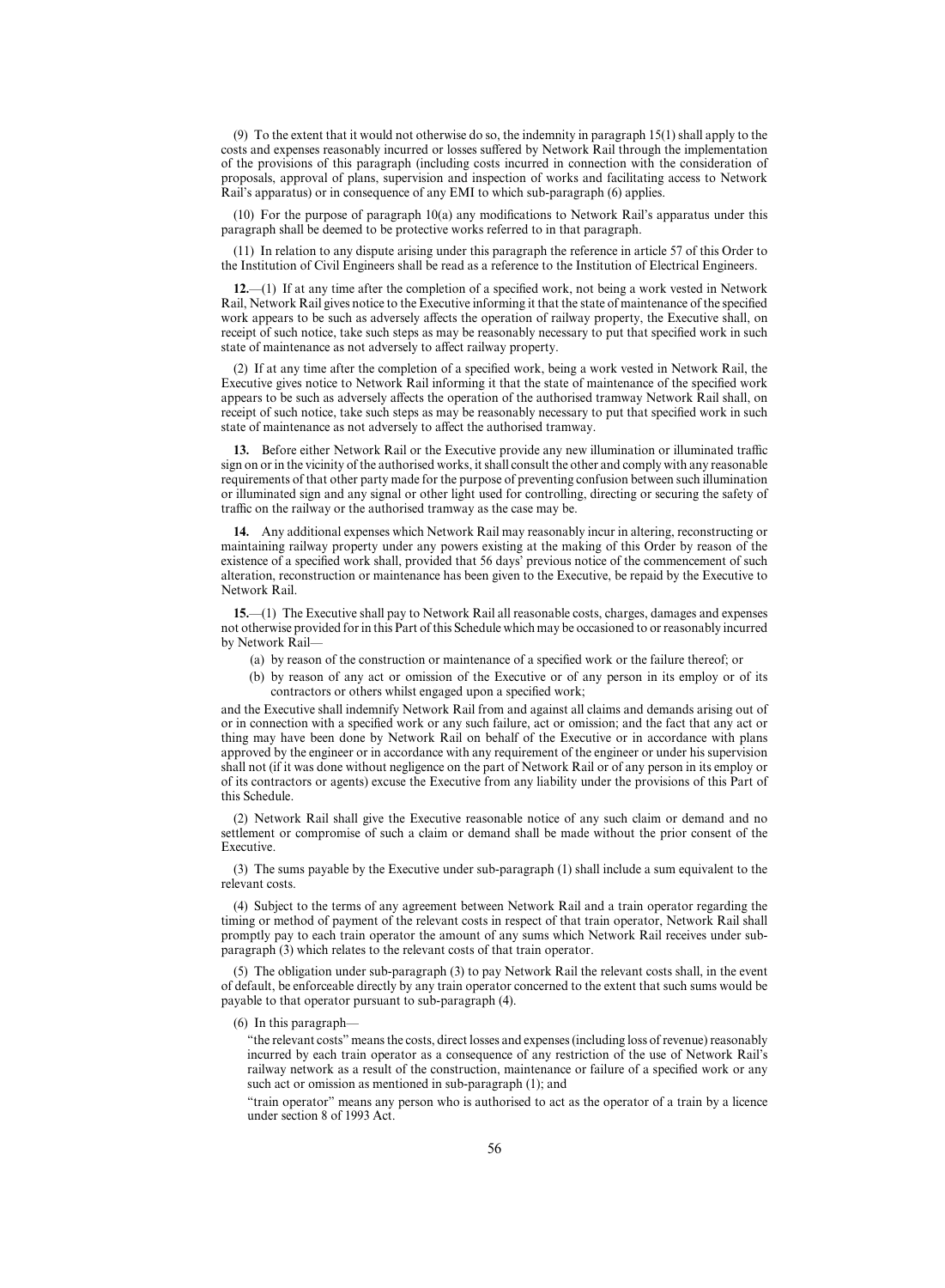(9) To the extent that it would not otherwise do so, the indemnity in paragraph 15(1) shall apply to the costs and expenses reasonably incurred or losses suffered by Network Rail through the implementation of the provisions of this paragraph (including costs incurred in connection with the consideration of proposals, approval of plans, supervision and inspection of works and facilitating access to Network Rail's apparatus) or in consequence of any EMI to which sub-paragraph (6) applies.

(10) For the purpose of paragraph 10(a) any modifications to Network Rail's apparatus under this paragraph shall be deemed to be protective works referred to in that paragraph.

(11) In relation to any dispute arising under this paragraph the reference in article 57 of this Order to the Institution of Civil Engineers shall be read as a reference to the Institution of Electrical Engineers.

**12.**—(1) If at any time after the completion of a specified work, not being a work vested in Network Rail, Network Rail gives notice to the Executive informing it that the state of maintenance of the specified work appears to be such as adversely affects the operation of railway property, the Executive shall, on receipt of such notice, take such steps as may be reasonably necessary to put that specified work in such state of maintenance as not adversely to affect railway property.

(2) If at any time after the completion of a specified work, being a work vested in Network Rail, the Executive gives notice to Network Rail informing it that the state of maintenance of the specified work appears to be such as adversely affects the operation of the authorised tramway Network Rail shall, on receipt of such notice, take such steps as may be reasonably necessary to put that specified work in such state of maintenance as not adversely to affect the authorised tramway.

**13.** Before either Network Rail or the Executive provide any new illumination or illuminated traffic sign on or in the vicinity of the authorised works, it shall consult the other and comply with any reasonable requirements of that other party made for the purpose of preventing confusion between such illumination or illuminated sign and any signal or other light used for controlling, directing or securing the safety of traffic on the railway or the authorised tramway as the case may be.

**14.** Any additional expenses which Network Rail may reasonably incur in altering, reconstructing or maintaining railway property under any powers existing at the making of this Order by reason of the existence of a specified work shall, provided that 56 days' previous notice of the commencement of such alteration, reconstruction or maintenance has been given to the Executive, be repaid by the Executive to Network Rail.

**15.**—(1) The Executive shall pay to Network Rail all reasonable costs, charges, damages and expenses not otherwise provided for in this Part of this Schedule which may be occasioned to or reasonably incurred by Network Rail—

(a) by reason of the construction or maintenance of a specified work or the failure thereof; or

(b) by reason of any act or omission of the Executive or of any person in its employ or of its contractors or others whilst engaged upon a specified work;

and the Executive shall indemnify Network Rail from and against all claims and demands arising out of or in connection with a specified work or any such failure, act or omission; and the fact that any act or thing may have been done by Network Rail on behalf of the Executive or in accordance with plans approved by the engineer or in accordance with any requirement of the engineer or under his supervision shall not (if it was done without negligence on the part of Network Rail or of any person in its employ or of its contractors or agents) excuse the Executive from any liability under the provisions of this Part of this Schedule.

(2) Network Rail shall give the Executive reasonable notice of any such claim or demand and no settlement or compromise of such a claim or demand shall be made without the prior consent of the Executive.

(3) The sums payable by the Executive under sub-paragraph (1) shall include a sum equivalent to the relevant costs.

(4) Subject to the terms of any agreement between Network Rail and a train operator regarding the timing or method of payment of the relevant costs in respect of that train operator, Network Rail shall promptly pay to each train operator the amount of any sums which Network Rail receives under sub-paragraph (3) which relates to the relevant costs of that train operator.

(5) The obligation under sub-paragraph (3) to pay Network Rail the relevant costs shall, in the event of default, be enforceable directly by any train operator concerned to the extent that such sums would be payable to that operator pursuant to sub-paragraph (4).

(6) In this paragraph—

"the relevant costs" means the costs, direct losses and expenses (including loss of revenue) reasonably incurred by each train operator as a consequence of any restriction of the use of Network Rail's railway network as a result of the construction, maintenance or failure of a specified work or any such act or omission as mentioned in sub-paragraph (1); and

"train operator" means any person who is authorised to act as the operator of a train by a licence under section 8 of 1993 Act.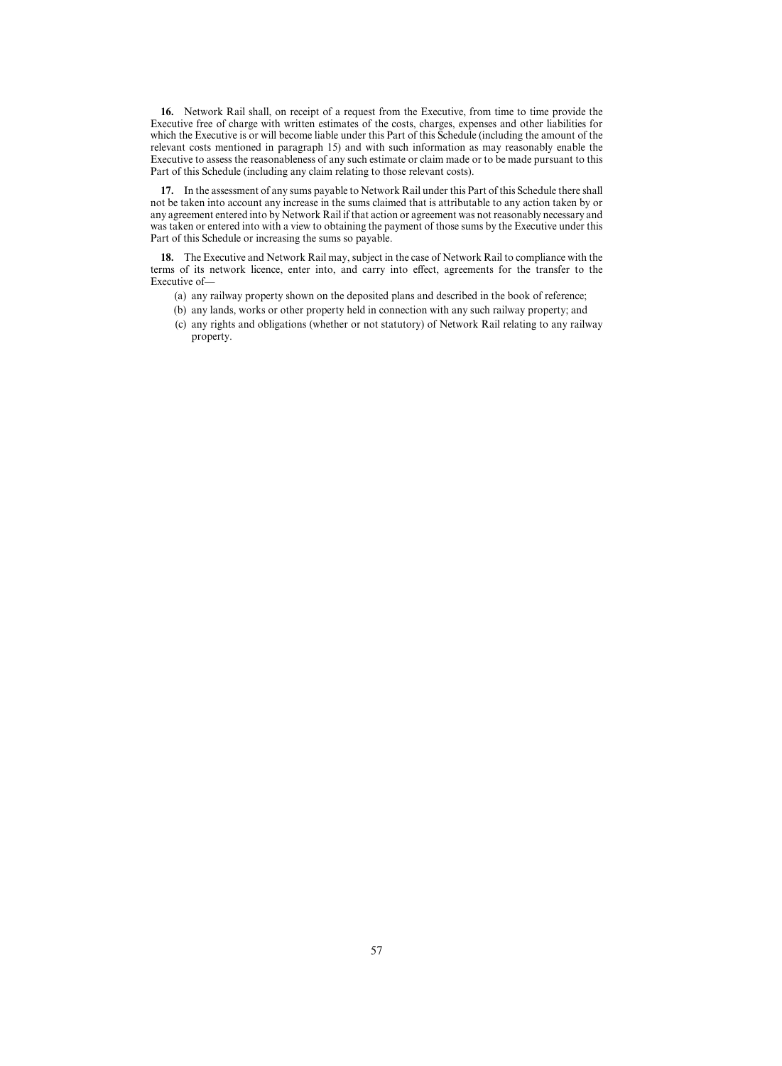**16.** Network Rail shall, on receipt of a request from the Executive, from time to time provide the Executive free of charge with written estimates of the costs, charges, expenses and other liabilities for which the Executive is or will become liable under this Part of this Schedule (including the amount of the relevant costs mentioned in paragraph 15) and with such information as may reasonably enable the Executive to assess the reasonableness of any such estimate or claim made or to be made pursuant to this Part of this Schedule (including any claim relating to those relevant costs).

**17.** In the assessment of any sums payable to Network Rail under this Part of this Schedule there shall not be taken into account any increase in the sums claimed that is attributable to any action taken by or any agreement entered into by Network Rail if that action or agreement was not reasonably necessary and was taken or entered into with a view to obtaining the payment of those sums by the Executive under this Part of this Schedule or increasing the sums so payable.

**18.** The Executive and Network Rail may, subject in the case of Network Rail to compliance with the terms of its network licence, enter into, and carry into effect, agreements for the transfer to the Executive of—

(a) any railway property shown on the deposited plans and described in the book of reference;

(b) any lands, works or other property held in connection with any such railway property; and

(c) any rights and obligations (whether or not statutory) of Network Rail relating to any railway property.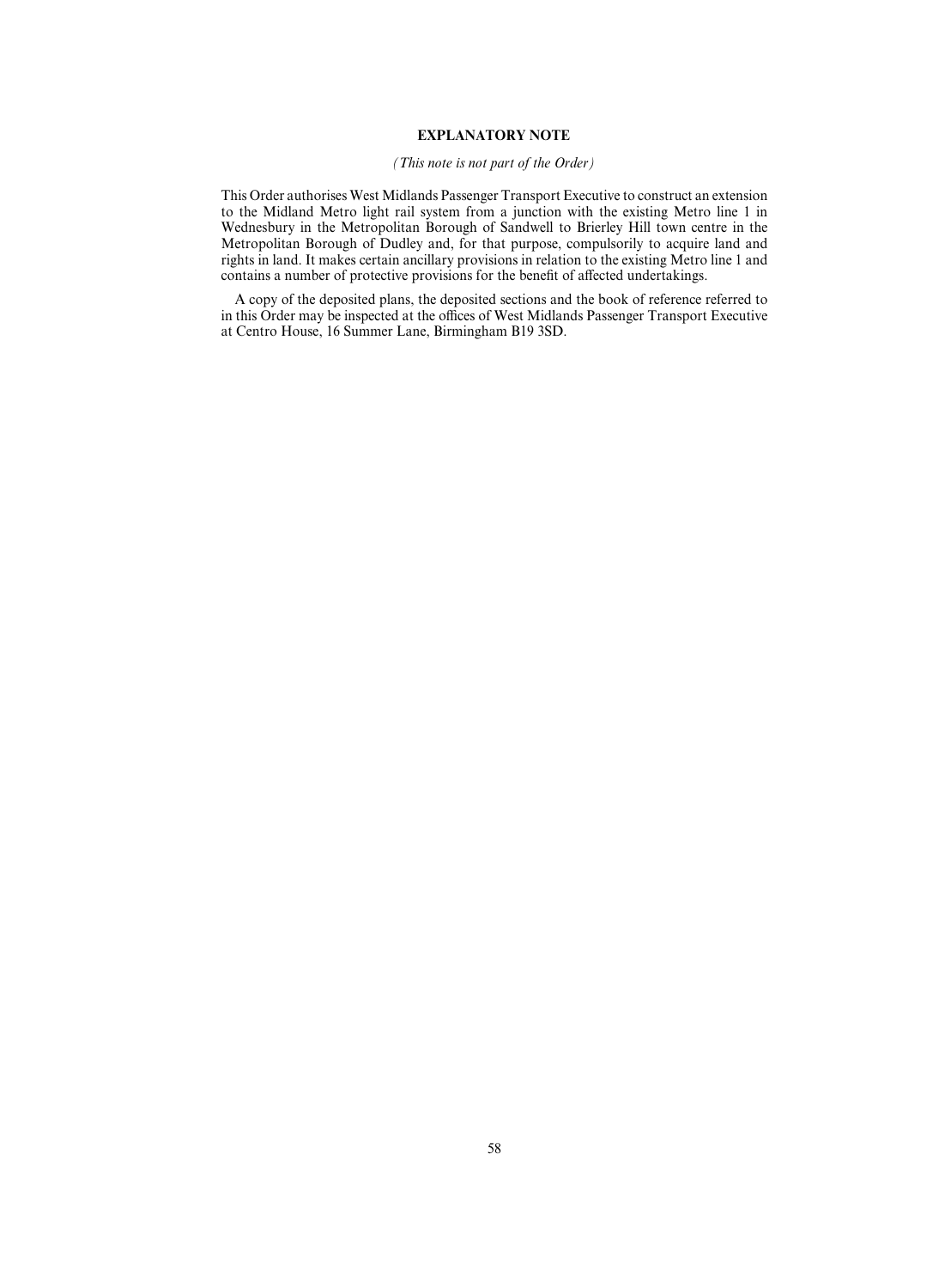## EXPLANATORY NOTE

*(This note is not part of the Order)*

This Order authorises West Midlands Passenger Transport Executive to construct an extension to the Midland Metro light rail system from a junction with the existing Metro line 1 in Wednesbury in the Metropolitan Borough of Sandwell to Brierley Hill town centre in the Metropolitan Borough of Dudley and, for that purpose, compulsorily to acquire land and rights in land. It makes certain ancillary provisions in relation to the existing Metro line 1 and contains a number of protective provisions for the benefit of affected undertakings.

A copy of the deposited plans, the deposited sections and the book of reference referred to in this Order may be inspected at the offices of West Midlands Passenger Transport Executive at Centro House, 16 Summer Lane, Birmingham B19 3SD.